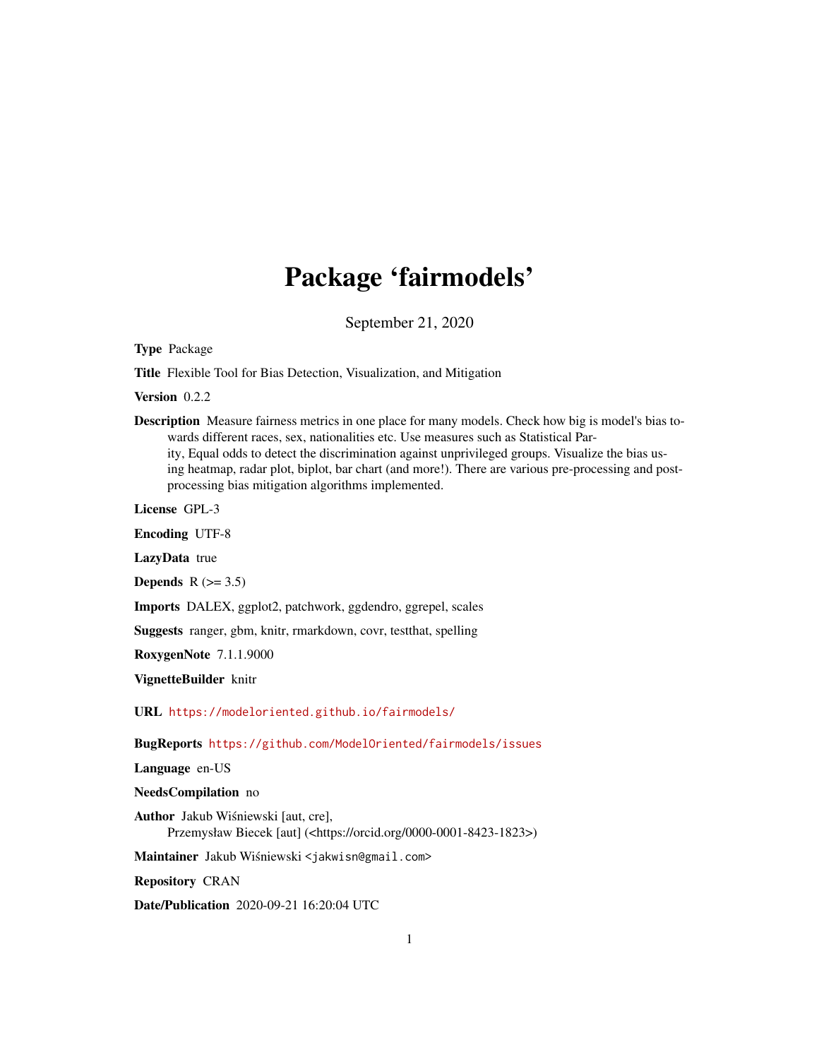# Package 'fairmodels'

September 21, 2020

**Type** Package

**Title** Flexible Tool for Bias Detection, Visualization, and Mitigation

**Version** 0.2.2

**Description** Measure fairness metrics in one place for many models. Check how big is model's bias towards different races, sex, nationalities etc. Use measures such as Statistical Parity, Equal odds to detect the discrimination against unprivileged groups. Visualize the bias using heatmap, radar plot, biplot, bar chart (and more!). There are various pre-processing and post-processing bias mitigation algorithms implemented.

**License** GPL-3

**Encoding** UTF-8

**LazyData** true

**Depends** R (>= 3.5)

**Imports** DALEX, ggplot2, patchwork, ggdendro, ggrepel, scales

**Suggests** ranger, gbm, knitr, rmarkdown, covr, testthat, spelling

**RoxygenNote** 7.1.1.9000

**VignetteBuilder** knitr

**URL** https://modeloriented.github.io/fairmodels/

**BugReports** https://github.com/ModelOriented/fairmodels/issues

**Language** en-US

**NeedsCompilation** no

**Author** Jakub Wiśniewski [aut, cre],
Przemysław Biecek [aut] (<https://orcid.org/0000-0001-8423-1823>)

**Maintainer** Jakub Wiśniewski <jakwisn@gmail.com>

**Repository** CRAN

**Date/Publication** 2020-09-21 16:20:04 UTC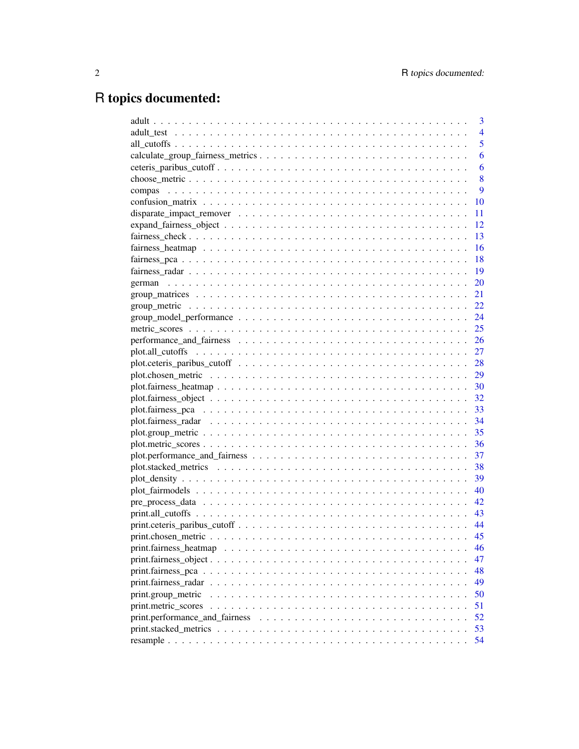# R topics documented:

| | |
|---|---|
| adult | 3 |
| adult_test | 4 |
| all_cutoffs | 5 |
| calculate_group_fairness_metrics | 6 |
| ceteris_paribus_cutoff | 6 |
| choose_metric | 8 |
| compas | 9 |
| confusion_matrix | 10 |
| disparate_impact_remover | 11 |
| expand_fairness_object | 12 |
| fairness_check | 13 |
| fairness_heatmap | 16 |
| fairness_pca | 18 |
| fairness_radar | 19 |
| german | 20 |
| group_matrices | 21 |
| group_metric | 22 |
| group_model_performance | 24 |
| metric_scores | 25 |
| performance_and_fairness | 26 |
| plot.all_cutoffs | 27 |
| plot.ceteris_paribus_cutoff | 28 |
| plot.chosen_metric | 29 |
| plot.fairness_heatmap | 30 |
| plot.fairness_object | 32 |
| plot.fairness_pca | 33 |
| plot.fairness_radar | 34 |
| plot.group_metric | 35 |
| plot.metric_scores | 36 |
| plot.performance_and_fairness | 37 |
| plot.stacked_metrics | 38 |
| plot_density | 39 |
| plot_fairmodels | 40 |
| pre_process_data | 42 |
| print.all_cutoffs | 43 |
| print.ceteris_paribus_cutoff | 44 |
| print.chosen_metric | 45 |
| print.fairness_heatmap | 46 |
| print.fairness_object | 47 |
| print.fairness_pca | 48 |
| print.fairness_radar | 49 |
| print.group_metric | 50 |
| print.metric_scores | 51 |
| print.performance_and_fairness | 52 |
| print.stacked_metrics | 53 |
| resample | 54 |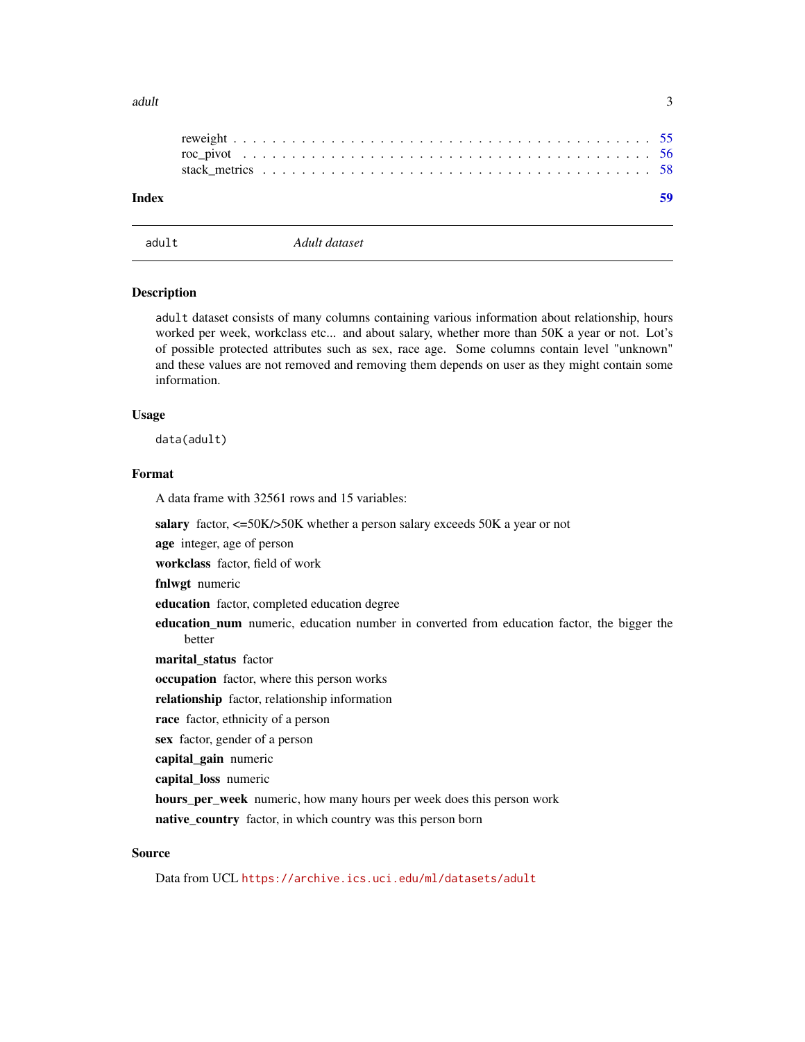reweight . . . . . . . . . . . . . . . . . . . . . . . . . . . . . . . . . . . . . . . . . 55
roc_pivot . . . . . . . . . . . . . . . . . . . . . . . . . . . . . . . . . . . . . . . . . 56
stack_metrics . . . . . . . . . . . . . . . . . . . . . . . . . . . . . . . . . . . . . . . 58

**Index** **59**

---

`adult` *Adult dataset*

---

### Description

`adult` dataset consists of many columns containing various information about relationship, hours worked per week, workclass etc... and about salary, whether more than 50K a year or not. Lot's of possible protected attributes such as sex, race age. Some columns contain level "unknown" and these values are not removed and removing them depends on user as they might contain some information.

### Usage

```
data(adult)
```

### Format

A data frame with 32561 rows and 15 variables:

**salary** factor, <=50K/>50K whether a person salary exceeds 50K a year or not

**age** integer, age of person

**workclass** factor, field of work

**fnlwgt** numeric

**education** factor, completed education degree

**education_num** numeric, education number in converted from education factor, the bigger the better

**marital_status** factor

**occupation** factor, where this person works

**relationship** factor, relationship information

**race** factor, ethnicity of a person

**sex** factor, gender of a person

**capital_gain** numeric

**capital_loss** numeric

**hours_per_week** numeric, how many hours per week does this person work

**native_country** factor, in which country was this person born

### Source

Data from UCL https://archive.ics.uci.edu/ml/datasets/adult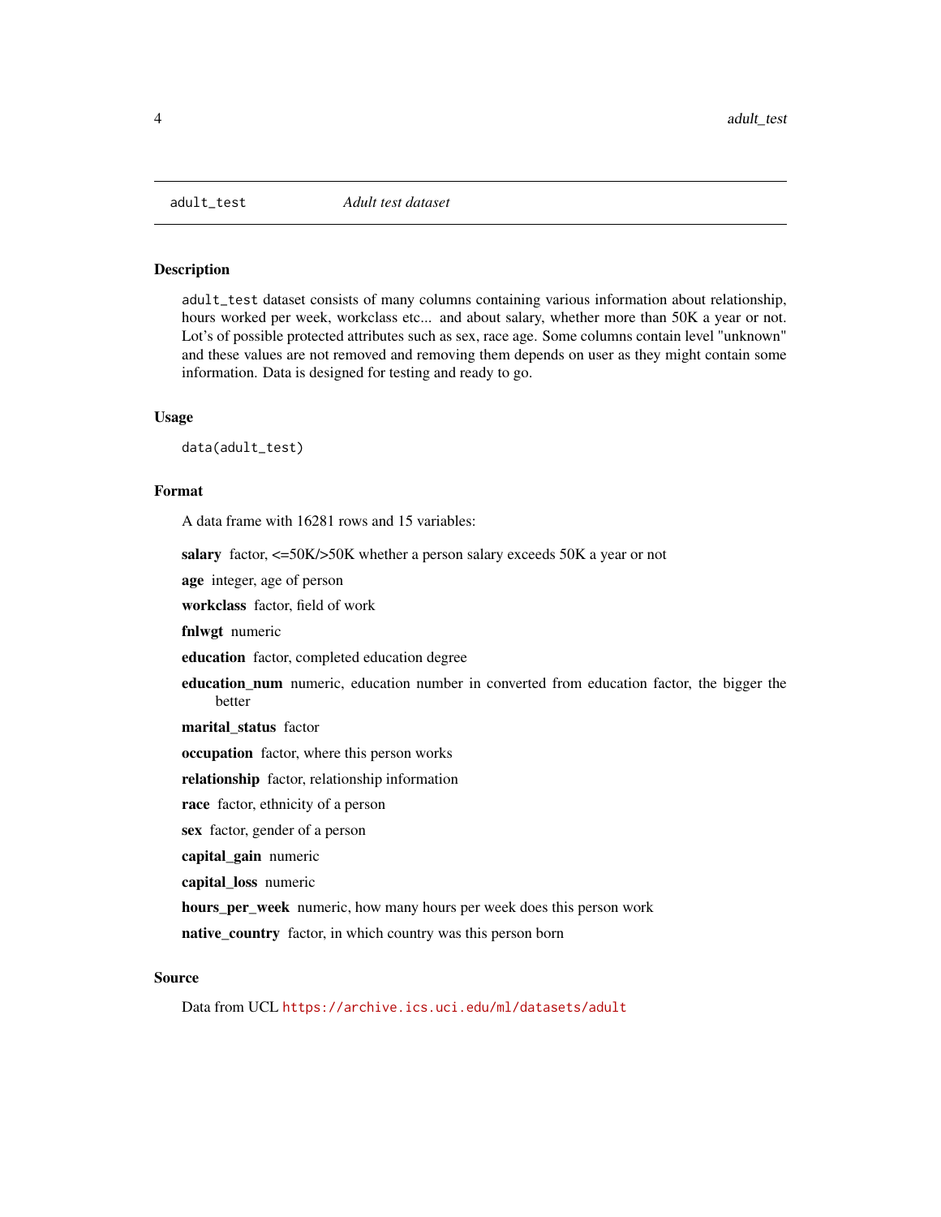## adult_test *Adult test dataset*

### Description

`adult_test` dataset consists of many columns containing various information about relationship, hours worked per week, workclass etc... and about salary, whether more than 50K a year or not. Lot's of possible protected attributes such as sex, race age. Some columns contain level "unknown" and these values are not removed and removing them depends on user as they might contain some information. Data is designed for testing and ready to go.

### Usage

```
data(adult_test)
```

### Format

A data frame with 16281 rows and 15 variables:

**salary** factor, <=50K/>50K whether a person salary exceeds 50K a year or not

**age** integer, age of person

**workclass** factor, field of work

**fnlwgt** numeric

**education** factor, completed education degree

**education_num** numeric, education number in converted from education factor, the bigger the better

**marital_status** factor

**occupation** factor, where this person works

**relationship** factor, relationship information

**race** factor, ethnicity of a person

**sex** factor, gender of a person

**capital_gain** numeric

**capital_loss** numeric

**hours_per_week** numeric, how many hours per week does this person work

**native_country** factor, in which country was this person born

### Source

Data from UCL https://archive.ics.uci.edu/ml/datasets/adult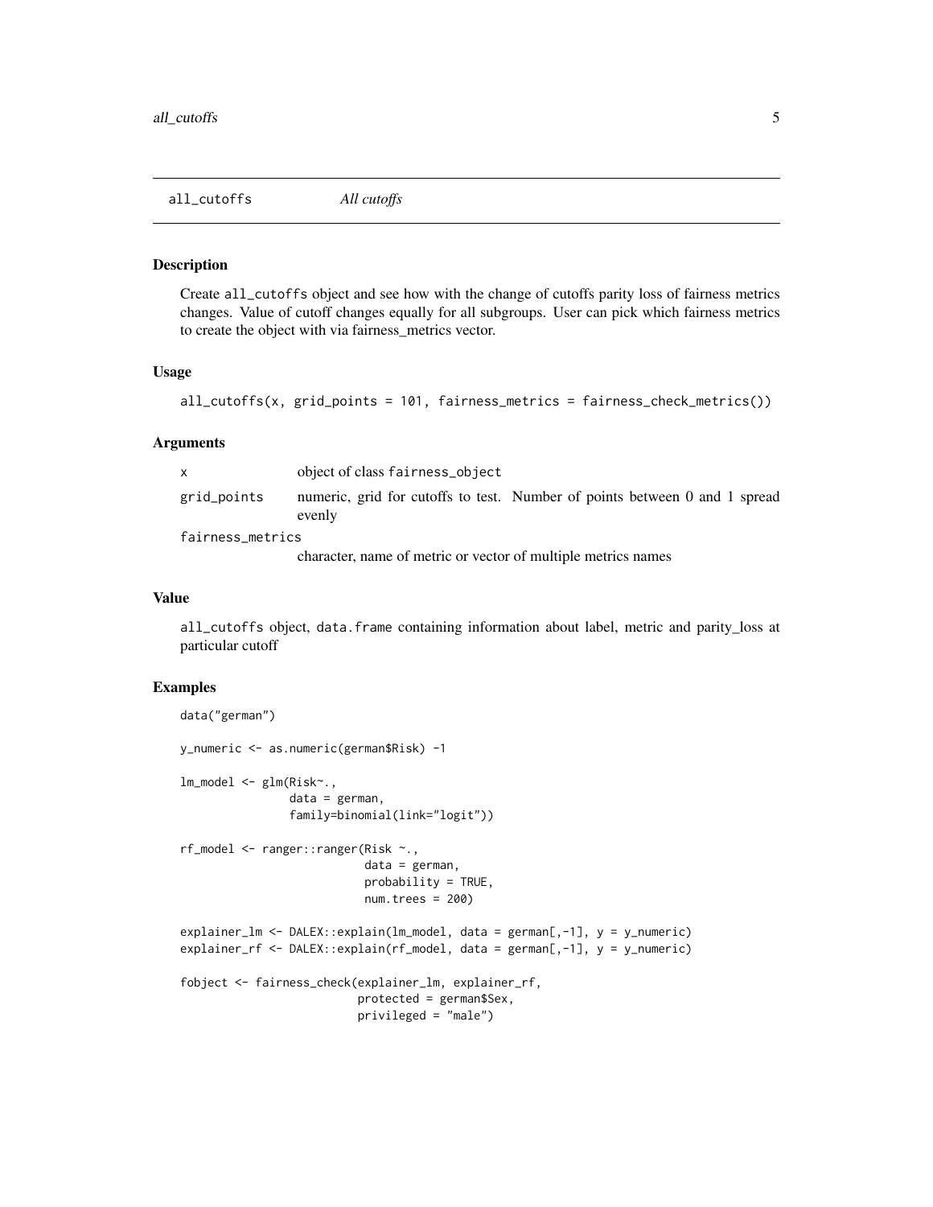# all_cutoffs *All cutoffs*

## Description

Create all_cutoffs object and see how with the change of cutoffs parity loss of fairness metrics changes. Value of cutoff changes equally for all subgroups. User can pick which fairness metrics to create the object with via fairness_metrics vector.

## Usage

```
all_cutoffs(x, grid_points = 101, fairness_metrics = fairness_check_metrics())
```

## Arguments

| | |
|---|---|
| x | object of class fairness_object |
| grid_points | numeric, grid for cutoffs to test. Number of points between 0 and 1 spread evenly |
| fairness_metrics | character, name of metric or vector of multiple metrics names |

## Value

all_cutoffs object, data.frame containing information about label, metric and parity_loss at particular cutoff

## Examples

```
data("german")

y_numeric <- as.numeric(german$Risk) -1

lm_model <- glm(Risk~.,
                data = german,
                family=binomial(link="logit"))

rf_model <- ranger::ranger(Risk ~.,
                           data = german,
                           probability = TRUE,
                           num.trees = 200)

explainer_lm <- DALEX::explain(lm_model, data = german[,-1], y = y_numeric)
explainer_rf <- DALEX::explain(rf_model, data = german[,-1], y = y_numeric)

fobject <- fairness_check(explainer_lm, explainer_rf,
                          protected = german$Sex,
                          privileged = "male")
```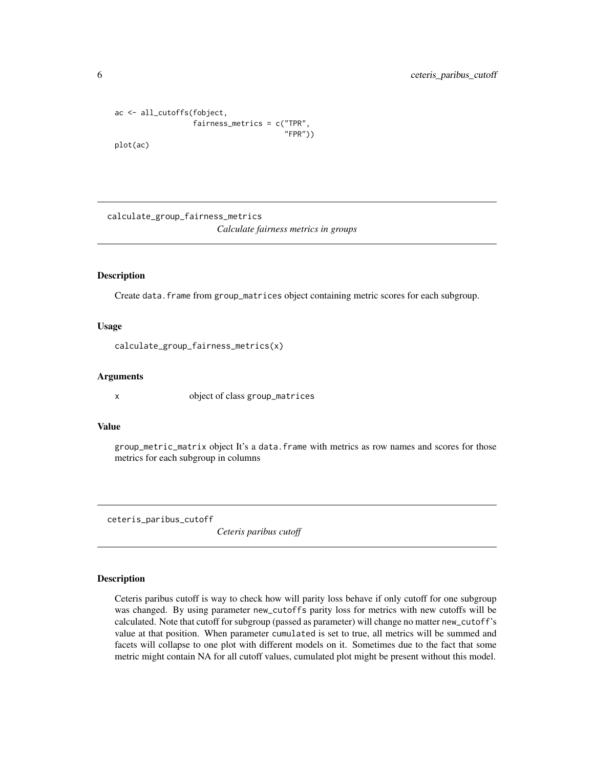```
ac <- all_cutoffs(fobject,
                  fairness_metrics = c("TPR",
                                       "FPR"))
plot(ac)
```

---

## calculate_group_fairness_metrics

*Calculate fairness metrics in groups*

---

### Description

Create data.frame from group_matrices object containing metric scores for each subgroup.

### Usage

```
calculate_group_fairness_metrics(x)
```

### Arguments

| | |
|---|---|
| x | object of class group_matrices |

### Value

group_metric_matrix object It's a data.frame with metrics as row names and scores for those metrics for each subgroup in columns

---

## ceteris_paribus_cutoff

*Ceteris paribus cutoff*

---

### Description

Ceteris paribus cutoff is way to check how will parity loss behave if only cutoff for one subgroup was changed. By using parameter new_cutoffs parity loss for metrics with new cutoffs will be calculated. Note that cutoff for subgroup (passed as parameter) will change no matter new_cutoff's value at that position. When parameter cumulated is set to true, all metrics will be summed and facets will collapse to one plot with different models on it. Sometimes due to the fact that some metric might contain NA for all cutoff values, cumulated plot might be present without this model.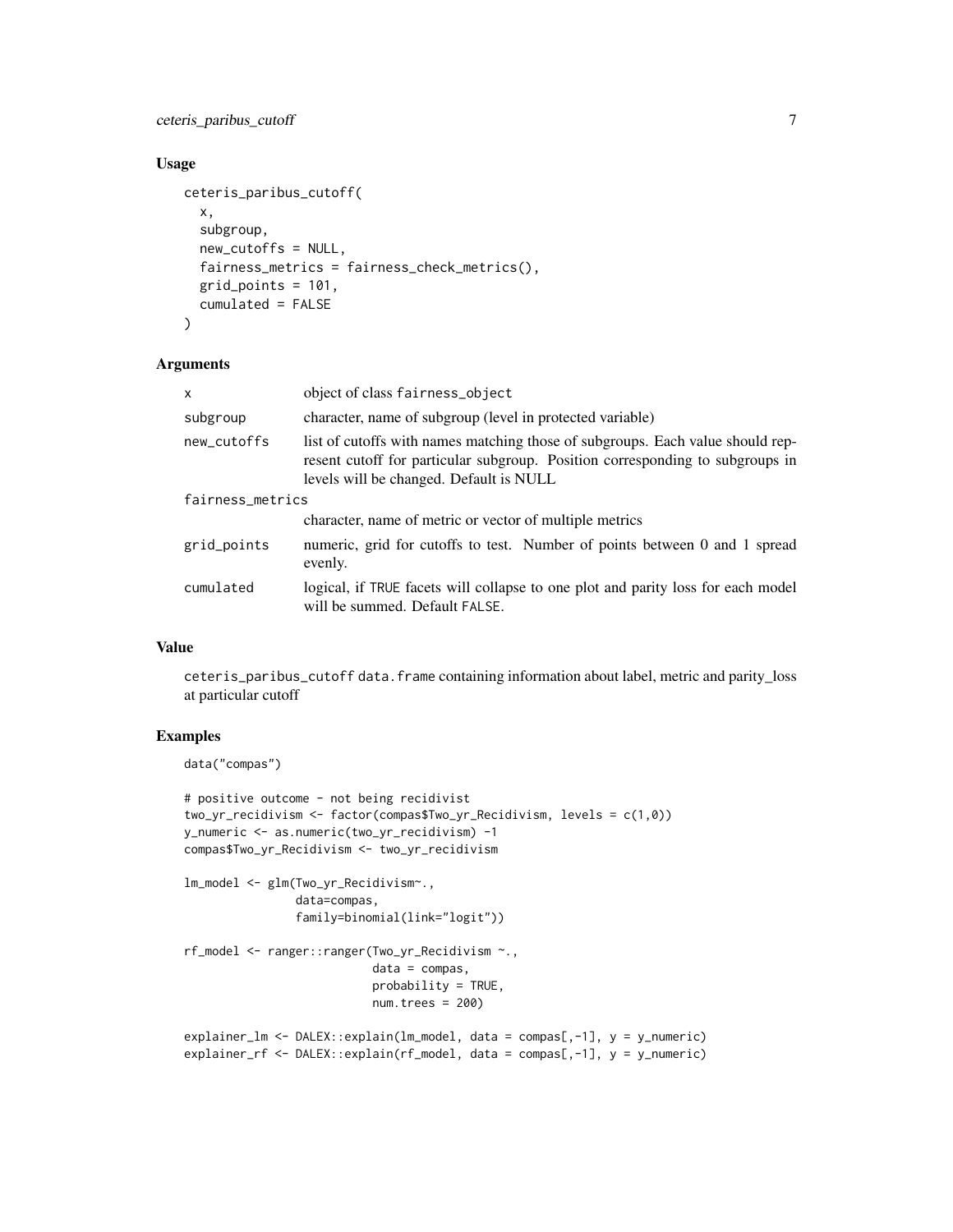### Usage

```
ceteris_paribus_cutoff(
  x,
  subgroup,
  new_cutoffs = NULL,
  fairness_metrics = fairness_check_metrics(),
  grid_points = 101,
  cumulated = FALSE
)
```

### Arguments

| | |
|---|---|
| `x` | object of class `fairness_object` |
| `subgroup` | character, name of subgroup (level in protected variable) |
| `new_cutoffs` | list of cutoffs with names matching those of subgroups. Each value should represent cutoff for particular subgroup. Position corresponding to subgroups in levels will be changed. Default is NULL |
| `fairness_metrics` | character, name of metric or vector of multiple metrics |
| `grid_points` | numeric, grid for cutoffs to test. Number of points between 0 and 1 spread evenly. |
| `cumulated` | logical, if `TRUE` facets will collapse to one plot and parity loss for each model will be summed. Default `FALSE`. |

### Value

`ceteris_paribus_cutoff` `data.frame` containing information about label, metric and parity_loss at particular cutoff

### Examples

```
data("compas")

# positive outcome - not being recidivist
two_yr_recidivism <- factor(compas$Two_yr_Recidivism, levels = c(1,0))
y_numeric <- as.numeric(two_yr_recidivism) -1
compas$Two_yr_Recidivism <- two_yr_recidivism

lm_model <- glm(Two_yr_Recidivism~.,
                data=compas,
                family=binomial(link="logit"))

rf_model <- ranger::ranger(Two_yr_Recidivism ~.,
                           data = compas,
                           probability = TRUE,
                           num.trees = 200)

explainer_lm <- DALEX::explain(lm_model, data = compas[,-1], y = y_numeric)
explainer_rf <- DALEX::explain(rf_model, data = compas[,-1], y = y_numeric)
```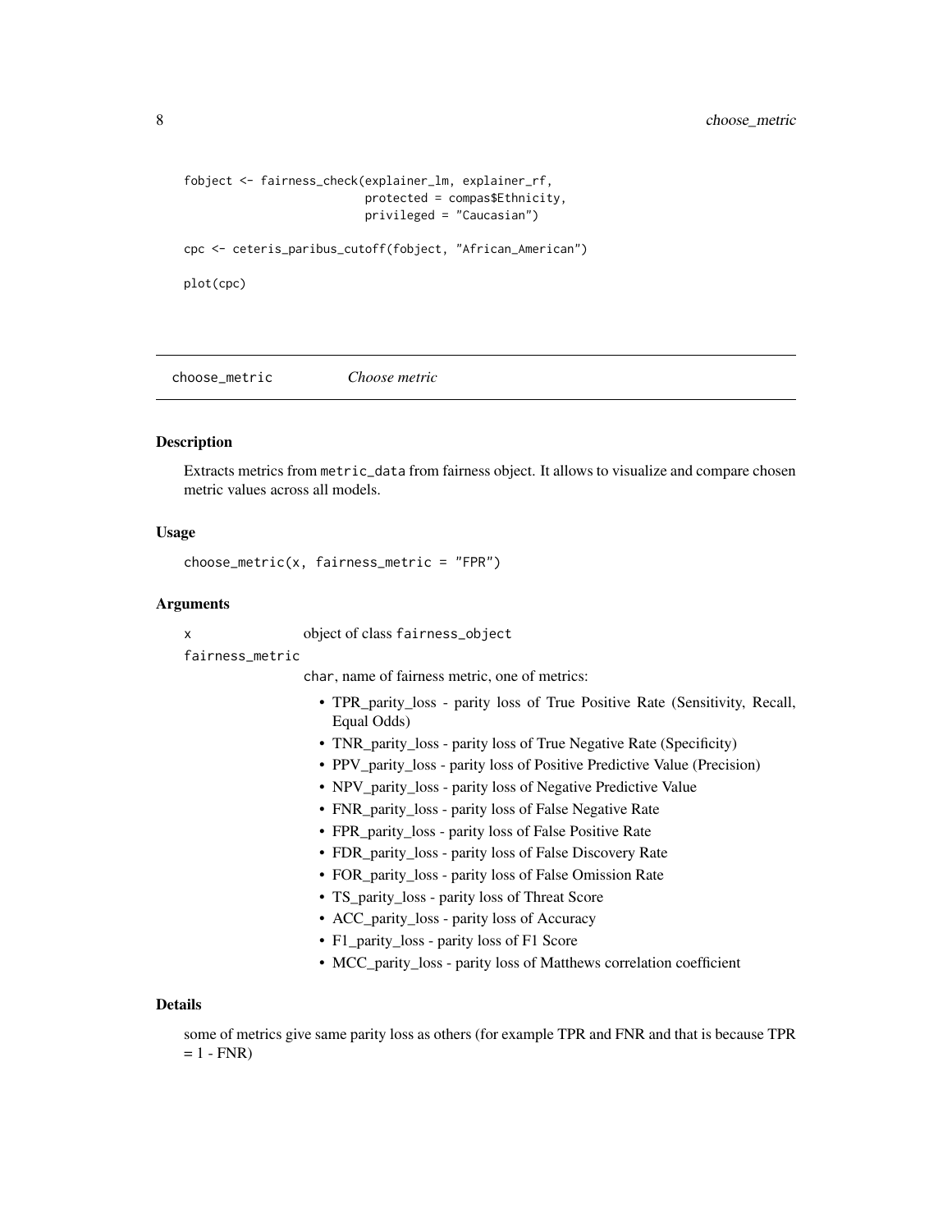```
fobject <- fairness_check(explainer_lm, explainer_rf,
                          protected = compas$Ethnicity,
                          privileged = "Caucasian")

cpc <- ceteris_paribus_cutoff(fobject, "African_American")

plot(cpc)
```

---

## choose_metric *Choose metric*

---

### Description

Extracts metrics from `metric_data` from fairness object. It allows to visualize and compare chosen metric values across all models.

### Usage

```
choose_metric(x, fairness_metric = "FPR")
```

### Arguments

`x` object of class `fairness_object`

`fairness_metric` `char`, name of fairness metric, one of metrics:

- TPR_parity_loss - parity loss of True Positive Rate (Sensitivity, Recall, Equal Odds)
- TNR_parity_loss - parity loss of True Negative Rate (Specificity)
- PPV_parity_loss - parity loss of Positive Predictive Value (Precision)
- NPV_parity_loss - parity loss of Negative Predictive Value
- FNR_parity_loss - parity loss of False Negative Rate
- FPR_parity_loss - parity loss of False Positive Rate
- FDR_parity_loss - parity loss of False Discovery Rate
- FOR_parity_loss - parity loss of False Omission Rate
- TS_parity_loss - parity loss of Threat Score
- ACC_parity_loss - parity loss of Accuracy
- F1_parity_loss - parity loss of F1 Score
- MCC_parity_loss - parity loss of Matthews correlation coefficient

### Details

some of metrics give same parity loss as others (for example TPR and FNR and that is because TPR = 1 - FNR)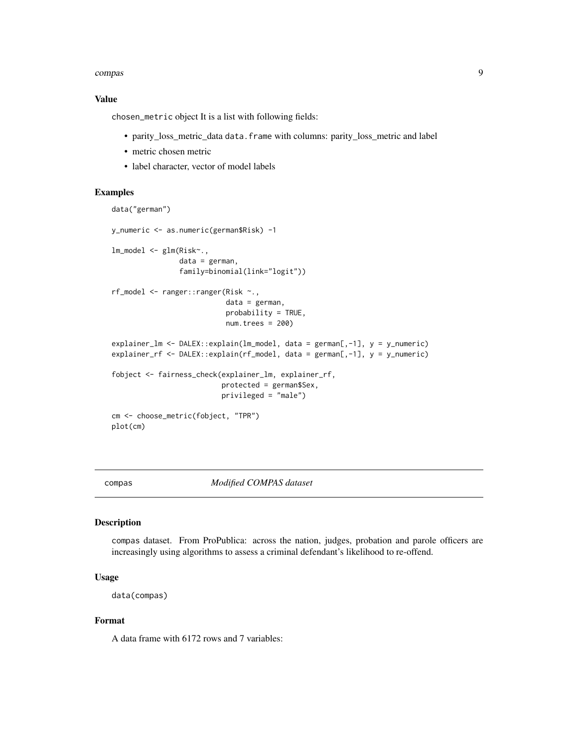### Value

`chosen_metric` object It is a list with following fields:

- parity_loss_metric_data `data.frame` with columns: parity_loss_metric and label
- metric chosen metric
- label character, vector of model labels

### Examples

```
data("german")

y_numeric <- as.numeric(german$Risk) -1

lm_model <- glm(Risk~.,
                data = german,
                family=binomial(link="logit"))

rf_model <- ranger::ranger(Risk ~.,
                           data = german,
                           probability = TRUE,
                           num.trees = 200)

explainer_lm <- DALEX::explain(lm_model, data = german[,-1], y = y_numeric)
explainer_rf <- DALEX::explain(rf_model, data = german[,-1], y = y_numeric)

fobject <- fairness_check(explainer_lm, explainer_rf,
                          protected = german$Sex,
                          privileged = "male")

cm <- choose_metric(fobject, "TPR")
plot(cm)
```

---

## compas — *Modified COMPAS dataset*

### Description

`compas` dataset. From ProPublica: across the nation, judges, probation and parole officers are increasingly using algorithms to assess a criminal defendant's likelihood to re-offend.

### Usage

```
data(compas)
```

### Format

A data frame with 6172 rows and 7 variables: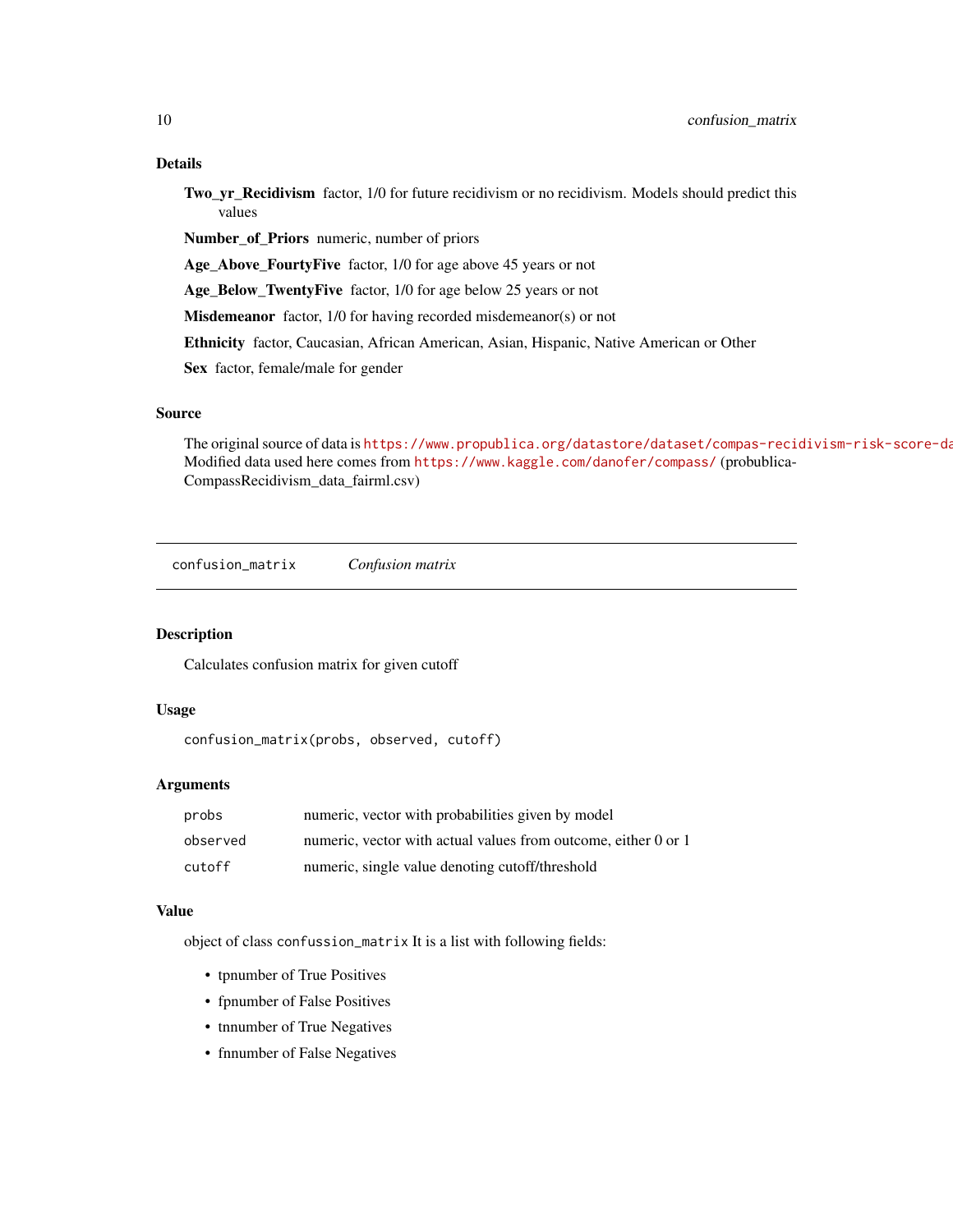### Details

**Two_yr_Recidivism** factor, 1/0 for future recidivism or no recidivism. Models should predict this values

**Number_of_Priors** numeric, number of priors

**Age_Above_FourtyFive** factor, 1/0 for age above 45 years or not

**Age_Below_TwentyFive** factor, 1/0 for age below 25 years or not

**Misdemeanor** factor, 1/0 for having recorded misdemeanor(s) or not

**Ethnicity** factor, Caucasian, African American, Asian, Hispanic, Native American or Other

**Sex** factor, female/male for gender

### Source

The original source of data is https://www.propublica.org/datastore/dataset/compas-recidivism-risk-score-da Modified data used here comes from https://www.kaggle.com/danofer/compass/ (probublica-CompassRecidivism_data_fairml.csv)

---

## confusion_matrix *Confusion matrix*

### Description

Calculates confusion matrix for given cutoff

### Usage

```
confusion_matrix(probs, observed, cutoff)
```

### Arguments

| | |
|---|---|
| probs | numeric, vector with probabilities given by model |
| observed | numeric, vector with actual values from outcome, either 0 or 1 |
| cutoff | numeric, single value denoting cutoff/threshold |

### Value

object of class `confussion_matrix` It is a list with following fields:

- tpnumber of True Positives
- fpnumber of False Positives
- tnnumber of True Negatives
- fnnumber of False Negatives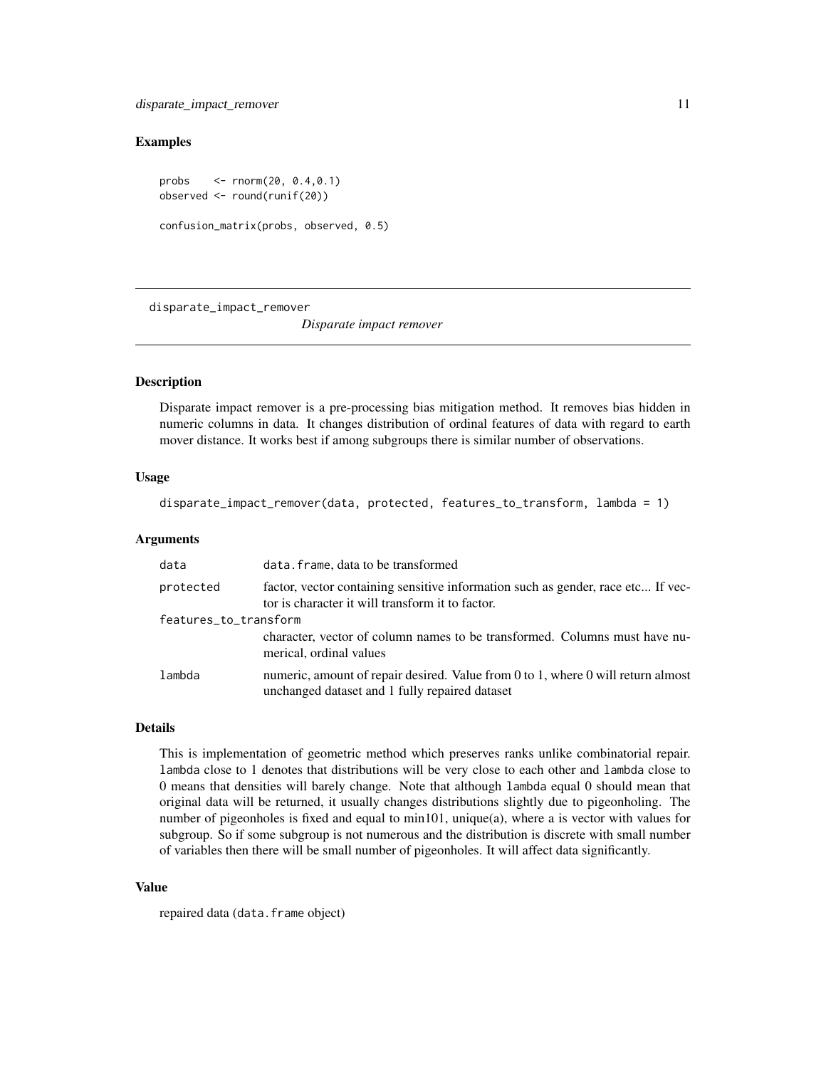### Examples

```
probs    <- rnorm(20, 0.4,0.1)
observed <- round(runif(20))

confusion_matrix(probs, observed, 0.5)
```

---

## disparate_impact_remover

*Disparate impact remover*

### Description

Disparate impact remover is a pre-processing bias mitigation method. It removes bias hidden in numeric columns in data. It changes distribution of ordinal features of data with regard to earth mover distance. It works best if among subgroups there is similar number of observations.

### Usage

```
disparate_impact_remover(data, protected, features_to_transform, lambda = 1)
```

### Arguments

| | |
|---|---|
| `data` | `data.frame`, data to be transformed |
| `protected` | factor, vector containing sensitive information such as gender, race etc... If vector is character it will transform it to factor. |
| `features_to_transform` | character, vector of column names to be transformed. Columns must have numerical, ordinal values |
| `lambda` | numeric, amount of repair desired. Value from 0 to 1, where 0 will return almost unchanged dataset and 1 fully repaired dataset |

### Details

This is implementation of geometric method which preserves ranks unlike combinatorial repair. `lambda` close to 1 denotes that distributions will be very close to each other and `lambda` close to 0 means that densities will barely change. Note that although `lambda` equal 0 should mean that original data will be returned, it usually changes distributions slightly due to pigeonholing. The number of pigeonholes is fixed and equal to min101, unique(a), where a is vector with values for subgroup. So if some subgroup is not numerous and the distribution is discrete with small number of variables then there will be small number of pigeonholes. It will affect data significantly.

### Value

repaired data (`data.frame` object)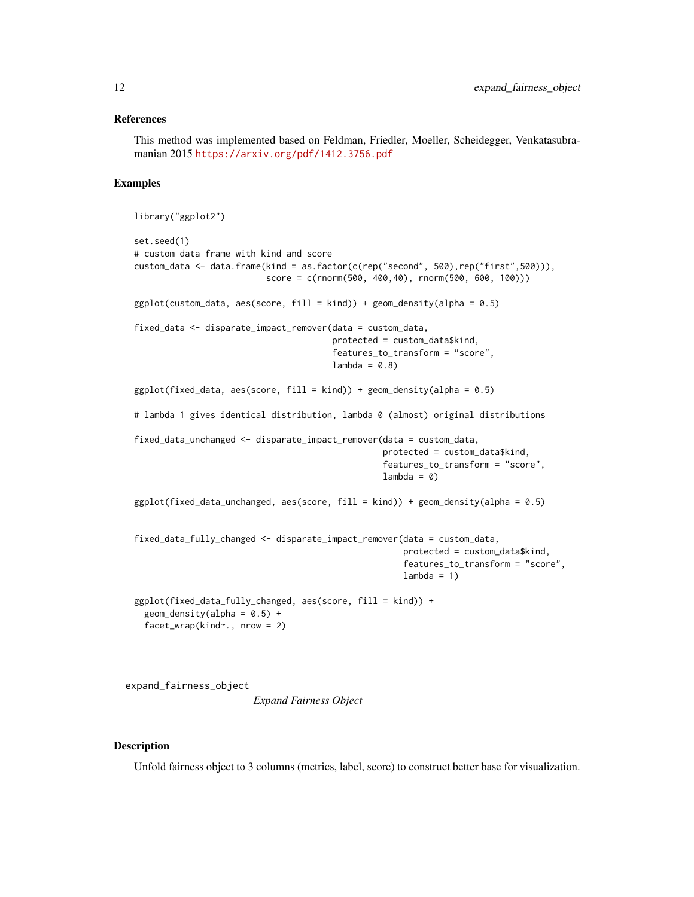### References

This method was implemented based on Feldman, Friedler, Moeller, Scheidegger, Venkatasubramanian 2015 https://arxiv.org/pdf/1412.3756.pdf

### Examples

```
library("ggplot2")

set.seed(1)
# custom data frame with kind and score
custom_data <- data.frame(kind = as.factor(c(rep("second", 500),rep("first",500))),
                          score = c(rnorm(500, 400,40), rnorm(500, 600, 100)))

ggplot(custom_data, aes(score, fill = kind)) + geom_density(alpha = 0.5)

fixed_data <- disparate_impact_remover(data = custom_data,
                                       protected = custom_data$kind,
                                       features_to_transform = "score",
                                       lambda = 0.8)

ggplot(fixed_data, aes(score, fill = kind)) + geom_density(alpha = 0.5)

# lambda 1 gives identical distribution, lambda 0 (almost) original distributions

fixed_data_unchanged <- disparate_impact_remover(data = custom_data,
                                                 protected = custom_data$kind,
                                                 features_to_transform = "score",
                                                 lambda = 0)

ggplot(fixed_data_unchanged, aes(score, fill = kind)) + geom_density(alpha = 0.5)


fixed_data_fully_changed <- disparate_impact_remover(data = custom_data,
                                                     protected = custom_data$kind,
                                                     features_to_transform = "score",
                                                     lambda = 1)

ggplot(fixed_data_fully_changed, aes(score, fill = kind)) +
  geom_density(alpha = 0.5) +
  facet_wrap(kind~., nrow = 2)
```

---

## expand_fairness_object    *Expand Fairness Object*

---

### Description

Unfold fairness object to 3 columns (metrics, label, score) to construct better base for visualization.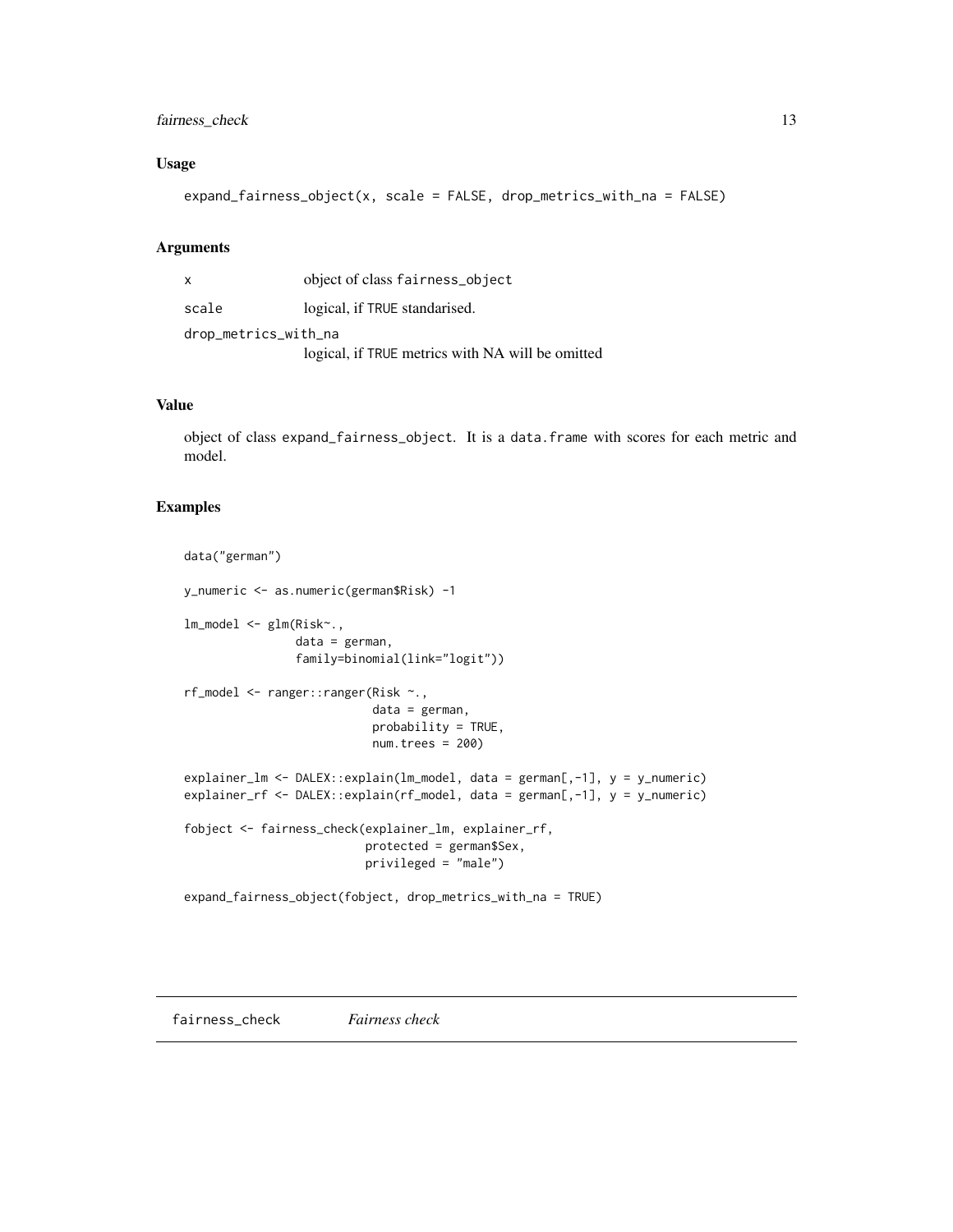### Usage

```
expand_fairness_object(x, scale = FALSE, drop_metrics_with_na = FALSE)
```

### Arguments

| | |
|---|---|
| x | object of class fairness_object |
| scale | logical, if TRUE standarised. |
| drop_metrics_with_na | logical, if TRUE metrics with NA will be omitted |

### Value

object of class expand_fairness_object. It is a data.frame with scores for each metric and model.

### Examples

```
data("german")

y_numeric <- as.numeric(german$Risk) -1

lm_model <- glm(Risk~.,
                data = german,
                family=binomial(link="logit"))

rf_model <- ranger::ranger(Risk ~.,
                           data = german,
                           probability = TRUE,
                           num.trees = 200)

explainer_lm <- DALEX::explain(lm_model, data = german[,-1], y = y_numeric)
explainer_rf <- DALEX::explain(rf_model, data = german[,-1], y = y_numeric)

fobject <- fairness_check(explainer_lm, explainer_rf,
                          protected = german$Sex,
                          privileged = "male")

expand_fairness_object(fobject, drop_metrics_with_na = TRUE)
```

## fairness_check *Fairness check*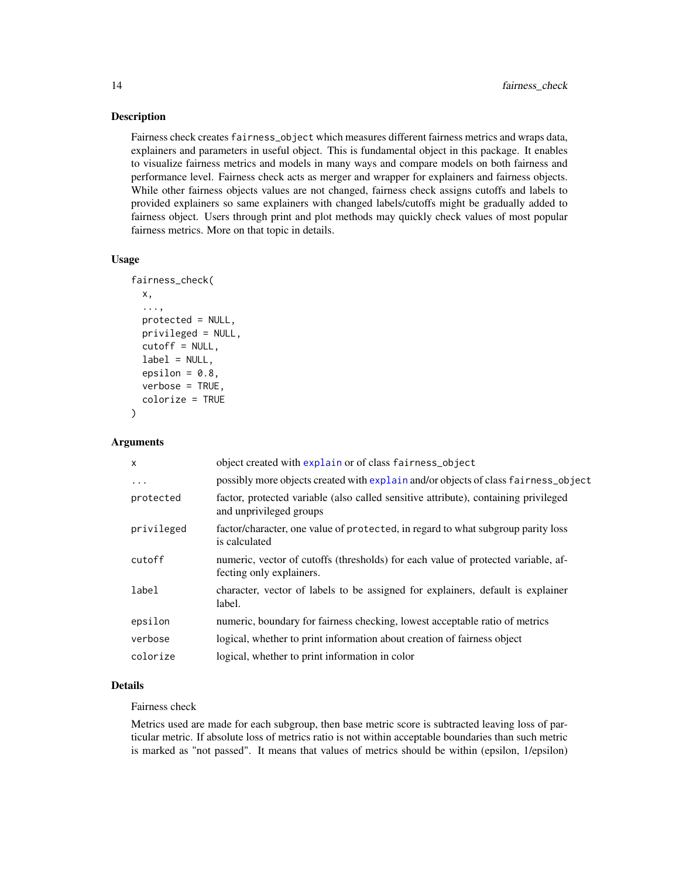### Description

Fairness check creates `fairness_object` which measures different fairness metrics and wraps data, explainers and parameters in useful object. This is fundamental object in this package. It enables to visualize fairness metrics and models in many ways and compare models on both fairness and performance level. Fairness check acts as merger and wrapper for explainers and fairness objects. While other fairness objects values are not changed, fairness check assigns cutoffs and labels to provided explainers so same explainers with changed labels/cutoffs might be gradually added to fairness object. Users through print and plot methods may quickly check values of most popular fairness metrics. More on that topic in details.

### Usage

```
fairness_check(
  x,
  ...,
  protected = NULL,
  privileged = NULL,
  cutoff = NULL,
  label = NULL,
  epsilon = 0.8,
  verbose = TRUE,
  colorize = TRUE
)
```

### Arguments

| | |
|---|---|
| `x` | object created with `explain` or of class `fairness_object` |
| `...` | possibly more objects created with `explain` and/or objects of class `fairness_object` |
| `protected` | factor, protected variable (also called sensitive attribute), containing privileged and unprivileged groups |
| `privileged` | factor/character, one value of `protected`, in regard to what subgroup parity loss is calculated |
| `cutoff` | numeric, vector of cutoffs (thresholds) for each value of protected variable, affecting only explainers. |
| `label` | character, vector of labels to be assigned for explainers, default is explainer label. |
| `epsilon` | numeric, boundary for fairness checking, lowest acceptable ratio of metrics |
| `verbose` | logical, whether to print information about creation of fairness object |
| `colorize` | logical, whether to print information in color |

### Details

Fairness check

Metrics used are made for each subgroup, then base metric score is subtracted leaving loss of particular metric. If absolute loss of metrics ratio is not within acceptable boundaries than such metric is marked as "not passed". It means that values of metrics should be within (epsilon, 1/epsilon)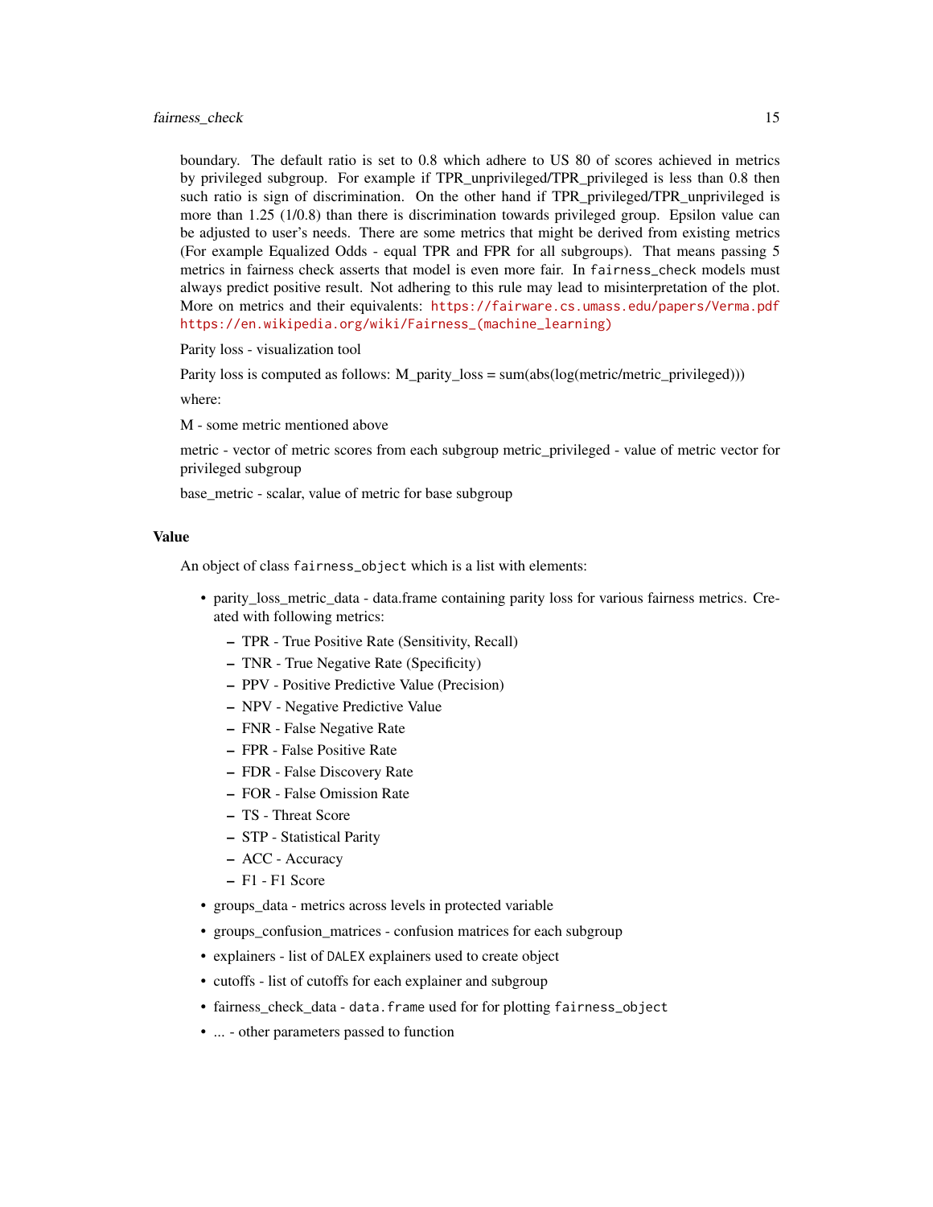boundary. The default ratio is set to 0.8 which adhere to US 80 of scores achieved in metrics by privileged subgroup. For example if TPR_unprivileged/TPR_privileged is less than 0.8 then such ratio is sign of discrimination. On the other hand if TPR_privileged/TPR_unprivileged is more than 1.25 (1/0.8) than there is discrimination towards privileged group. Epsilon value can be adjusted to user's needs. There are some metrics that might be derived from existing metrics (For example Equalized Odds - equal TPR and FPR for all subgroups). That means passing 5 metrics in fairness check asserts that model is even more fair. In `fairness_check` models must always predict positive result. Not adhering to this rule may lead to misinterpretation of the plot. More on metrics and their equivalents: https://fairware.cs.umass.edu/papers/Verma.pdf https://en.wikipedia.org/wiki/Fairness_(machine_learning)

Parity loss - visualization tool

Parity loss is computed as follows: M_parity_loss = sum(abs(log(metric/metric_privileged)))

where:

M - some metric mentioned above

metric - vector of metric scores from each subgroup metric_privileged - value of metric vector for privileged subgroup

base_metric - scalar, value of metric for base subgroup

## Value

An object of class `fairness_object` which is a list with elements:

- parity_loss_metric_data - data.frame containing parity loss for various fairness metrics. Created with following metrics:
  - TPR - True Positive Rate (Sensitivity, Recall)
  - TNR - True Negative Rate (Specificity)
  - PPV - Positive Predictive Value (Precision)
  - NPV - Negative Predictive Value
  - FNR - False Negative Rate
  - FPR - False Positive Rate
  - FDR - False Discovery Rate
  - FOR - False Omission Rate
  - TS - Threat Score
  - STP - Statistical Parity
  - ACC - Accuracy
  - F1 - F1 Score
- groups_data - metrics across levels in protected variable
- groups_confusion_matrices - confusion matrices for each subgroup
- explainers - list of `DALEX` explainers used to create object
- cutoffs - list of cutoffs for each explainer and subgroup
- fairness_check_data - `data.frame` used for for plotting `fairness_object`
- ... - other parameters passed to function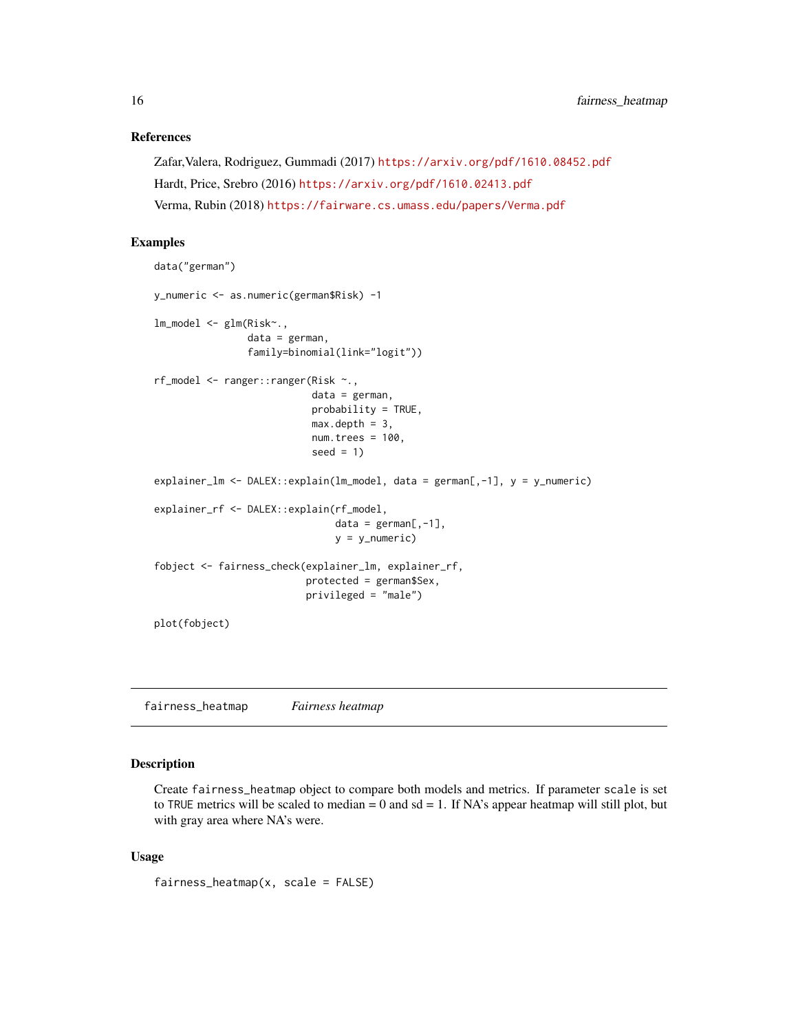### References

Zafar,Valera, Rodriguez, Gummadi (2017) https://arxiv.org/pdf/1610.08452.pdf

Hardt, Price, Srebro (2016) https://arxiv.org/pdf/1610.02413.pdf

Verma, Rubin (2018) https://fairware.cs.umass.edu/papers/Verma.pdf

### Examples

```
data("german")

y_numeric <- as.numeric(german$Risk) -1

lm_model <- glm(Risk~.,
                data = german,
                family=binomial(link="logit"))

rf_model <- ranger::ranger(Risk ~.,
                           data = german,
                           probability = TRUE,
                           max.depth = 3,
                           num.trees = 100,
                           seed = 1)

explainer_lm <- DALEX::explain(lm_model, data = german[,-1], y = y_numeric)

explainer_rf <- DALEX::explain(rf_model,
                               data = german[,-1],
                               y = y_numeric)

fobject <- fairness_check(explainer_lm, explainer_rf,
                          protected = german$Sex,
                          privileged = "male")

plot(fobject)
```

## fairness_heatmap — *Fairness heatmap*

### Description

Create `fairness_heatmap` object to compare both models and metrics. If parameter `scale` is set to `TRUE` metrics will be scaled to median = 0 and sd = 1. If NA's appear heatmap will still plot, but with gray area where NA's were.

### Usage

```
fairness_heatmap(x, scale = FALSE)
```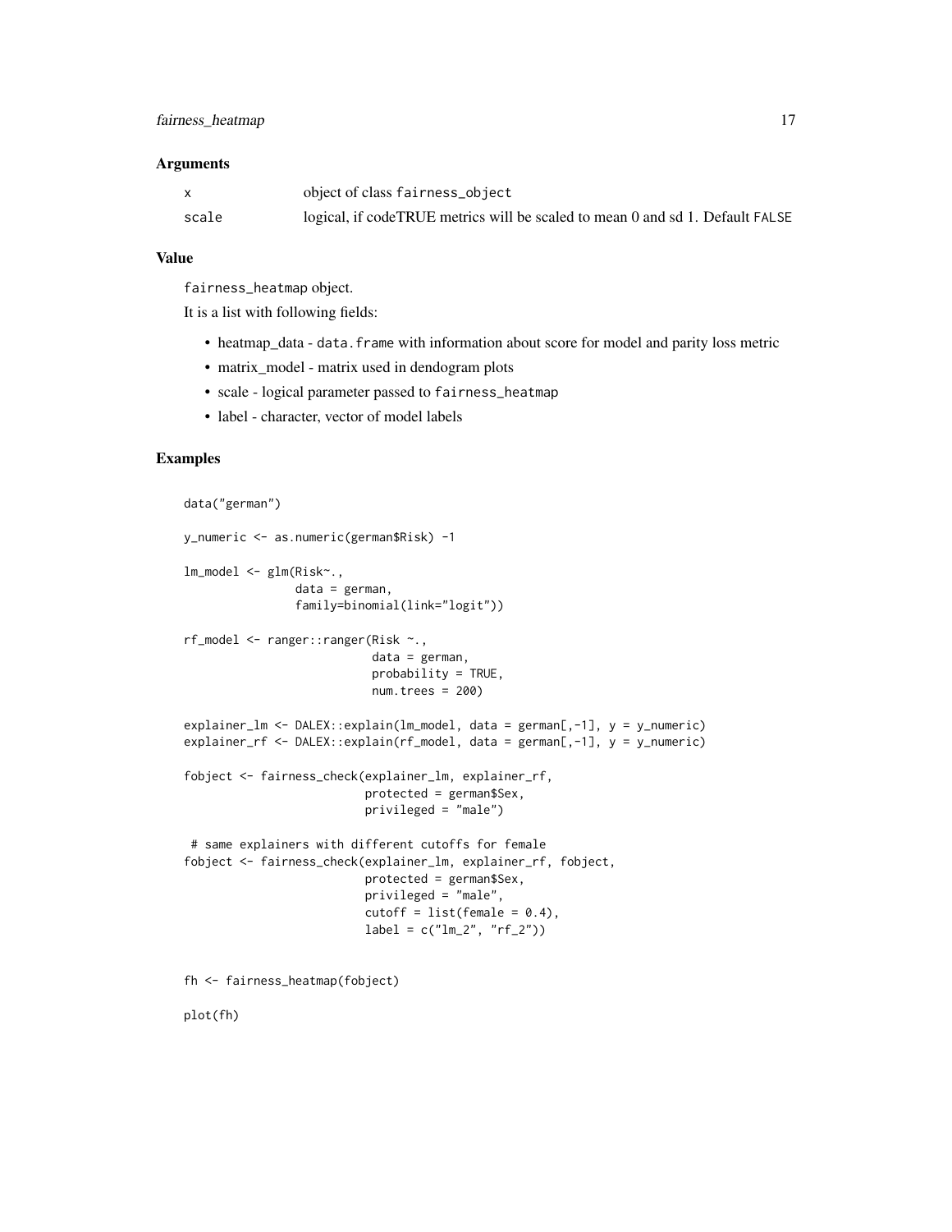## Arguments

| | |
|---|---|
| x | object of class fairness_object |
| scale | logical, if codeTRUE metrics will be scaled to mean 0 and sd 1. Default FALSE |

## Value

fairness_heatmap object.

It is a list with following fields:

- heatmap_data - data.frame with information about score for model and parity loss metric
- matrix_model - matrix used in dendogram plots
- scale - logical parameter passed to fairness_heatmap
- label - character, vector of model labels

## Examples

```
data("german")

y_numeric <- as.numeric(german$Risk) -1

lm_model <- glm(Risk~.,
                data = german,
                family=binomial(link="logit"))

rf_model <- ranger::ranger(Risk ~.,
                           data = german,
                           probability = TRUE,
                           num.trees = 200)

explainer_lm <- DALEX::explain(lm_model, data = german[,-1], y = y_numeric)
explainer_rf <- DALEX::explain(rf_model, data = german[,-1], y = y_numeric)

fobject <- fairness_check(explainer_lm, explainer_rf,
                          protected = german$Sex,
                          privileged = "male")

 # same explainers with different cutoffs for female
fobject <- fairness_check(explainer_lm, explainer_rf, fobject,
                          protected = german$Sex,
                          privileged = "male",
                          cutoff = list(female = 0.4),
                          label = c("lm_2", "rf_2"))


fh <- fairness_heatmap(fobject)

plot(fh)
```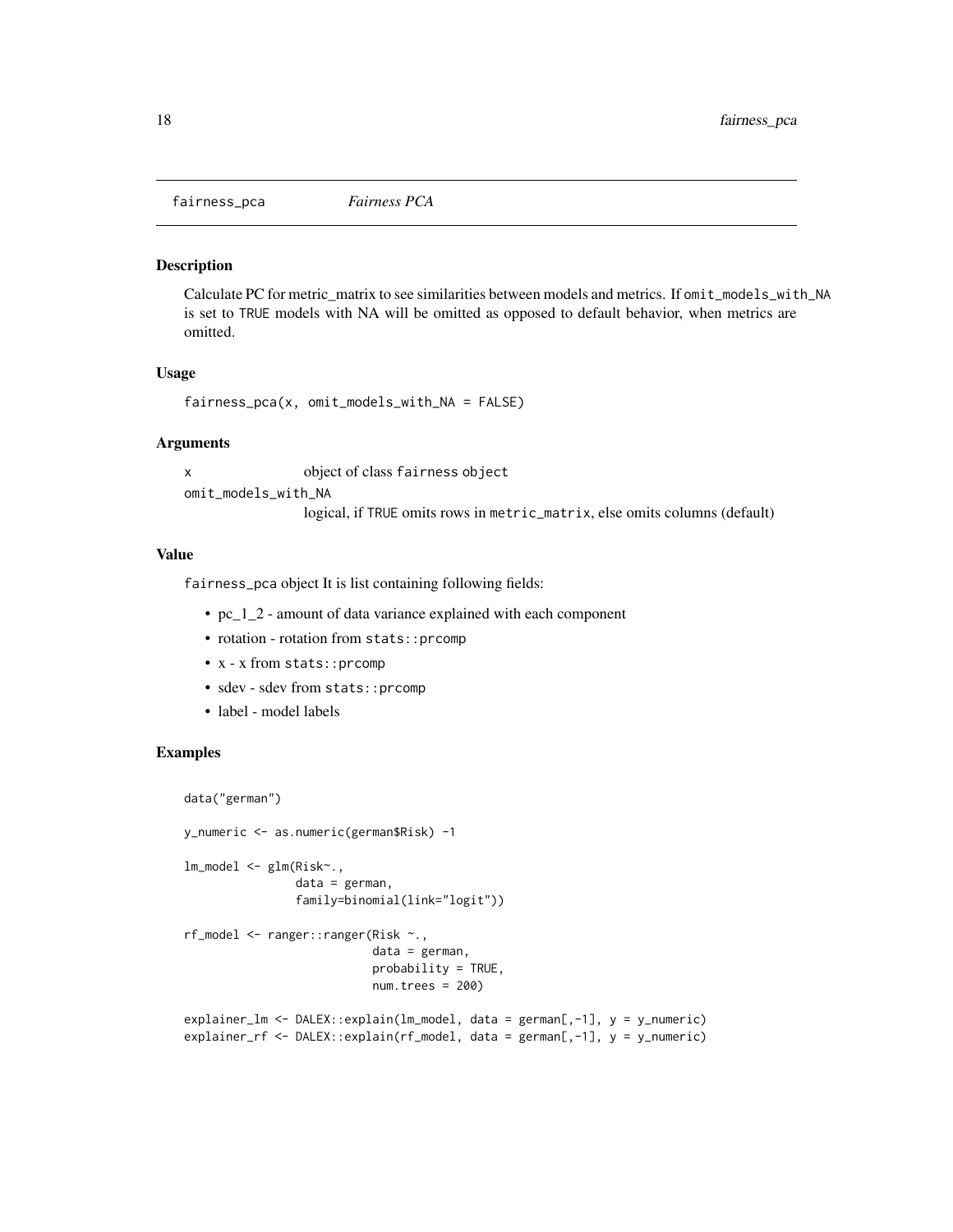## fairness_pca *Fairness PCA*

### Description

Calculate PC for metric_matrix to see similarities between models and metrics. If `omit_models_with_NA` is set to `TRUE` models with NA will be omitted as opposed to default behavior, when metrics are omitted.

### Usage

```
fairness_pca(x, omit_models_with_NA = FALSE)
```

### Arguments

- `x` — object of class `fairness object`
- `omit_models_with_NA` — logical, if `TRUE` omits rows in `metric_matrix`, else omits columns (default)

### Value

`fairness_pca` object It is list containing following fields:

- pc_1_2 - amount of data variance explained with each component
- rotation - rotation from `stats::prcomp`
- x - x from `stats::prcomp`
- sdev - sdev from `stats::prcomp`
- label - model labels

### Examples

```
data("german")

y_numeric <- as.numeric(german$Risk) -1

lm_model <- glm(Risk~.,
                data = german,
                family=binomial(link="logit"))

rf_model <- ranger::ranger(Risk ~.,
                           data = german,
                           probability = TRUE,
                           num.trees = 200)

explainer_lm <- DALEX::explain(lm_model, data = german[,-1], y = y_numeric)
explainer_rf <- DALEX::explain(rf_model, data = german[,-1], y = y_numeric)
```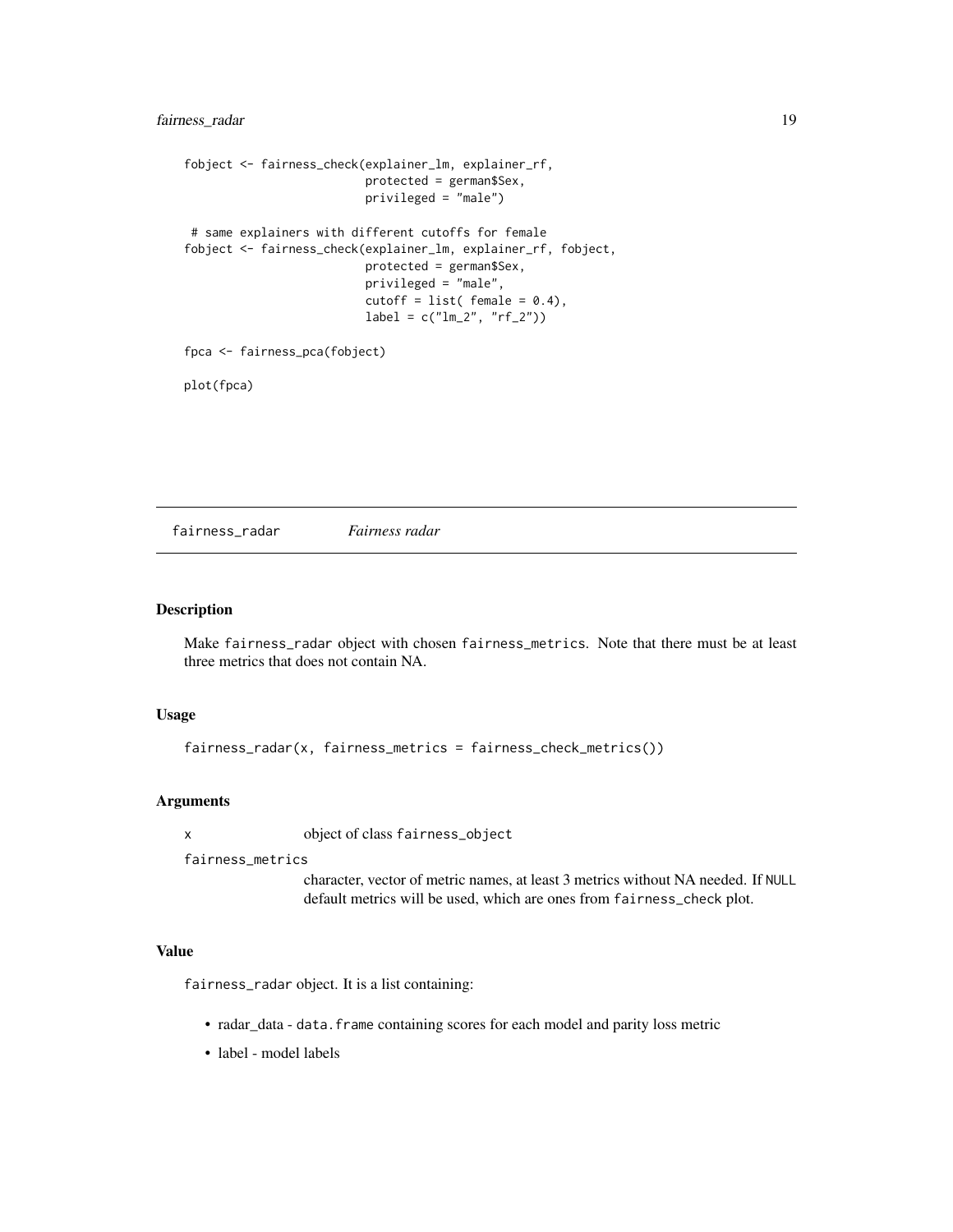```r
fobject <- fairness_check(explainer_lm, explainer_rf,
                          protected = german$Sex,
                          privileged = "male")

 # same explainers with different cutoffs for female
fobject <- fairness_check(explainer_lm, explainer_rf, fobject,
                          protected = german$Sex,
                          privileged = "male",
                          cutoff = list( female = 0.4),
                          label = c("lm_2", "rf_2"))

fpca <- fairness_pca(fobject)

plot(fpca)
```

---

## fairness_radar *Fairness radar*

### Description

Make `fairness_radar` object with chosen `fairness_metrics`. Note that there must be at least three metrics that does not contain NA.

### Usage

```r
fairness_radar(x, fairness_metrics = fairness_check_metrics())
```

### Arguments

| | |
|---|---|
| `x` | object of class `fairness_object` |
| `fairness_metrics` | character, vector of metric names, at least 3 metrics without NA needed. If `NULL` default metrics will be used, which are ones from `fairness_check` plot. |

### Value

`fairness_radar` object. It is a list containing:

- radar_data - `data.frame` containing scores for each model and parity loss metric
- label - model labels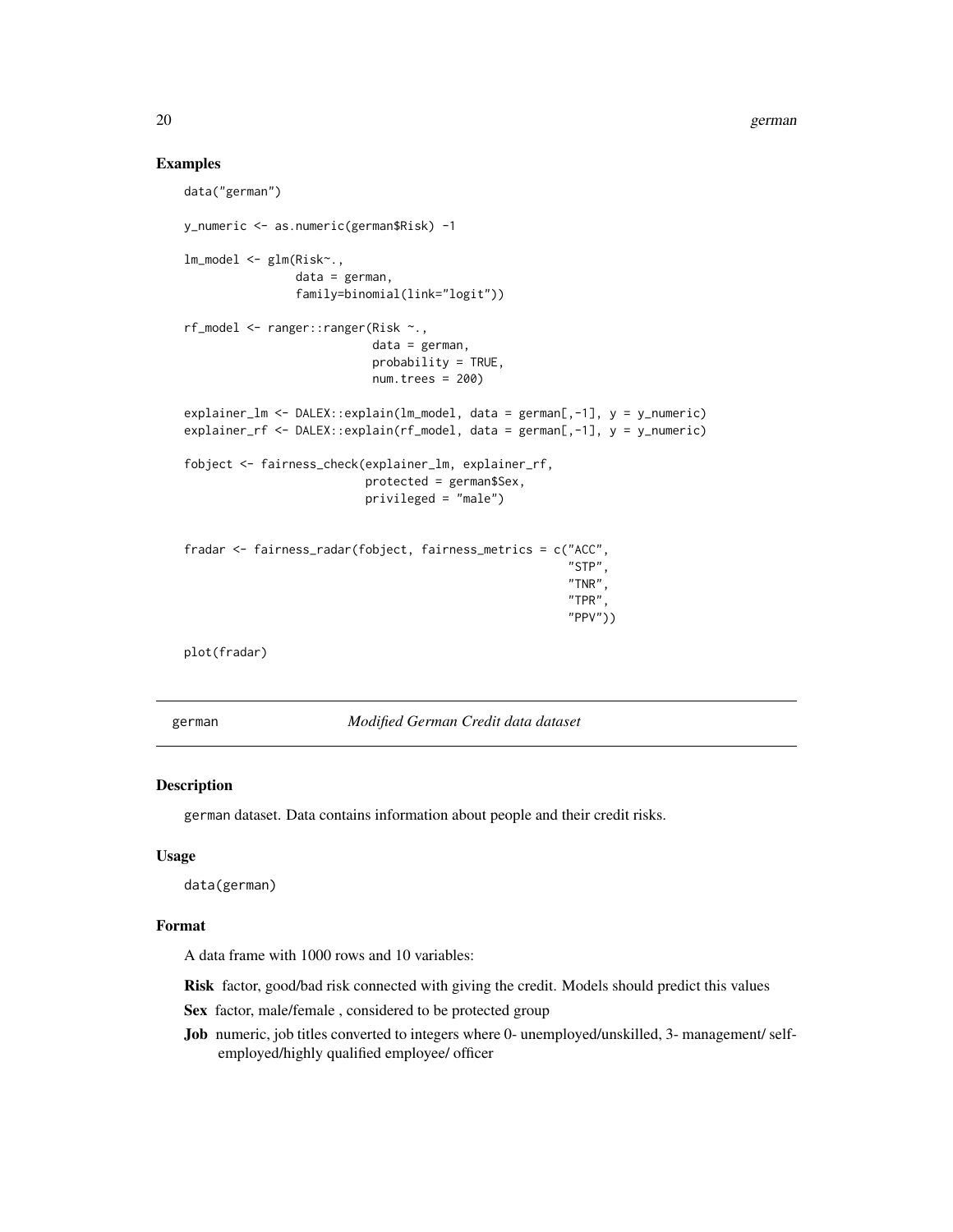## Examples

```
data("german")

y_numeric <- as.numeric(german$Risk) -1

lm_model <- glm(Risk~.,
                data = german,
                family=binomial(link="logit"))

rf_model <- ranger::ranger(Risk ~.,
                           data = german,
                           probability = TRUE,
                           num.trees = 200)

explainer_lm <- DALEX::explain(lm_model, data = german[,-1], y = y_numeric)
explainer_rf <- DALEX::explain(rf_model, data = german[,-1], y = y_numeric)

fobject <- fairness_check(explainer_lm, explainer_rf,
                          protected = german$Sex,
                          privileged = "male")


fradar <- fairness_radar(fobject, fairness_metrics = c("ACC",
                                                       "STP",
                                                       "TNR",
                                                       "TPR",
                                                       "PPV"))

plot(fradar)
```

---

# german — *Modified German Credit data dataset*

## Description

`german` dataset. Data contains information about people and their credit risks.

## Usage

```
data(german)
```

## Format

A data frame with 1000 rows and 10 variables:

**Risk** factor, good/bad risk connected with giving the credit. Models should predict this values

**Sex** factor, male/female , considered to be protected group

**Job** numeric, job titles converted to integers where 0- unemployed/unskilled, 3- management/ self-employed/highly qualified employee/ officer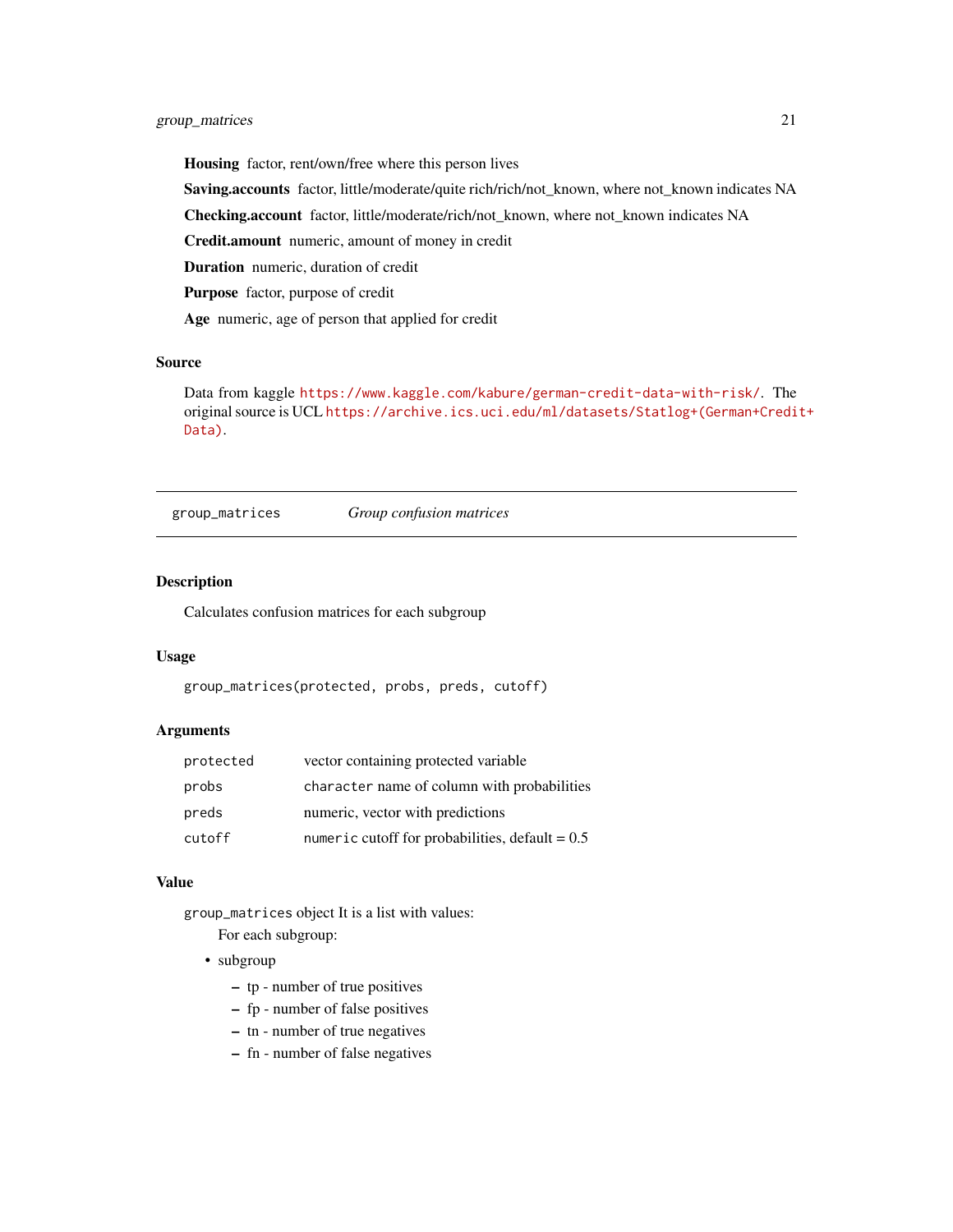**Housing** factor, rent/own/free where this person lives

**Saving.accounts** factor, little/moderate/quite rich/rich/not_known, where not_known indicates NA

**Checking.account** factor, little/moderate/rich/not_known, where not_known indicates NA

**Credit.amount** numeric, amount of money in credit

**Duration** numeric, duration of credit

**Purpose** factor, purpose of credit

**Age** numeric, age of person that applied for credit

### Source

Data from kaggle https://www.kaggle.com/kabure/german-credit-data-with-risk/. The original source is UCL https://archive.ics.uci.edu/ml/datasets/Statlog+(German+Credit+Data).

---

## group_matrices — *Group confusion matrices*

---

### Description

Calculates confusion matrices for each subgroup

### Usage

```
group_matrices(protected, probs, preds, cutoff)
```

### Arguments

| | |
|---|---|
| `protected` | vector containing protected variable |
| `probs` | `character` name of column with probabilities |
| `preds` | numeric, vector with predictions |
| `cutoff` | `numeric` cutoff for probabilities, default = 0.5 |

### Value

`group_matrices` object It is a list with values:

For each subgroup:

- subgroup
  - tp - number of true positives
  - fp - number of false positives
  - tn - number of true negatives
  - fn - number of false negatives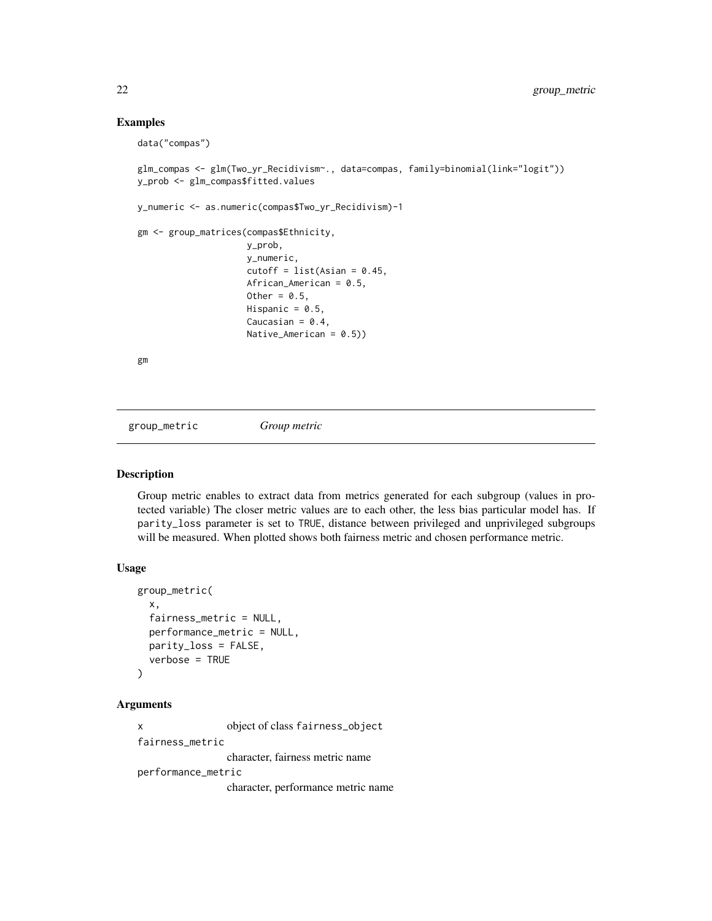## Examples

```
data("compas")

glm_compas <- glm(Two_yr_Recidivism~., data=compas, family=binomial(link="logit"))
y_prob <- glm_compas$fitted.values

y_numeric <- as.numeric(compas$Two_yr_Recidivism)-1

gm <- group_matrices(compas$Ethnicity,
                     y_prob,
                     y_numeric,
                     cutoff = list(Asian = 0.45,
                     African_American = 0.5,
                     Other = 0.5,
                     Hispanic = 0.5,
                     Caucasian = 0.4,
                     Native_American = 0.5))

gm
```

---

# group_metric *Group metric*

## Description

Group metric enables to extract data from metrics generated for each subgroup (values in protected variable) The closer metric values are to each other, the less bias particular model has. If `parity_loss` parameter is set to `TRUE`, distance between privileged and unprivileged subgroups will be measured. When plotted shows both fairness metric and chosen performance metric.

## Usage

```
group_metric(
  x,
  fairness_metric = NULL,
  performance_metric = NULL,
  parity_loss = FALSE,
  verbose = TRUE
)
```

## Arguments

`x` object of class `fairness_object`

`fairness_metric`
character, fairness metric name

`performance_metric`
character, performance metric name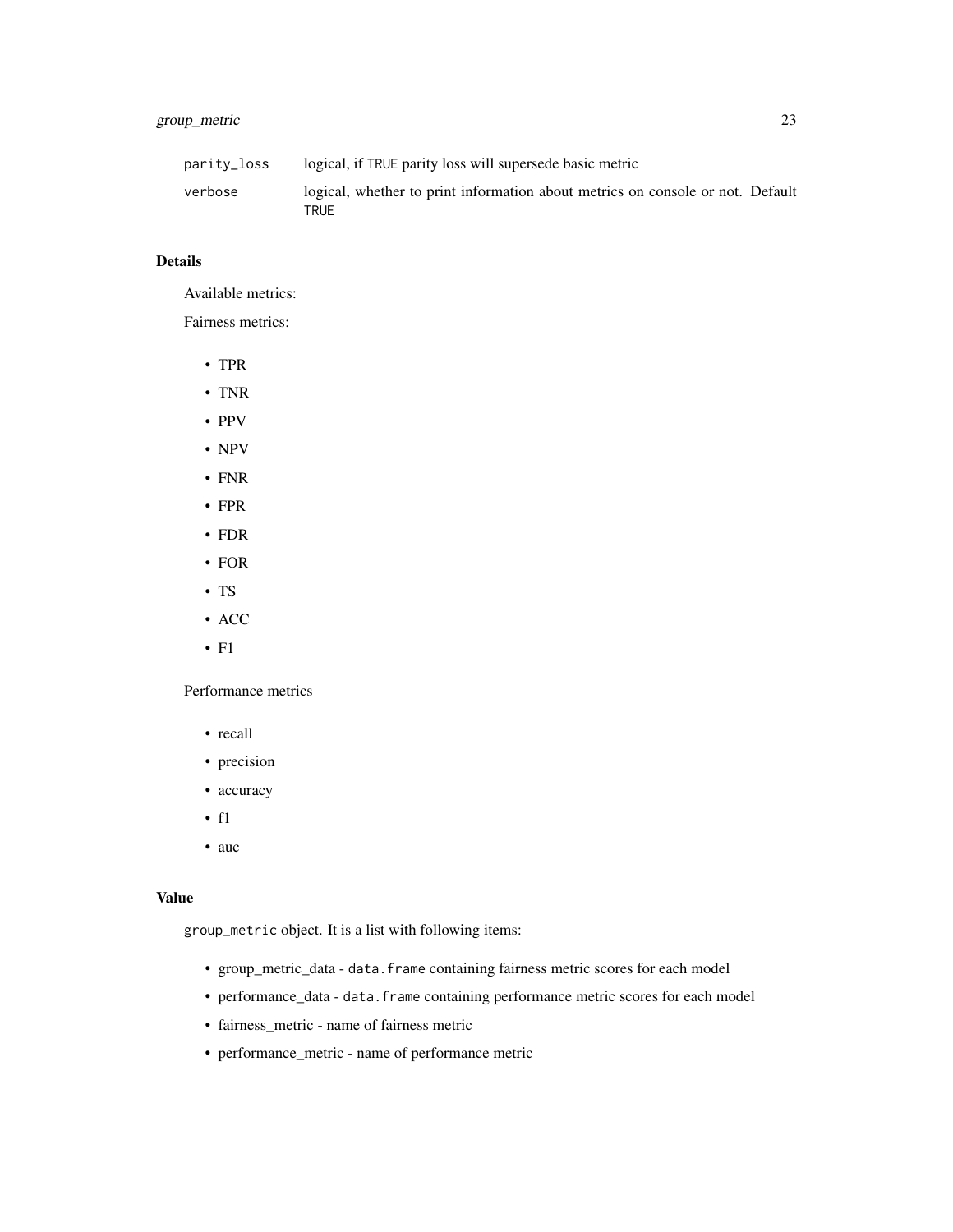| | |
|---|---|
| `parity_loss` | logical, if `TRUE` parity loss will supersede basic metric |
| `verbose` | logical, whether to print information about metrics on console or not. Default `TRUE` |

### Details

Available metrics:

Fairness metrics:

- TPR
- TNR
- PPV
- NPV
- FNR
- FPR
- FDR
- FOR
- TS
- ACC
- F1

Performance metrics

- recall
- precision
- accuracy
- f1
- auc

### Value

`group_metric` object. It is a list with following items:

- group_metric_data - `data.frame` containing fairness metric scores for each model
- performance_data - `data.frame` containing performance metric scores for each model
- fairness_metric - name of fairness metric
- performance_metric - name of performance metric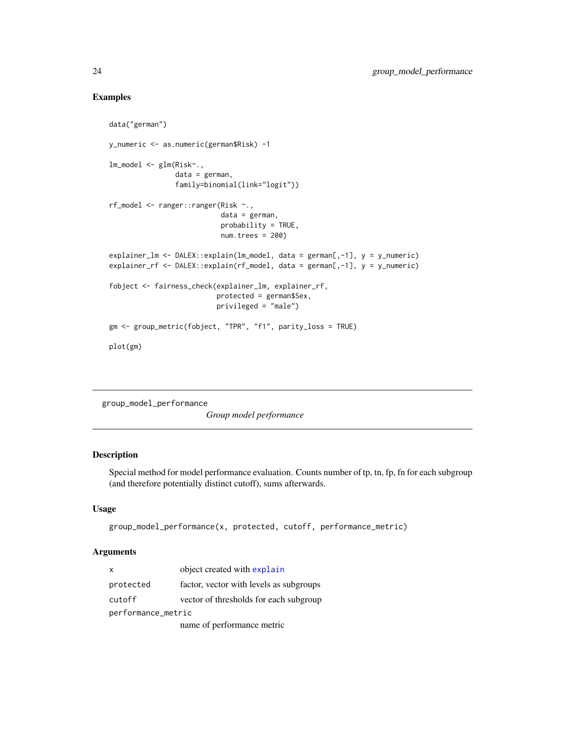## Examples

```
data("german")

y_numeric <- as.numeric(german$Risk) -1

lm_model <- glm(Risk~.,
                data = german,
                family=binomial(link="logit"))

rf_model <- ranger::ranger(Risk ~.,
                           data = german,
                           probability = TRUE,
                           num.trees = 200)

explainer_lm <- DALEX::explain(lm_model, data = german[,-1], y = y_numeric)
explainer_rf <- DALEX::explain(rf_model, data = german[,-1], y = y_numeric)

fobject <- fairness_check(explainer_lm, explainer_rf,
                          protected = german$Sex,
                          privileged = "male")

gm <- group_metric(fobject, "TPR", "f1", parity_loss = TRUE)

plot(gm)
```

---

# group_model_performance

*Group model performance*

---

## Description

Special method for model performance evaluation. Counts number of tp, tn, fp, fn for each subgroup (and therefore potentially distinct cutoff), sums afterwards.

## Usage

```
group_model_performance(x, protected, cutoff, performance_metric)
```

## Arguments

| | |
|---|---|
| x | object created with explain |
| protected | factor, vector with levels as subgroups |
| cutoff | vector of thresholds for each subgroup |
| performance_metric | name of performance metric |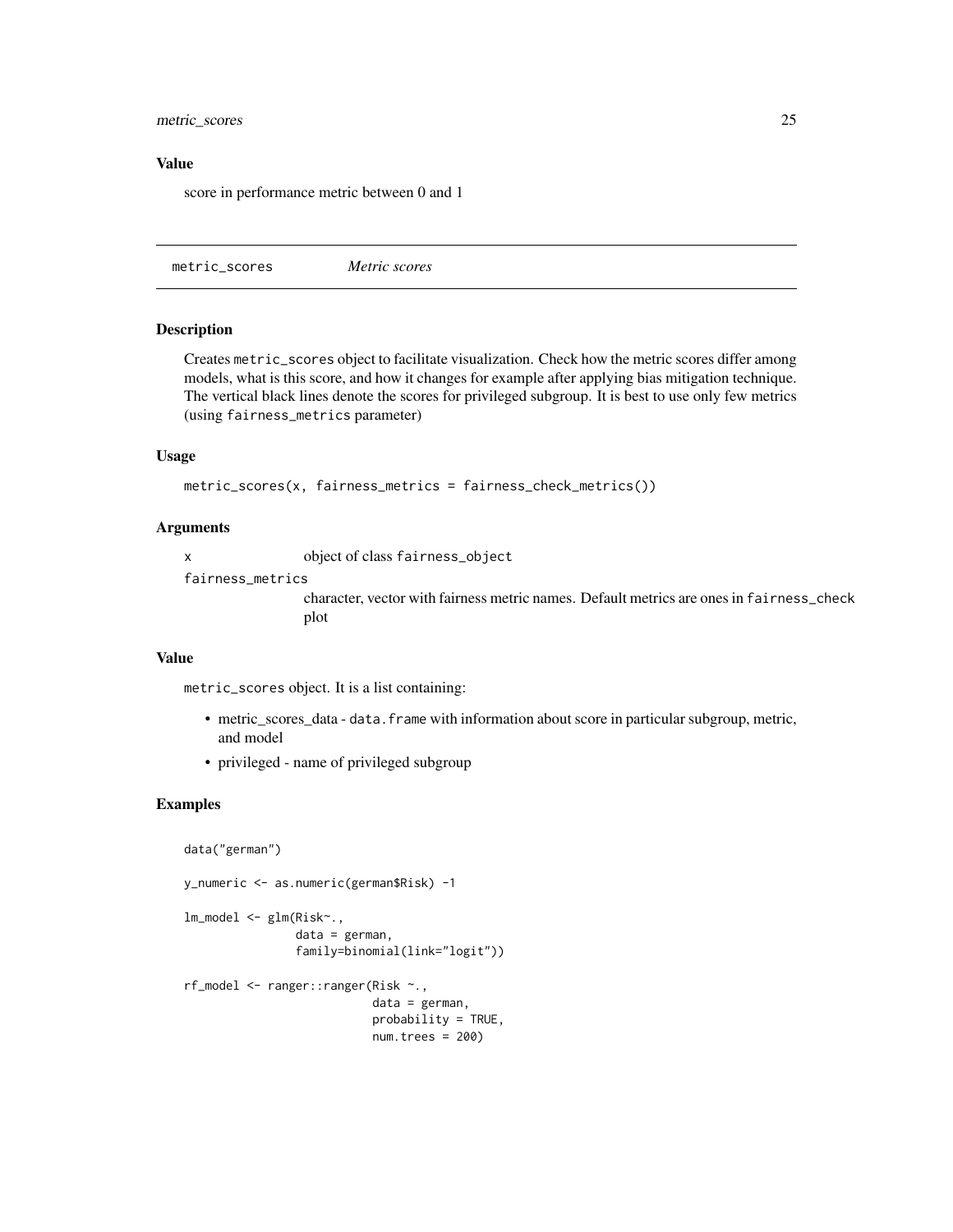## Value

score in performance metric between 0 and 1

---

## metric_scores *Metric scores*

---

### Description

Creates `metric_scores` object to facilitate visualization. Check how the metric scores differ among models, what is this score, and how it changes for example after applying bias mitigation technique. The vertical black lines denote the scores for privileged subgroup. It is best to use only few metrics (using `fairness_metrics` parameter)

### Usage

```
metric_scores(x, fairness_metrics = fairness_check_metrics())
```

### Arguments

`x` object of class `fairness_object`

`fairness_metrics` character, vector with fairness metric names. Default metrics are ones in `fairness_check` plot

### Value

`metric_scores` object. It is a list containing:

- metric_scores_data - `data.frame` with information about score in particular subgroup, metric, and model
- privileged - name of privileged subgroup

### Examples

```
data("german")

y_numeric <- as.numeric(german$Risk) -1

lm_model <- glm(Risk~.,
                data = german,
                family=binomial(link="logit"))

rf_model <- ranger::ranger(Risk ~.,
                           data = german,
                           probability = TRUE,
                           num.trees = 200)
```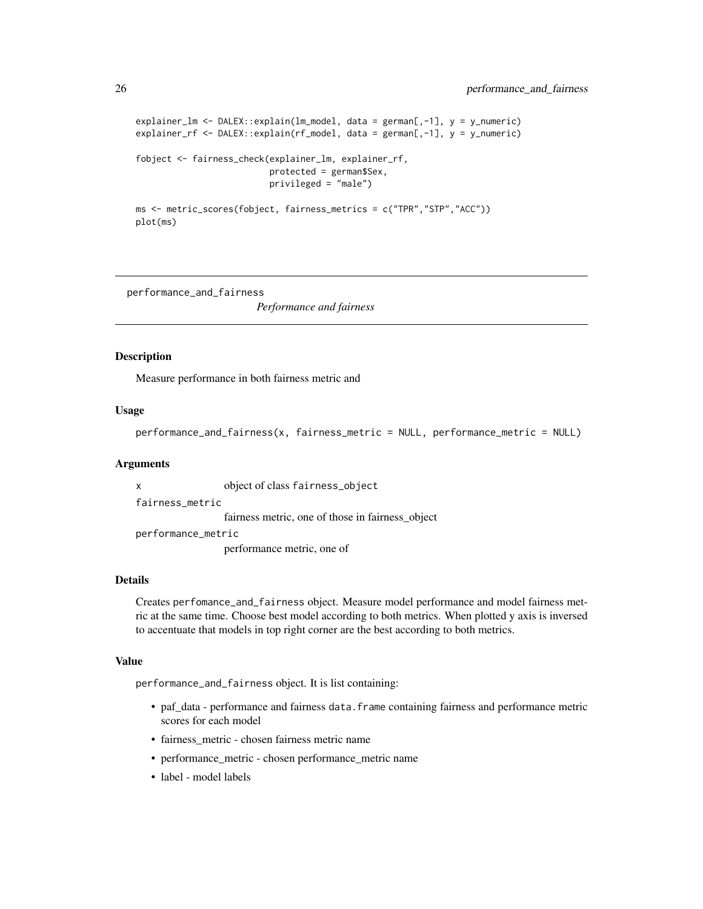```
explainer_lm <- DALEX::explain(lm_model, data = german[,-1], y = y_numeric)
explainer_rf <- DALEX::explain(rf_model, data = german[,-1], y = y_numeric)

fobject <- fairness_check(explainer_lm, explainer_rf,
                          protected = german$Sex,
                          privileged = "male")

ms <- metric_scores(fobject, fairness_metrics = c("TPR","STP","ACC"))
plot(ms)
```

---

## performance_and_fairness    *Performance and fairness*

---

### Description

Measure performance in both fairness metric and

### Usage

```
performance_and_fairness(x, fairness_metric = NULL, performance_metric = NULL)
```

### Arguments

| | |
|---|---|
| `x` | object of class `fairness_object` |
| `fairness_metric` | fairness metric, one of those in fairness_object |
| `performance_metric` | performance metric, one of |

### Details

Creates `perfomance_and_fairness` object. Measure model performance and model fairness metric at the same time. Choose best model according to both metrics. When plotted y axis is inversed to accentuate that models in top right corner are the best according to both metrics.

### Value

`performance_and_fairness` object. It is list containing:

- paf_data - performance and fairness `data.frame` containing fairness and performance metric scores for each model
- fairness_metric - chosen fairness metric name
- performance_metric - chosen performance_metric name
- label - model labels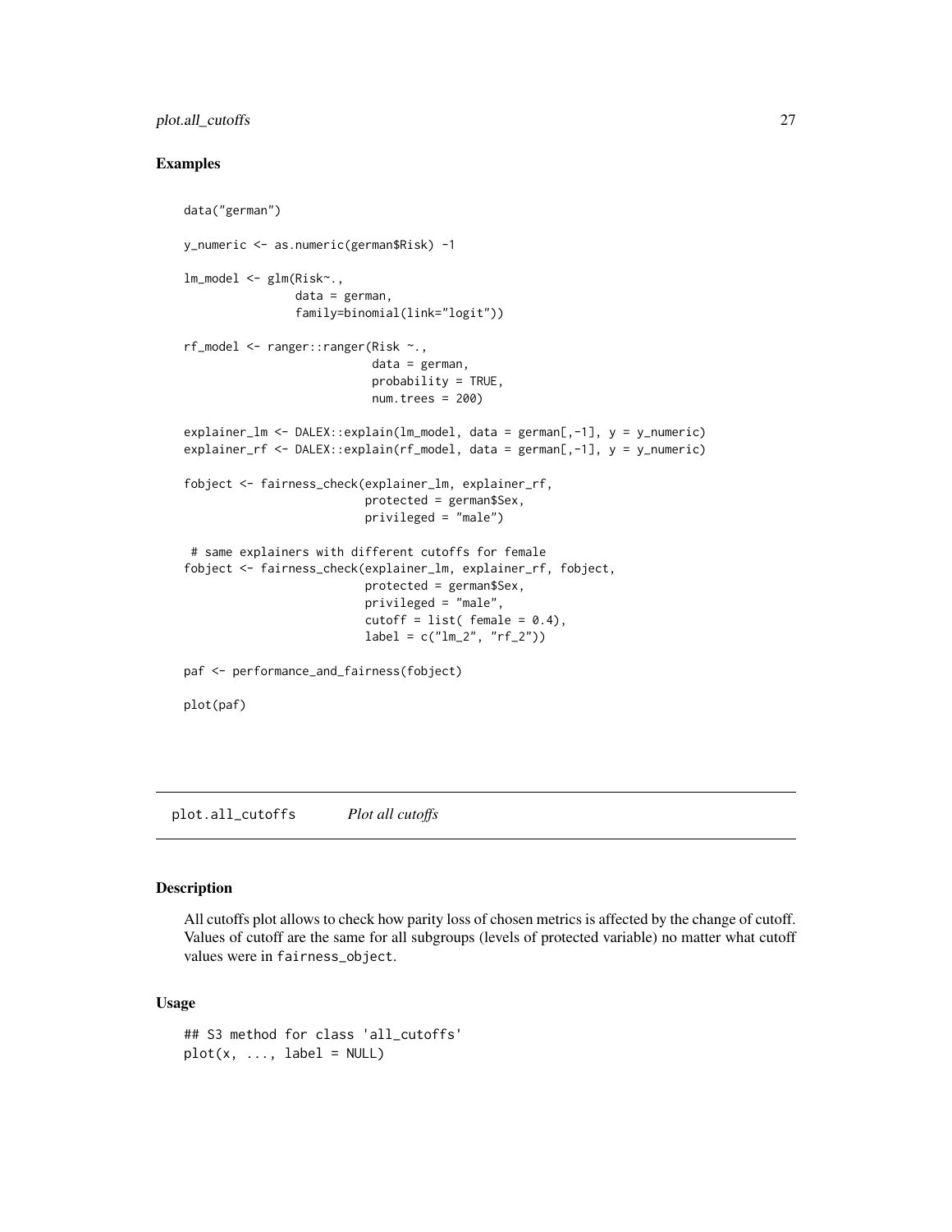## Examples

```
data("german")

y_numeric <- as.numeric(german$Risk) -1

lm_model <- glm(Risk~.,
                data = german,
                family=binomial(link="logit"))

rf_model <- ranger::ranger(Risk ~.,
                           data = german,
                           probability = TRUE,
                           num.trees = 200)

explainer_lm <- DALEX::explain(lm_model, data = german[,-1], y = y_numeric)
explainer_rf <- DALEX::explain(rf_model, data = german[,-1], y = y_numeric)

fobject <- fairness_check(explainer_lm, explainer_rf,
                          protected = german$Sex,
                          privileged = "male")

 # same explainers with different cutoffs for female
fobject <- fairness_check(explainer_lm, explainer_rf, fobject,
                          protected = german$Sex,
                          privileged = "male",
                          cutoff = list( female = 0.4),
                          label = c("lm_2", "rf_2"))

paf <- performance_and_fairness(fobject)

plot(paf)
```

---

plot.all_cutoffs *Plot all cutoffs*

---

## Description

All cutoffs plot allows to check how parity loss of chosen metrics is affected by the change of cutoff. Values of cutoff are the same for all subgroups (levels of protected variable) no matter what cutoff values were in `fairness_object`.

## Usage

```
## S3 method for class 'all_cutoffs'
plot(x, ..., label = NULL)
```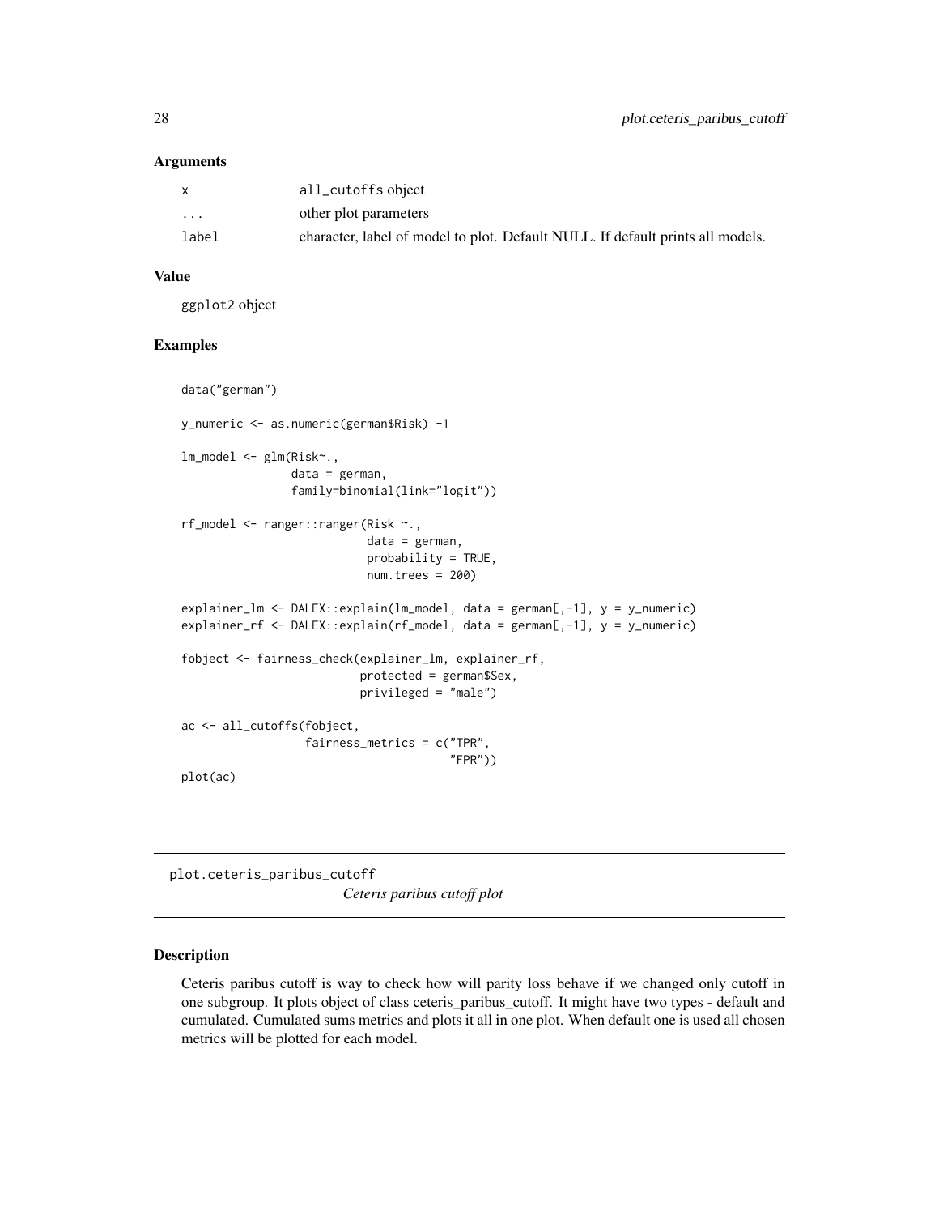### Arguments

| | |
|---|---|
| x | all_cutoffs object |
| ... | other plot parameters |
| label | character, label of model to plot. Default NULL. If default prints all models. |

### Value

ggplot2 object

### Examples

```
data("german")

y_numeric <- as.numeric(german$Risk) -1

lm_model <- glm(Risk~.,
                data = german,
                family=binomial(link="logit"))

rf_model <- ranger::ranger(Risk ~.,
                           data = german,
                           probability = TRUE,
                           num.trees = 200)

explainer_lm <- DALEX::explain(lm_model, data = german[,-1], y = y_numeric)
explainer_rf <- DALEX::explain(rf_model, data = german[,-1], y = y_numeric)

fobject <- fairness_check(explainer_lm, explainer_rf,
                          protected = german$Sex,
                          privileged = "male")

ac <- all_cutoffs(fobject,
                  fairness_metrics = c("TPR",
                                       "FPR"))
plot(ac)
```

---

## plot.ceteris_paribus_cutoff

*Ceteris paribus cutoff plot*

---

### Description

Ceteris paribus cutoff is way to check how will parity loss behave if we changed only cutoff in one subgroup. It plots object of class ceteris_paribus_cutoff. It might have two types - default and cumulated. Cumulated sums metrics and plots it all in one plot. When default one is used all chosen metrics will be plotted for each model.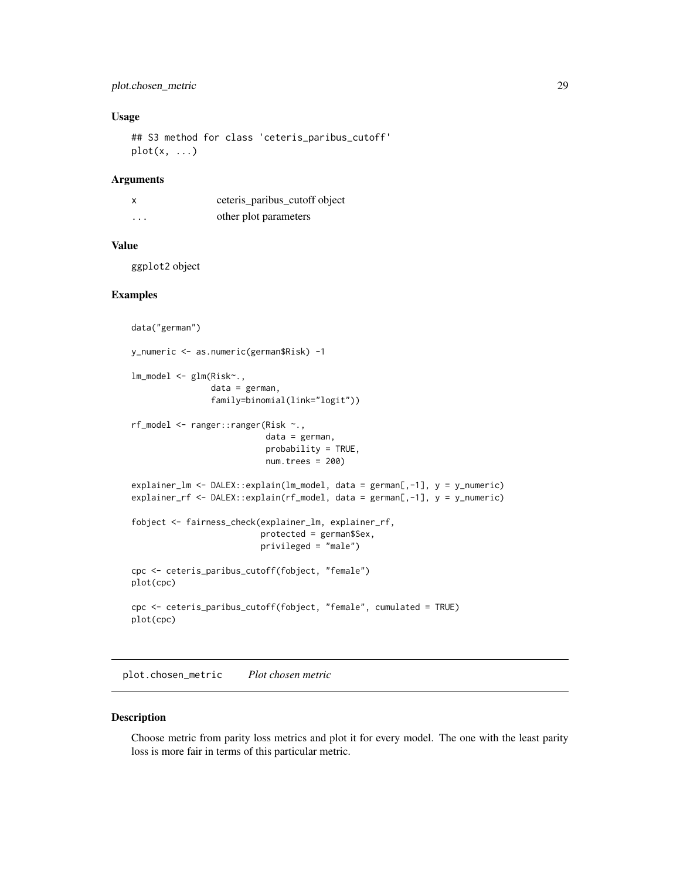### Usage

```
## S3 method for class 'ceteris_paribus_cutoff'
plot(x, ...)
```

### Arguments

| | |
|---|---|
| x | ceteris_paribus_cutoff object |
| ... | other plot parameters |

### Value

ggplot2 object

### Examples

```
data("german")

y_numeric <- as.numeric(german$Risk) -1

lm_model <- glm(Risk~.,
                data = german,
                family=binomial(link="logit"))

rf_model <- ranger::ranger(Risk ~.,
                           data = german,
                           probability = TRUE,
                           num.trees = 200)

explainer_lm <- DALEX::explain(lm_model, data = german[,-1], y = y_numeric)
explainer_rf <- DALEX::explain(rf_model, data = german[,-1], y = y_numeric)

fobject <- fairness_check(explainer_lm, explainer_rf,
                          protected = german$Sex,
                          privileged = "male")

cpc <- ceteris_paribus_cutoff(fobject, "female")
plot(cpc)

cpc <- ceteris_paribus_cutoff(fobject, "female", cumulated = TRUE)
plot(cpc)
```

## plot.chosen_metric *Plot chosen metric*

### Description

Choose metric from parity loss metrics and plot it for every model. The one with the least parity loss is more fair in terms of this particular metric.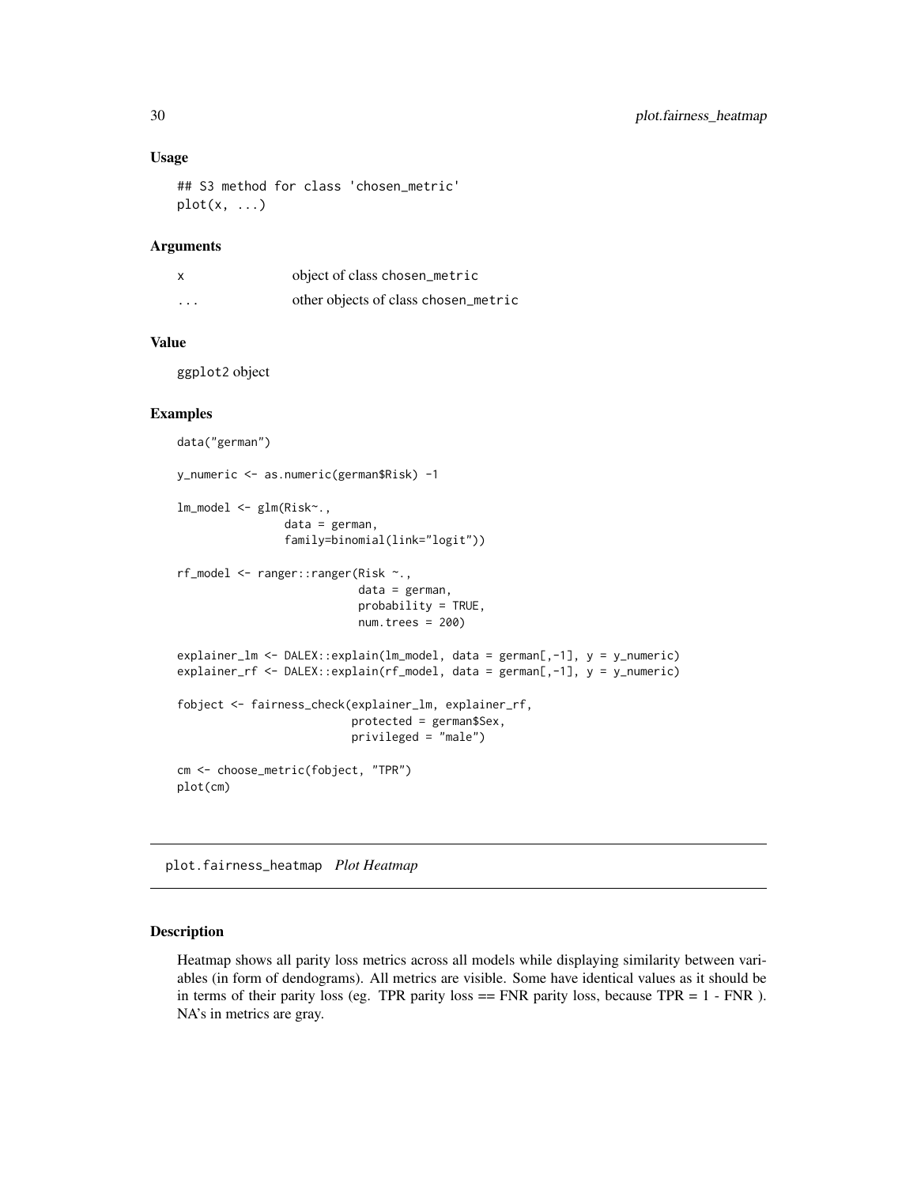## Usage

```
## S3 method for class 'chosen_metric'
plot(x, ...)
```

## Arguments

| | |
|---|---|
| x | object of class chosen_metric |
| ... | other objects of class chosen_metric |

## Value

ggplot2 object

## Examples

```
data("german")

y_numeric <- as.numeric(german$Risk) -1

lm_model <- glm(Risk~.,
                data = german,
                family=binomial(link="logit"))

rf_model <- ranger::ranger(Risk ~.,
                           data = german,
                           probability = TRUE,
                           num.trees = 200)

explainer_lm <- DALEX::explain(lm_model, data = german[,-1], y = y_numeric)
explainer_rf <- DALEX::explain(rf_model, data = german[,-1], y = y_numeric)

fobject <- fairness_check(explainer_lm, explainer_rf,
                          protected = german$Sex,
                          privileged = "male")

cm <- choose_metric(fobject, "TPR")
plot(cm)
```

---

# plot.fairness_heatmap *Plot Heatmap*

## Description

Heatmap shows all parity loss metrics across all models while displaying similarity between variables (in form of dendograms). All metrics are visible. Some have identical values as it should be in terms of their parity loss (eg. TPR parity loss == FNR parity loss, because TPR = 1 - FNR ). NA's in metrics are gray.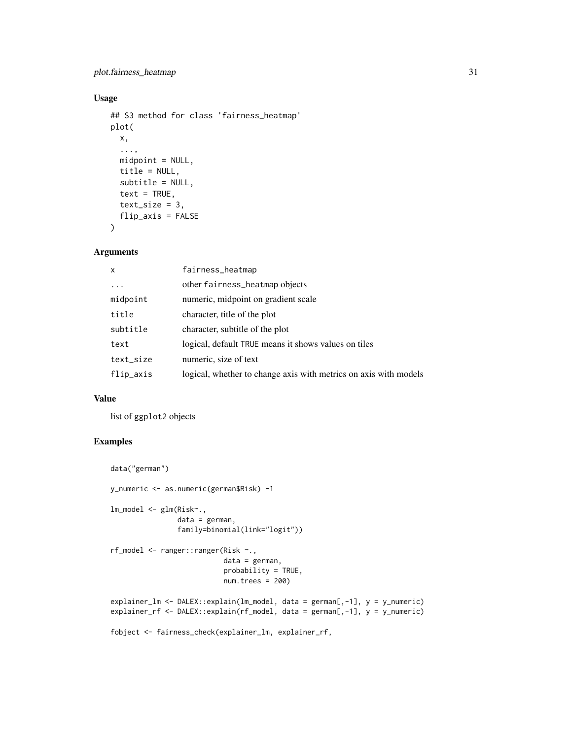## Usage

```
## S3 method for class 'fairness_heatmap'
plot(
  x,
  ...,
  midpoint = NULL,
  title = NULL,
  subtitle = NULL,
  text = TRUE,
  text_size = 3,
  flip_axis = FALSE
)
```

## Arguments

| | |
|---|---|
| x | fairness_heatmap |
| ... | other fairness_heatmap objects |
| midpoint | numeric, midpoint on gradient scale |
| title | character, title of the plot |
| subtitle | character, subtitle of the plot |
| text | logical, default TRUE means it shows values on tiles |
| text_size | numeric, size of text |
| flip_axis | logical, whether to change axis with metrics on axis with models |

## Value

list of ggplot2 objects

## Examples

```
data("german")

y_numeric <- as.numeric(german$Risk) -1

lm_model <- glm(Risk~.,
                data = german,
                family=binomial(link="logit"))

rf_model <- ranger::ranger(Risk ~.,
                           data = german,
                           probability = TRUE,
                           num.trees = 200)

explainer_lm <- DALEX::explain(lm_model, data = german[,-1], y = y_numeric)
explainer_rf <- DALEX::explain(rf_model, data = german[,-1], y = y_numeric)

fobject <- fairness_check(explainer_lm, explainer_rf,
```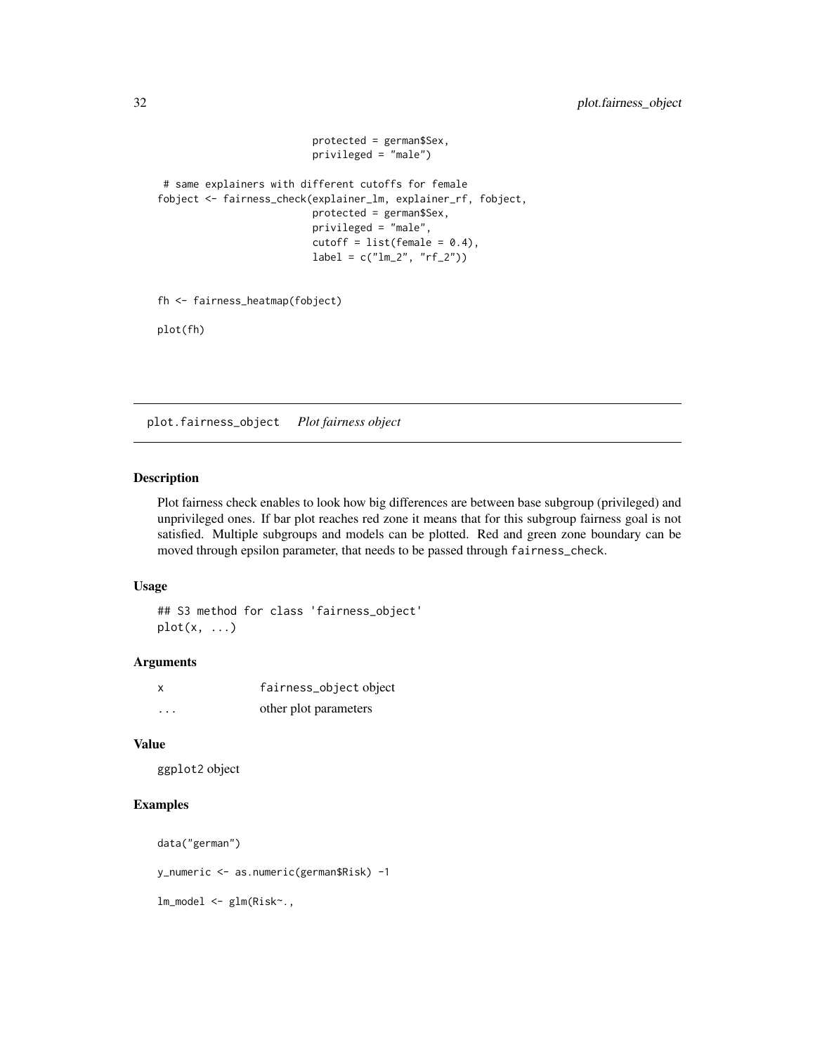```
                          protected = german$Sex,
                          privileged = "male")

 # same explainers with different cutoffs for female
fobject <- fairness_check(explainer_lm, explainer_rf, fobject,
                          protected = german$Sex,
                          privileged = "male",
                          cutoff = list(female = 0.4),
                          label = c("lm_2", "rf_2"))


fh <- fairness_heatmap(fobject)

plot(fh)
```

## plot.fairness_object *Plot fairness object*

### Description

Plot fairness check enables to look how big differences are between base subgroup (privileged) and unprivileged ones. If bar plot reaches red zone it means that for this subgroup fairness goal is not satisfied. Multiple subgroups and models can be plotted. Red and green zone boundary can be moved through epsilon parameter, that needs to be passed through `fairness_check`.

### Usage

```
## S3 method for class 'fairness_object'
plot(x, ...)
```

### Arguments

| | |
|---|---|
| x | `fairness_object` object |
| ... | other plot parameters |

### Value

`ggplot2` object

### Examples

```
data("german")

y_numeric <- as.numeric(german$Risk) -1

lm_model <- glm(Risk~.,
```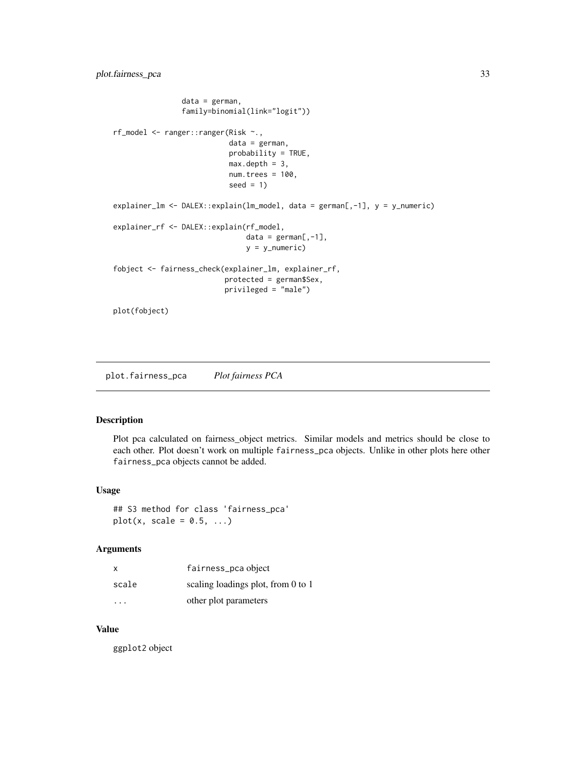```
                  data = german,
                  family=binomial(link="logit"))

rf_model <- ranger::ranger(Risk ~.,
                           data = german,
                           probability = TRUE,
                           max.depth = 3,
                           num.trees = 100,
                           seed = 1)

explainer_lm <- DALEX::explain(lm_model, data = german[,-1], y = y_numeric)

explainer_rf <- DALEX::explain(rf_model,
                               data = german[,-1],
                               y = y_numeric)

fobject <- fairness_check(explainer_lm, explainer_rf,
                          protected = german$Sex,
                          privileged = "male")

plot(fobject)
```

## plot.fairness_pca — *Plot fairness PCA*

### Description

Plot pca calculated on fairness_object metrics. Similar models and metrics should be close to each other. Plot doesn't work on multiple `fairness_pca` objects. Unlike in other plots here other `fairness_pca` objects cannot be added.

### Usage

```
## S3 method for class 'fairness_pca'
plot(x, scale = 0.5, ...)
```

### Arguments

| | |
|---|---|
| `x` | `fairness_pca` object |
| `scale` | scaling loadings plot, from 0 to 1 |
| `...` | other plot parameters |

### Value

`ggplot2` object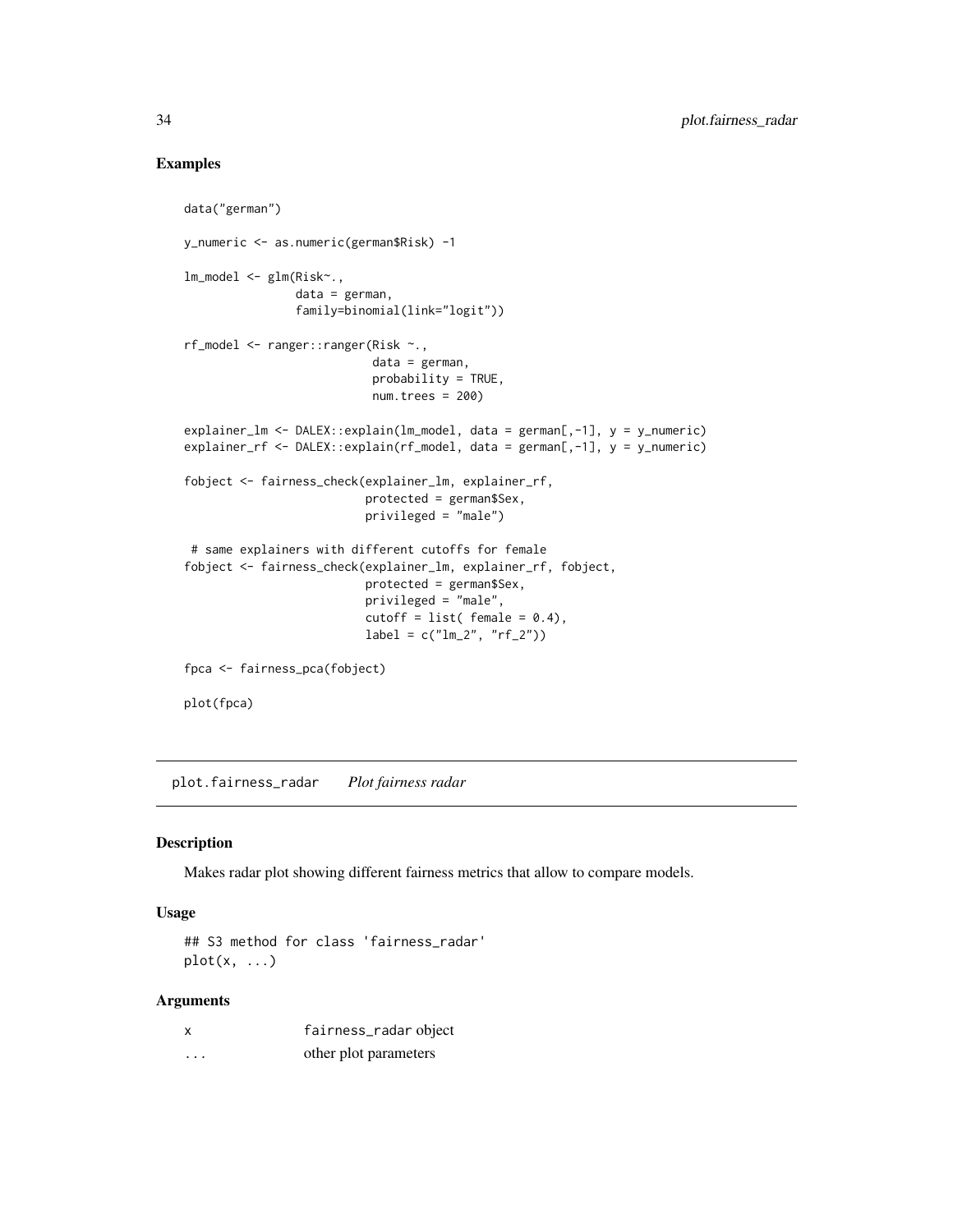## Examples

```
data("german")

y_numeric <- as.numeric(german$Risk) -1

lm_model <- glm(Risk~.,
                data = german,
                family=binomial(link="logit"))

rf_model <- ranger::ranger(Risk ~.,
                           data = german,
                           probability = TRUE,
                           num.trees = 200)

explainer_lm <- DALEX::explain(lm_model, data = german[,-1], y = y_numeric)
explainer_rf <- DALEX::explain(rf_model, data = german[,-1], y = y_numeric)

fobject <- fairness_check(explainer_lm, explainer_rf,
                          protected = german$Sex,
                          privileged = "male")

 # same explainers with different cutoffs for female
fobject <- fairness_check(explainer_lm, explainer_rf, fobject,
                          protected = german$Sex,
                          privileged = "male",
                          cutoff = list( female = 0.4),
                          label = c("lm_2", "rf_2"))

fpca <- fairness_pca(fobject)

plot(fpca)
```

---

## plot.fairness_radar    *Plot fairness radar*

### Description

Makes radar plot showing different fairness metrics that allow to compare models.

### Usage

```
## S3 method for class 'fairness_radar'
plot(x, ...)
```

### Arguments

| | |
|---|---|
| x | fairness_radar object |
| ... | other plot parameters |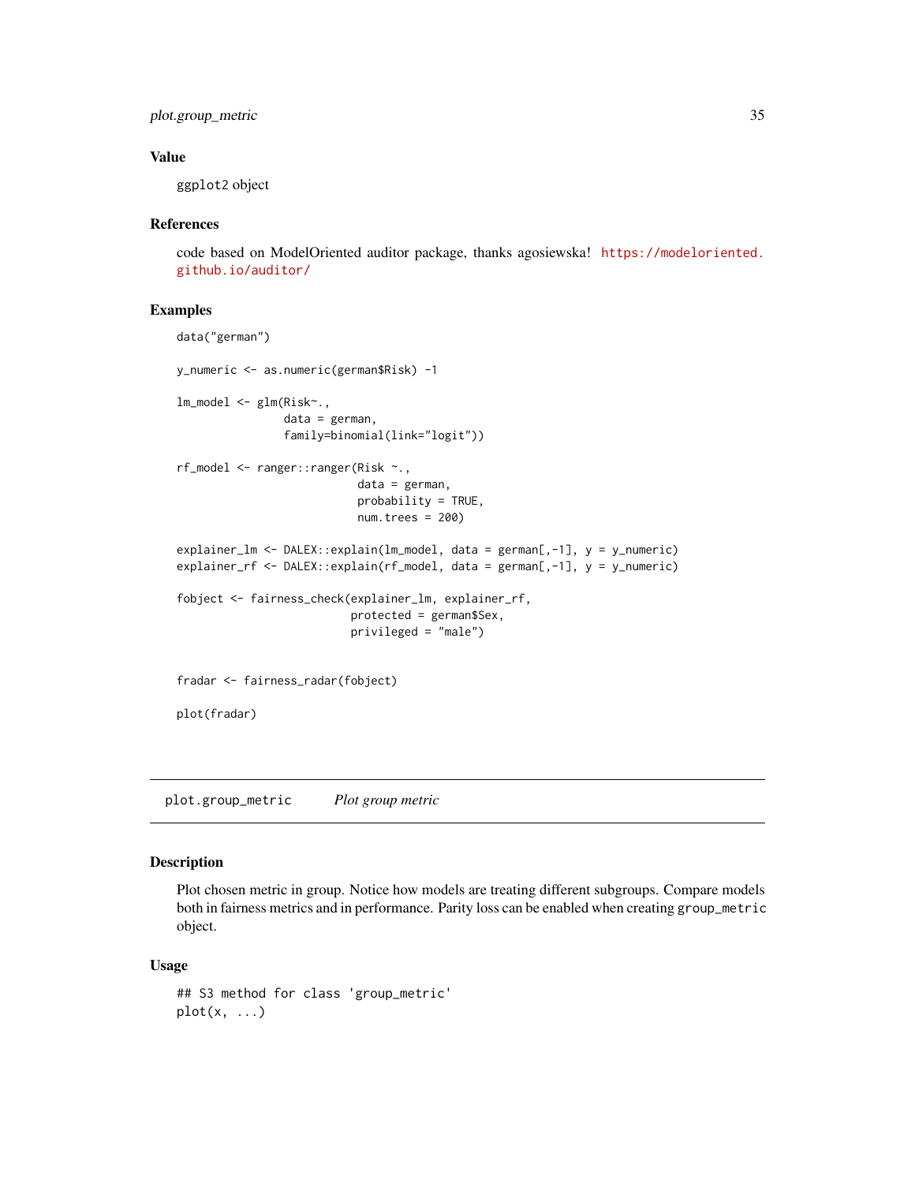## Value

ggplot2 object

## References

code based on ModelOriented auditor package, thanks agosiewska! https://modeloriented.github.io/auditor/

## Examples

```
data("german")

y_numeric <- as.numeric(german$Risk) -1

lm_model <- glm(Risk~.,
                data = german,
                family=binomial(link="logit"))

rf_model <- ranger::ranger(Risk ~.,
                           data = german,
                           probability = TRUE,
                           num.trees = 200)

explainer_lm <- DALEX::explain(lm_model, data = german[,-1], y = y_numeric)
explainer_rf <- DALEX::explain(rf_model, data = german[,-1], y = y_numeric)

fobject <- fairness_check(explainer_lm, explainer_rf,
                          protected = german$Sex,
                          privileged = "male")


fradar <- fairness_radar(fobject)

plot(fradar)
```

---

# plot.group_metric *Plot group metric*

---

## Description

Plot chosen metric in group. Notice how models are treating different subgroups. Compare models both in fairness metrics and in performance. Parity loss can be enabled when creating `group_metric` object.

## Usage

```
## S3 method for class 'group_metric'
plot(x, ...)
```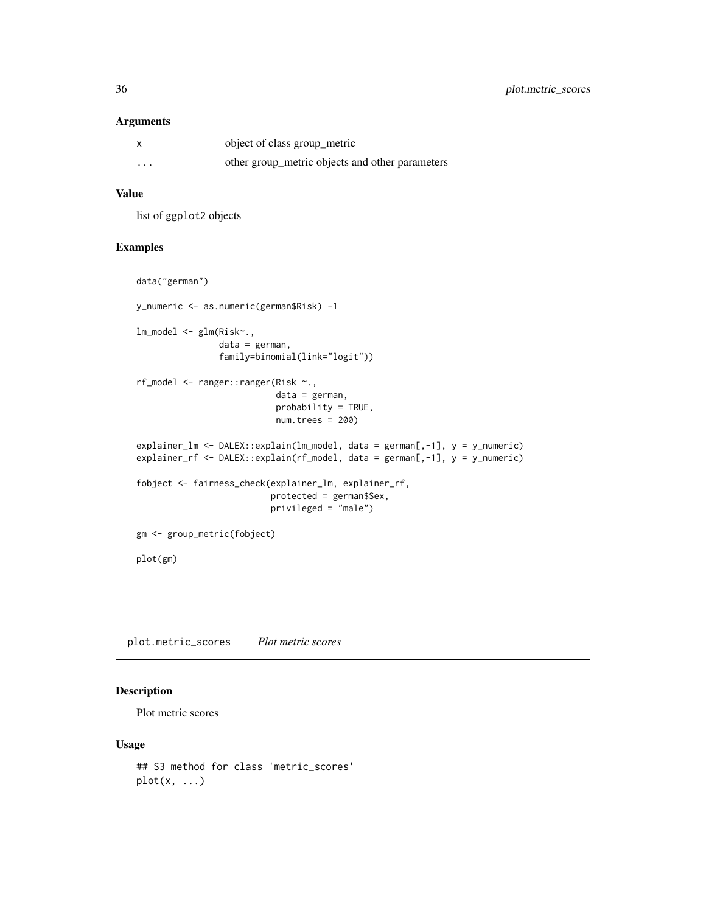### Arguments

| | |
|---|---|
| x | object of class group_metric |
| ... | other group_metric objects and other parameters |

### Value

list of ggplot2 objects

### Examples

```
data("german")

y_numeric <- as.numeric(german$Risk) -1

lm_model <- glm(Risk~.,
                data = german,
                family=binomial(link="logit"))

rf_model <- ranger::ranger(Risk ~.,
                           data = german,
                           probability = TRUE,
                           num.trees = 200)

explainer_lm <- DALEX::explain(lm_model, data = german[,-1], y = y_numeric)
explainer_rf <- DALEX::explain(rf_model, data = german[,-1], y = y_numeric)

fobject <- fairness_check(explainer_lm, explainer_rf,
                          protected = german$Sex,
                          privileged = "male")

gm <- group_metric(fobject)

plot(gm)
```

---

## plot.metric_scores *Plot metric scores*

### Description

Plot metric scores

### Usage

```
## S3 method for class 'metric_scores'
plot(x, ...)
```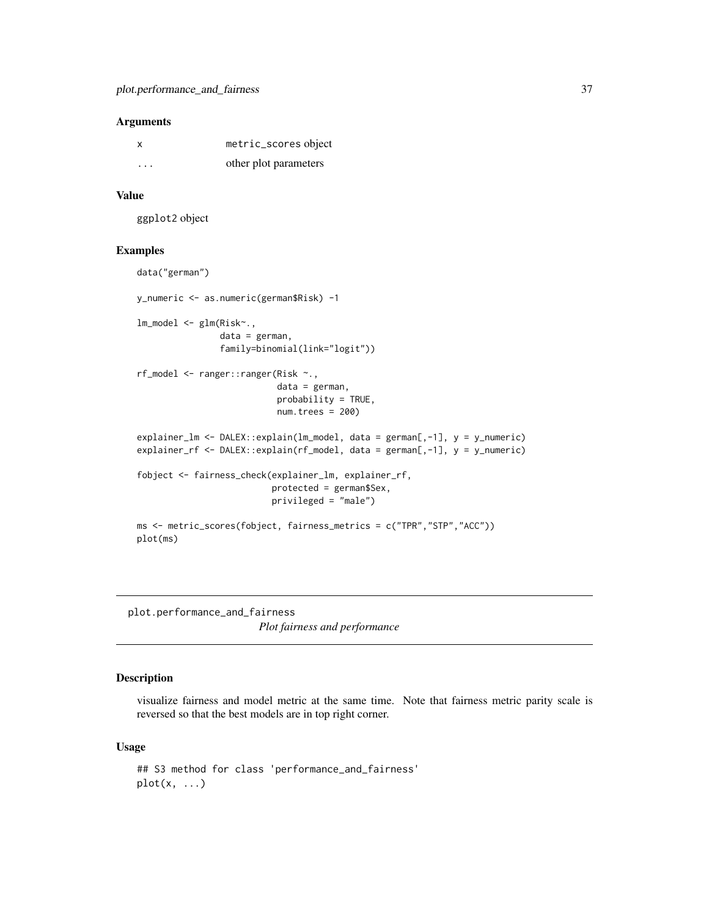### Arguments

| | |
|---|---|
| x | `metric_scores` object |
| ... | other plot parameters |

### Value

ggplot2 object

### Examples

```
data("german")

y_numeric <- as.numeric(german$Risk) -1

lm_model <- glm(Risk~.,
                data = german,
                family=binomial(link="logit"))

rf_model <- ranger::ranger(Risk ~.,
                           data = german,
                           probability = TRUE,
                           num.trees = 200)

explainer_lm <- DALEX::explain(lm_model, data = german[,-1], y = y_numeric)
explainer_rf <- DALEX::explain(rf_model, data = german[,-1], y = y_numeric)

fobject <- fairness_check(explainer_lm, explainer_rf,
                          protected = german$Sex,
                          privileged = "male")

ms <- metric_scores(fobject, fairness_metrics = c("TPR","STP","ACC"))
plot(ms)
```

---

## plot.performance_and_fairness

*Plot fairness and performance*

### Description

visualize fairness and model metric at the same time. Note that fairness metric parity scale is reversed so that the best models are in top right corner.

### Usage

```
## S3 method for class 'performance_and_fairness'
plot(x, ...)
```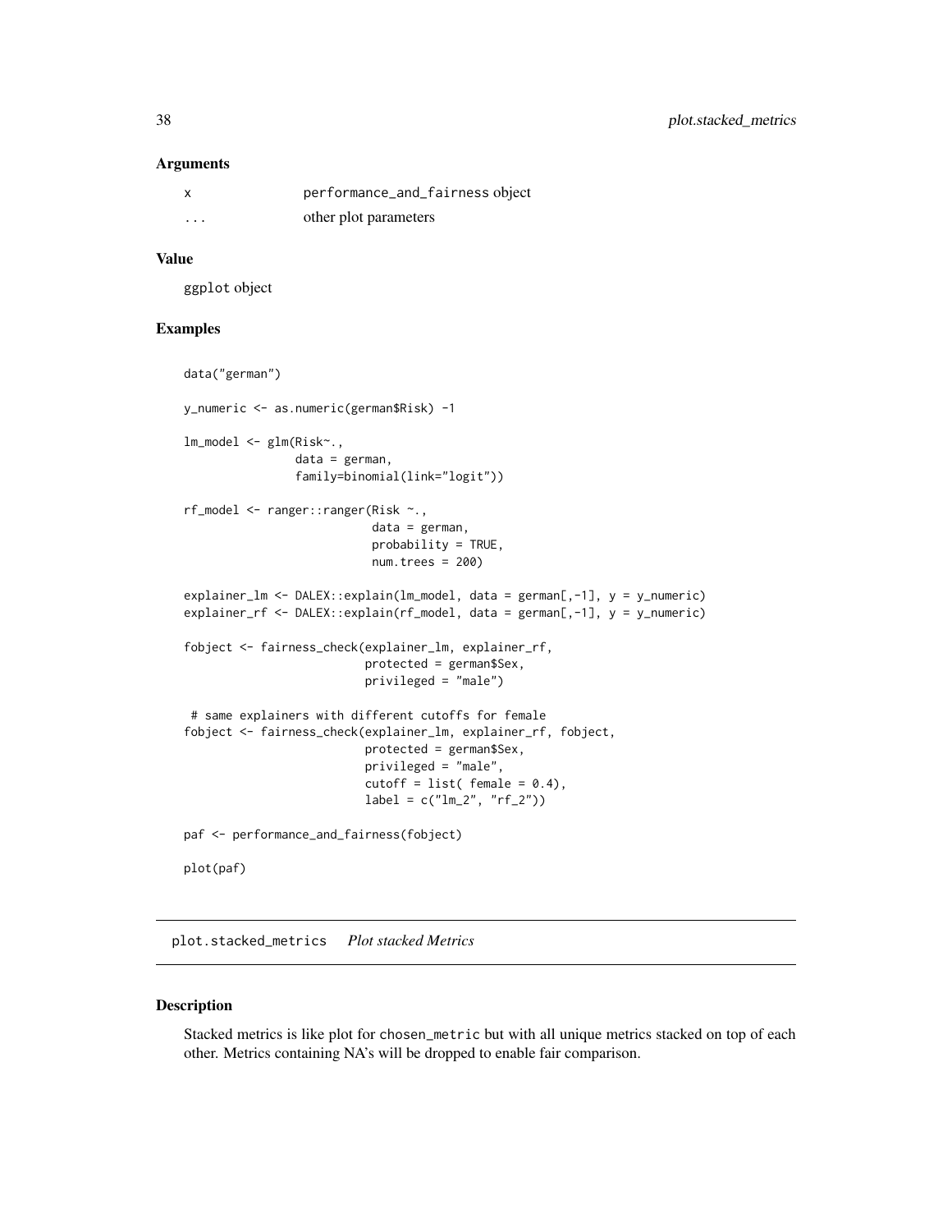### Arguments

| | |
|---|---|
| x | performance_and_fairness object |
| ... | other plot parameters |

### Value

ggplot object

### Examples

```
data("german")

y_numeric <- as.numeric(german$Risk) -1

lm_model <- glm(Risk~.,
                data = german,
                family=binomial(link="logit"))

rf_model <- ranger::ranger(Risk ~.,
                           data = german,
                           probability = TRUE,
                           num.trees = 200)

explainer_lm <- DALEX::explain(lm_model, data = german[,-1], y = y_numeric)
explainer_rf <- DALEX::explain(rf_model, data = german[,-1], y = y_numeric)

fobject <- fairness_check(explainer_lm, explainer_rf,
                          protected = german$Sex,
                          privileged = "male")

 # same explainers with different cutoffs for female
fobject <- fairness_check(explainer_lm, explainer_rf, fobject,
                          protected = german$Sex,
                          privileged = "male",
                          cutoff = list( female = 0.4),
                          label = c("lm_2", "rf_2"))

paf <- performance_and_fairness(fobject)

plot(paf)
```

---

## plot.stacked_metrics *Plot stacked Metrics*

### Description

Stacked metrics is like plot for chosen_metric but with all unique metrics stacked on top of each other. Metrics containing NA's will be dropped to enable fair comparison.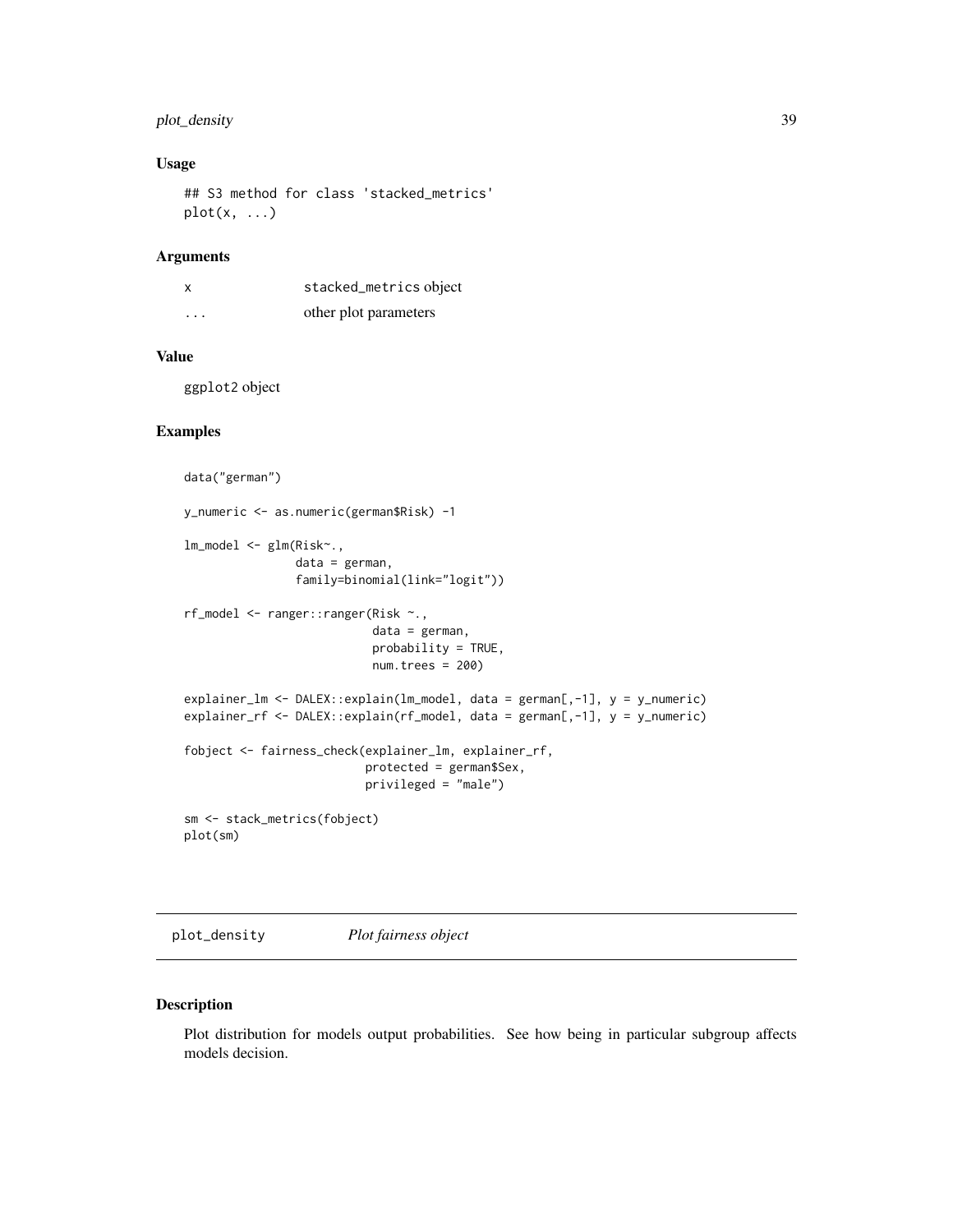### Usage

```
## S3 method for class 'stacked_metrics'
plot(x, ...)
```

### Arguments

| | |
|---|---|
| x | stacked_metrics object |
| ... | other plot parameters |

### Value

ggplot2 object

### Examples

```
data("german")

y_numeric <- as.numeric(german$Risk) -1

lm_model <- glm(Risk~.,
                data = german,
                family=binomial(link="logit"))

rf_model <- ranger::ranger(Risk ~.,
                           data = german,
                           probability = TRUE,
                           num.trees = 200)

explainer_lm <- DALEX::explain(lm_model, data = german[,-1], y = y_numeric)
explainer_rf <- DALEX::explain(rf_model, data = german[,-1], y = y_numeric)

fobject <- fairness_check(explainer_lm, explainer_rf,
                          protected = german$Sex,
                          privileged = "male")

sm <- stack_metrics(fobject)
plot(sm)
```

---

## plot_density &nbsp;&nbsp;&nbsp; *Plot fairness object*

### Description

Plot distribution for models output probabilities. See how being in particular subgroup affects models decision.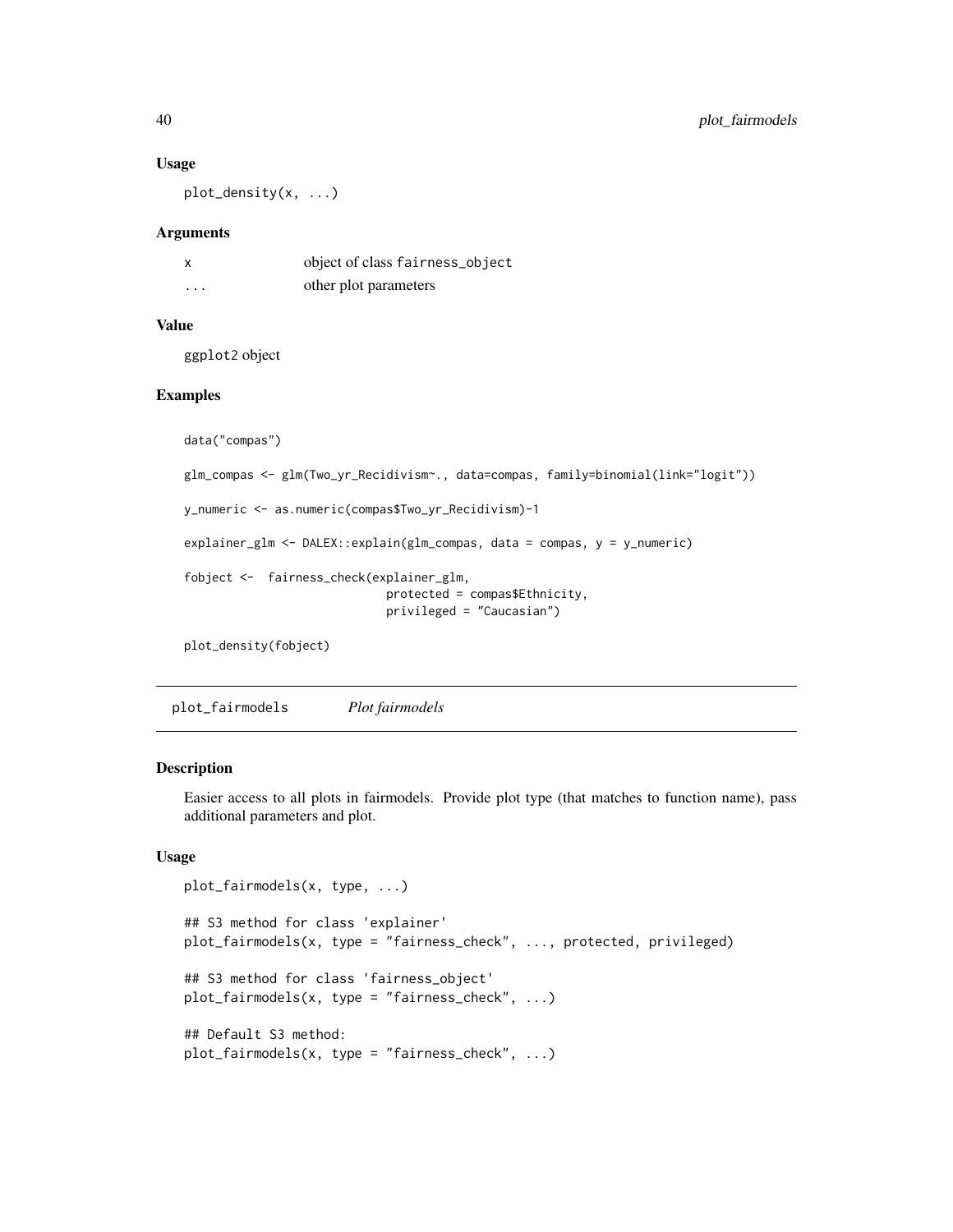### Usage

```
plot_density(x, ...)
```

### Arguments

| | |
|---|---|
| x | object of class fairness_object |
| ... | other plot parameters |

### Value

ggplot2 object

### Examples

```
data("compas")

glm_compas <- glm(Two_yr_Recidivism~., data=compas, family=binomial(link="logit"))

y_numeric <- as.numeric(compas$Two_yr_Recidivism)-1

explainer_glm <- DALEX::explain(glm_compas, data = compas, y = y_numeric)

fobject <-  fairness_check(explainer_glm,
                            protected = compas$Ethnicity,
                            privileged = "Caucasian")

plot_density(fobject)
```

## plot_fairmodels *Plot fairmodels*

### Description

Easier access to all plots in fairmodels. Provide plot type (that matches to function name), pass additional parameters and plot.

### Usage

```
plot_fairmodels(x, type, ...)

## S3 method for class 'explainer'
plot_fairmodels(x, type = "fairness_check", ..., protected, privileged)

## S3 method for class 'fairness_object'
plot_fairmodels(x, type = "fairness_check", ...)

## Default S3 method:
plot_fairmodels(x, type = "fairness_check", ...)
```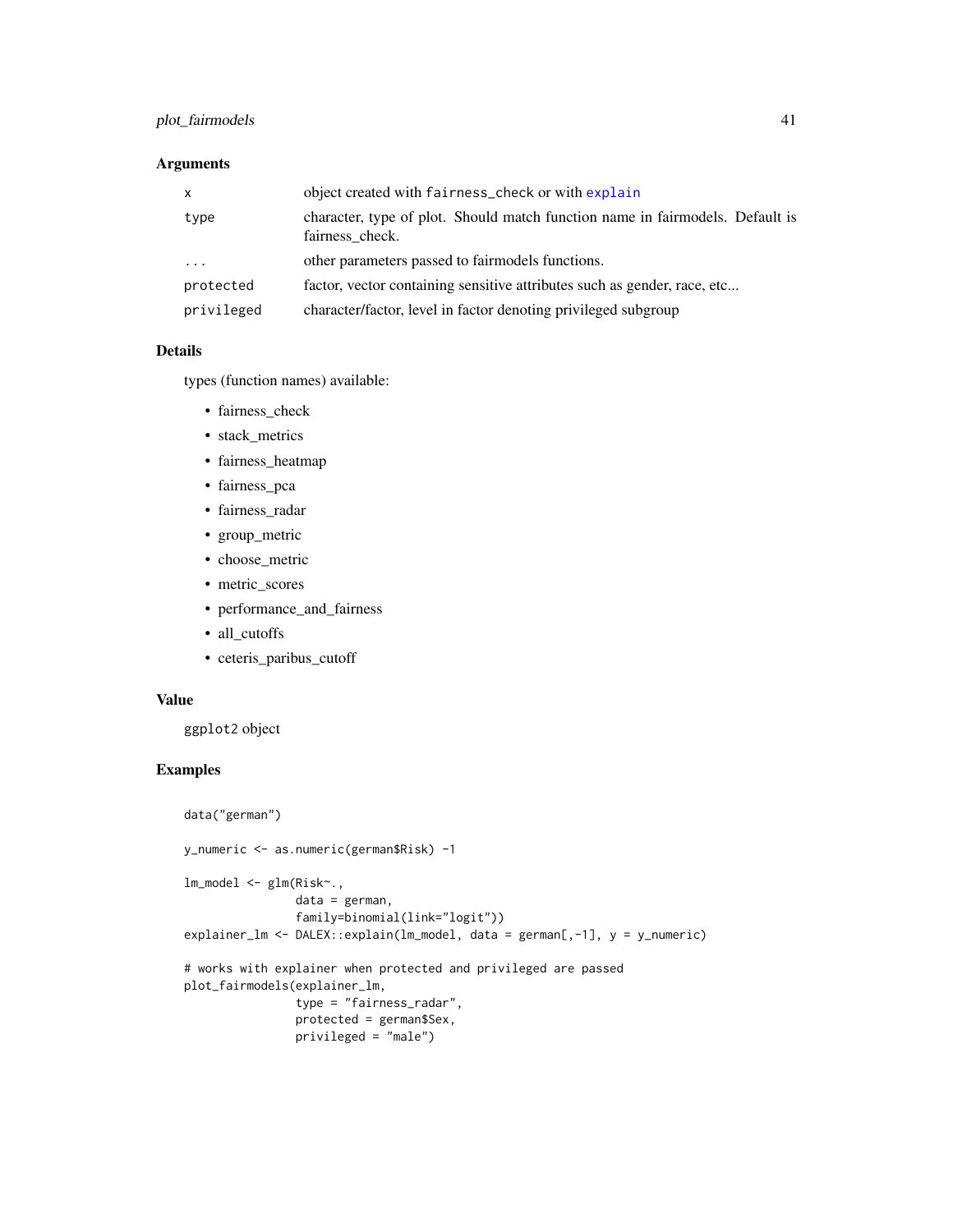### Arguments

| | |
|---|---|
| `x` | object created with `fairness_check` or with `explain` |
| `type` | character, type of plot. Should match function name in fairmodels. Default is fairness_check. |
| `...` | other parameters passed to fairmodels functions. |
| `protected` | factor, vector containing sensitive attributes such as gender, race, etc... |
| `privileged` | character/factor, level in factor denoting privileged subgroup |

### Details

types (function names) available:

- fairness_check
- stack_metrics
- fairness_heatmap
- fairness_pca
- fairness_radar
- group_metric
- choose_metric
- metric_scores
- performance_and_fairness
- all_cutoffs
- ceteris_paribus_cutoff

### Value

`ggplot2` object

### Examples

```
data("german")

y_numeric <- as.numeric(german$Risk) -1

lm_model <- glm(Risk~.,
                data = german,
                family=binomial(link="logit"))
explainer_lm <- DALEX::explain(lm_model, data = german[,-1], y = y_numeric)

# works with explainer when protected and privileged are passed
plot_fairmodels(explainer_lm,
                type = "fairness_radar",
                protected = german$Sex,
                privileged = "male")
```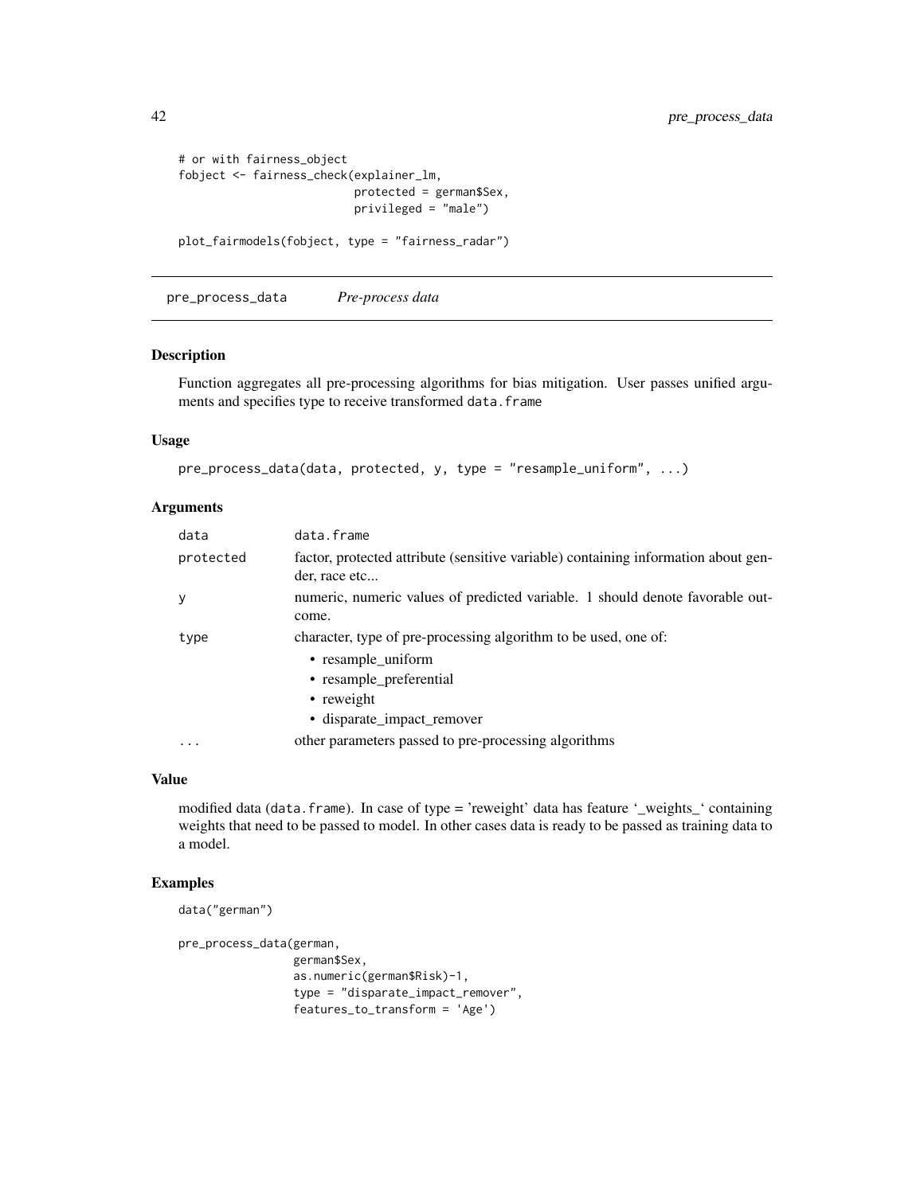```
# or with fairness_object
fobject <- fairness_check(explainer_lm,
                          protected = german$Sex,
                          privileged = "male")

plot_fairmodels(fobject, type = "fairness_radar")
```

## pre_process_data — *Pre-process data*

### Description

Function aggregates all pre-processing algorithms for bias mitigation. User passes unified arguments and specifies type to receive transformed data.frame

### Usage

```
pre_process_data(data, protected, y, type = "resample_uniform", ...)
```

### Arguments

| | |
|---|---|
| data | data.frame |
| protected | factor, protected attribute (sensitive variable) containing information about gender, race etc... |
| y | numeric, numeric values of predicted variable. 1 should denote favorable outcome. |
| type | character, type of pre-processing algorithm to be used, one of: <br>• resample_uniform <br>• resample_preferential <br>• reweight <br>• disparate_impact_remover |
| ... | other parameters passed to pre-processing algorithms |

### Value

modified data (data.frame). In case of type = 'reweight' data has feature '_weights_' containing weights that need to be passed to model. In other cases data is ready to be passed as training data to a model.

### Examples

```
data("german")

pre_process_data(german,
                 german$Sex,
                 as.numeric(german$Risk)-1,
                 type = "disparate_impact_remover",
                 features_to_transform = 'Age')
```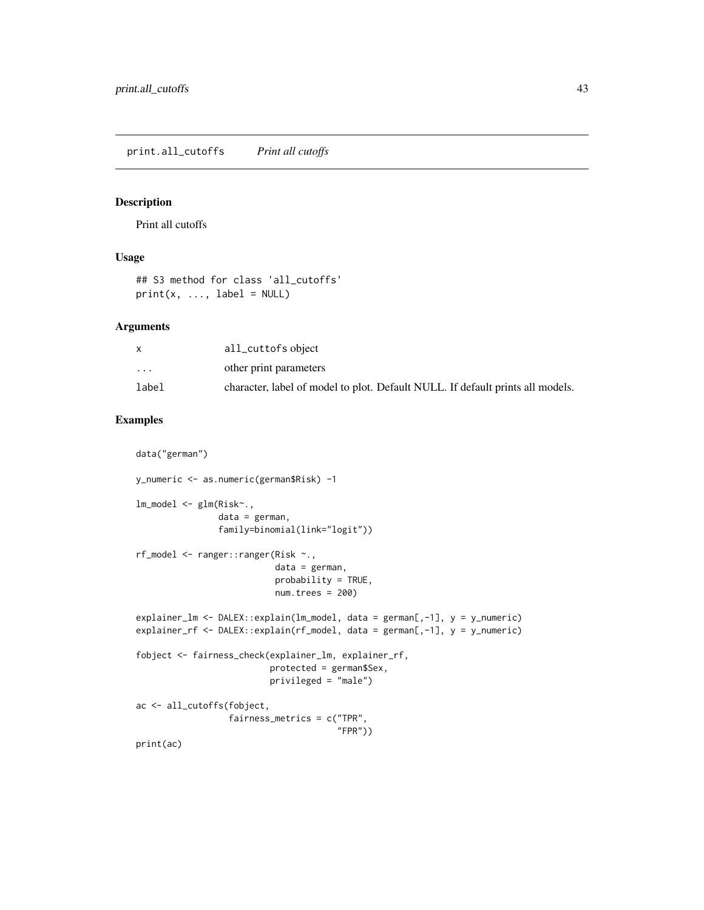# print.all_cutoffs *Print all cutoffs*

## Description

Print all cutoffs

## Usage

```
## S3 method for class 'all_cutoffs'
print(x, ..., label = NULL)
```

## Arguments

| | |
|---|---|
| x | all_cuttofs object |
| ... | other print parameters |
| label | character, label of model to plot. Default NULL. If default prints all models. |

## Examples

```
data("german")

y_numeric <- as.numeric(german$Risk) -1

lm_model <- glm(Risk~.,
                data = german,
                family=binomial(link="logit"))

rf_model <- ranger::ranger(Risk ~.,
                           data = german,
                           probability = TRUE,
                           num.trees = 200)

explainer_lm <- DALEX::explain(lm_model, data = german[,-1], y = y_numeric)
explainer_rf <- DALEX::explain(rf_model, data = german[,-1], y = y_numeric)

fobject <- fairness_check(explainer_lm, explainer_rf,
                          protected = german$Sex,
                          privileged = "male")

ac <- all_cutoffs(fobject,
                  fairness_metrics = c("TPR",
                                       "FPR"))
print(ac)
```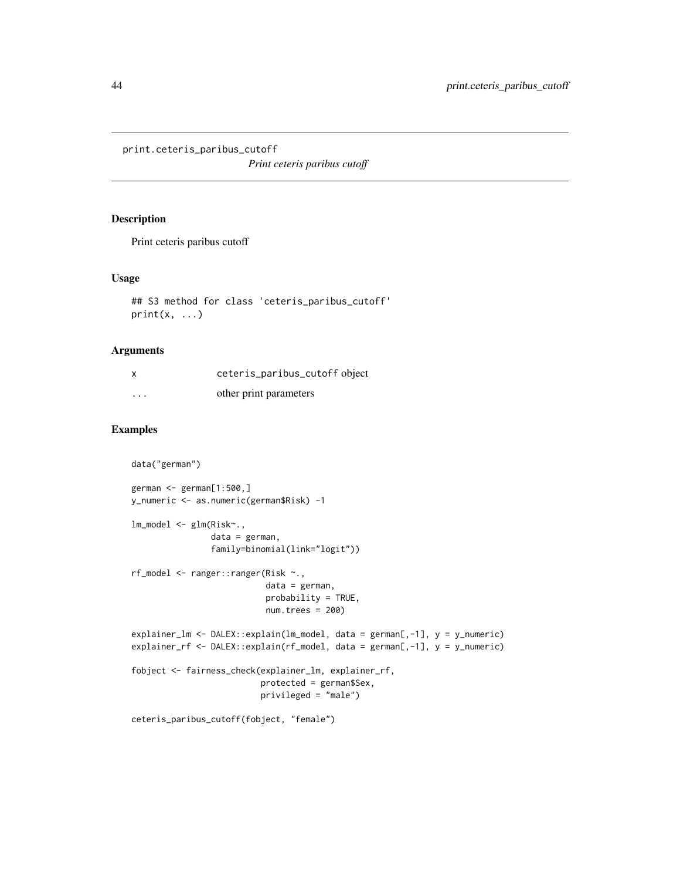print.ceteris_paribus_cutoff

*Print ceteris paribus cutoff*

## Description

Print ceteris paribus cutoff

## Usage

```
## S3 method for class 'ceteris_paribus_cutoff'
print(x, ...)
```

## Arguments

| | |
|---|---|
| x | ceteris_paribus_cutoff object |
| ... | other print parameters |

## Examples

```
data("german")

german <- german[1:500,]
y_numeric <- as.numeric(german$Risk) -1

lm_model <- glm(Risk~.,
                data = german,
                family=binomial(link="logit"))

rf_model <- ranger::ranger(Risk ~.,
                           data = german,
                           probability = TRUE,
                           num.trees = 200)

explainer_lm <- DALEX::explain(lm_model, data = german[,-1], y = y_numeric)
explainer_rf <- DALEX::explain(rf_model, data = german[,-1], y = y_numeric)

fobject <- fairness_check(explainer_lm, explainer_rf,
                          protected = german$Sex,
                          privileged = "male")

ceteris_paribus_cutoff(fobject, "female")
```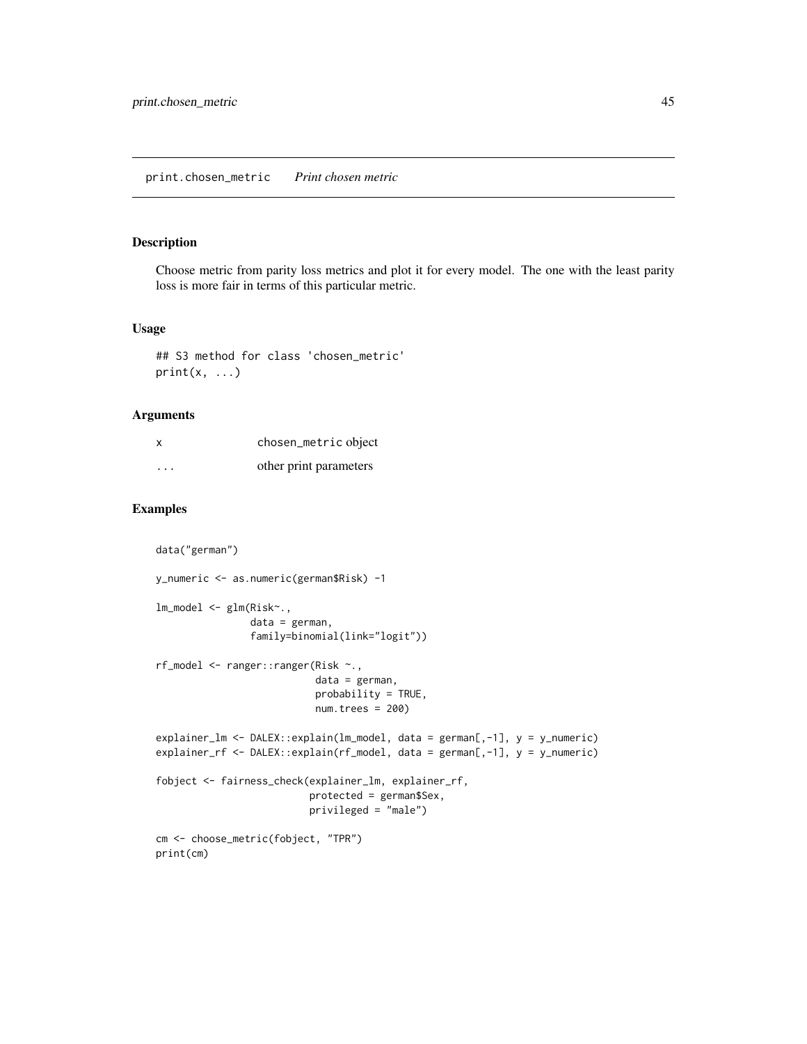# print.chosen_metric *Print chosen metric*

## Description

Choose metric from parity loss metrics and plot it for every model. The one with the least parity loss is more fair in terms of this particular metric.

## Usage

```
## S3 method for class 'chosen_metric'
print(x, ...)
```

## Arguments

| | |
|---|---|
| x | chosen_metric object |
| ... | other print parameters |

## Examples

```
data("german")

y_numeric <- as.numeric(german$Risk) -1

lm_model <- glm(Risk~.,
                data = german,
                family=binomial(link="logit"))

rf_model <- ranger::ranger(Risk ~.,
                           data = german,
                           probability = TRUE,
                           num.trees = 200)

explainer_lm <- DALEX::explain(lm_model, data = german[,-1], y = y_numeric)
explainer_rf <- DALEX::explain(rf_model, data = german[,-1], y = y_numeric)

fobject <- fairness_check(explainer_lm, explainer_rf,
                          protected = german$Sex,
                          privileged = "male")

cm <- choose_metric(fobject, "TPR")
print(cm)
```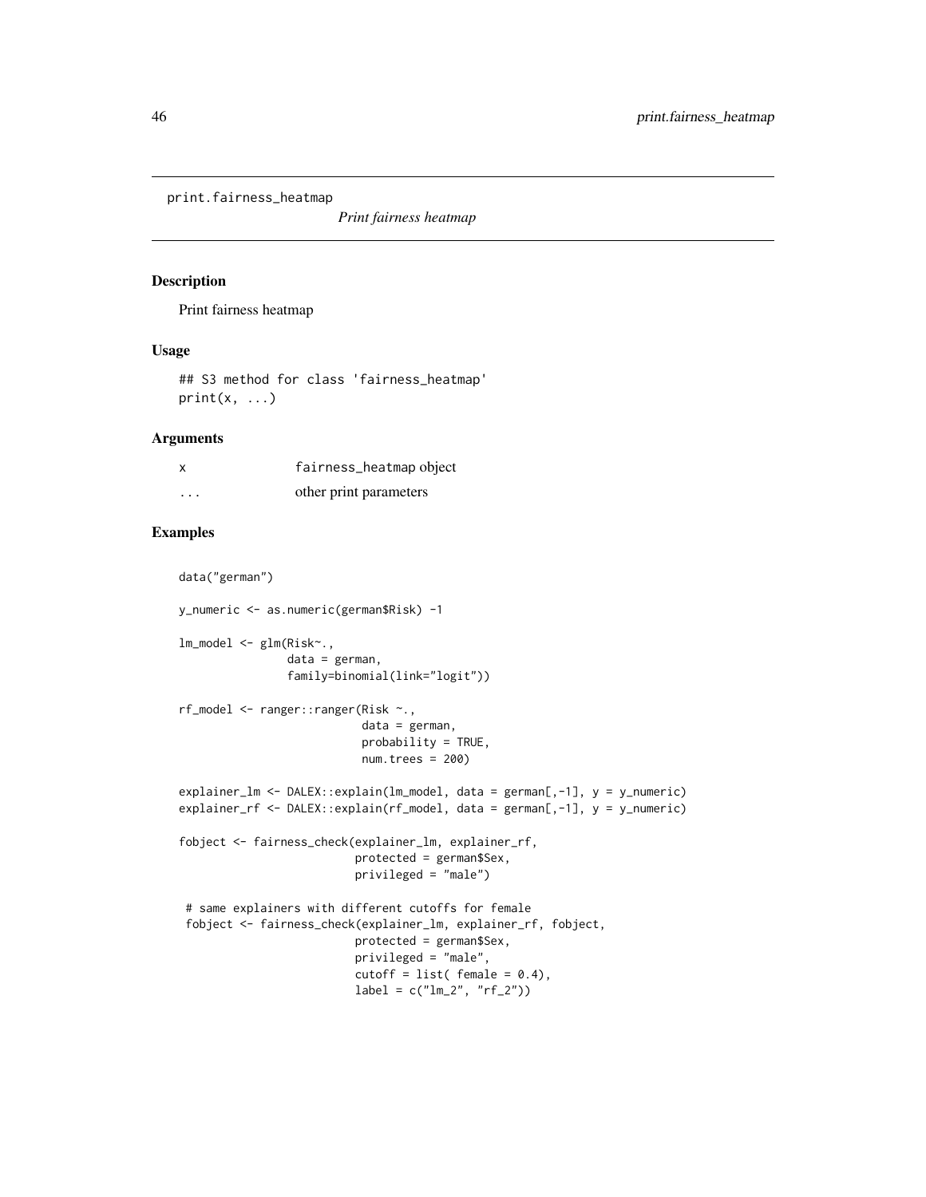print.fairness_heatmap

*Print fairness heatmap*

## Description

Print fairness heatmap

## Usage

```
## S3 method for class 'fairness_heatmap'
print(x, ...)
```

## Arguments

| | |
|---|---|
| x | fairness_heatmap object |
| ... | other print parameters |

## Examples

```
data("german")

y_numeric <- as.numeric(german$Risk) -1

lm_model <- glm(Risk~.,
                data = german,
                family=binomial(link="logit"))

rf_model <- ranger::ranger(Risk ~.,
                           data = german,
                           probability = TRUE,
                           num.trees = 200)

explainer_lm <- DALEX::explain(lm_model, data = german[,-1], y = y_numeric)
explainer_rf <- DALEX::explain(rf_model, data = german[,-1], y = y_numeric)

fobject <- fairness_check(explainer_lm, explainer_rf,
                          protected = german$Sex,
                          privileged = "male")

 # same explainers with different cutoffs for female
 fobject <- fairness_check(explainer_lm, explainer_rf, fobject,
                          protected = german$Sex,
                          privileged = "male",
                          cutoff = list( female = 0.4),
                          label = c("lm_2", "rf_2"))
```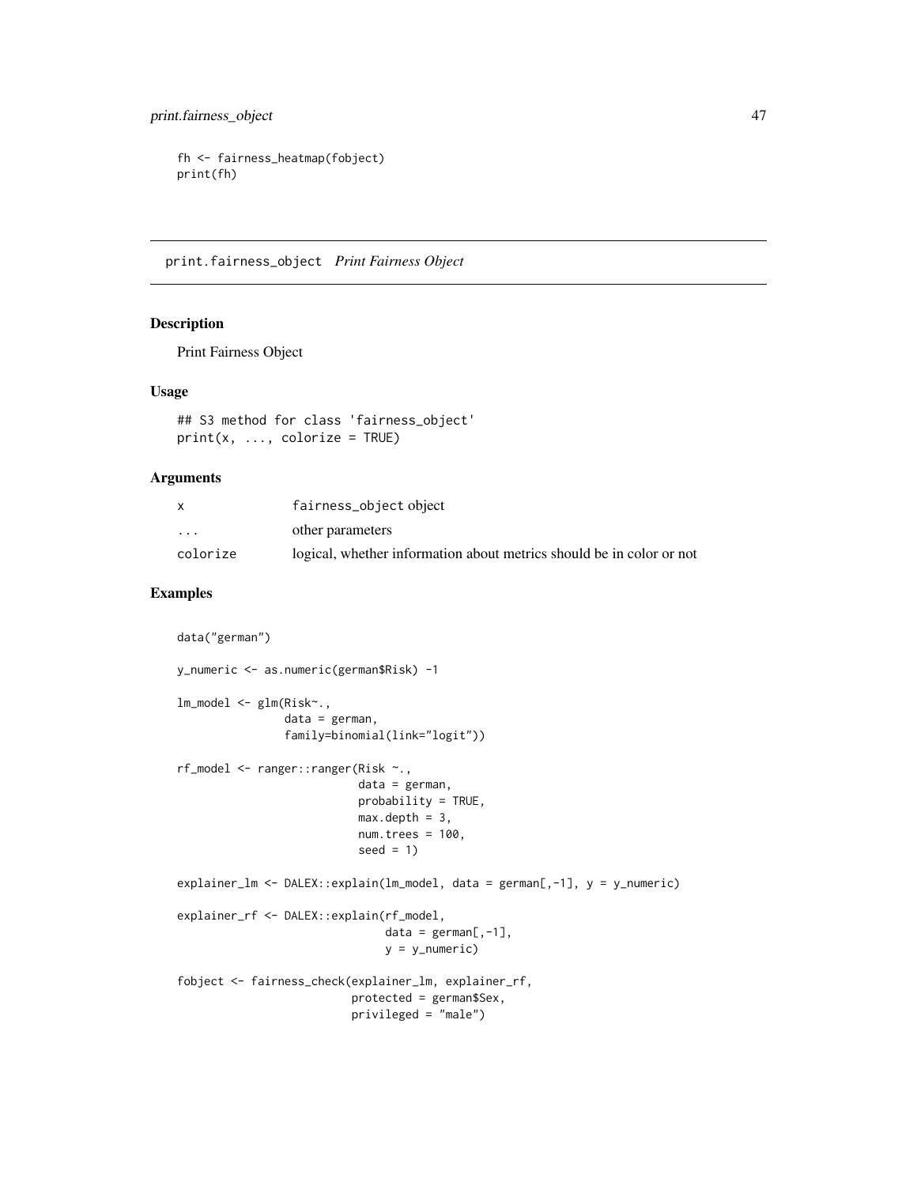```
fh <- fairness_heatmap(fobject)
print(fh)
```

## print.fairness_object *Print Fairness Object*

### Description

Print Fairness Object

### Usage

```
## S3 method for class 'fairness_object'
print(x, ..., colorize = TRUE)
```

### Arguments

| | |
|---|---|
| x | fairness_object object |
| ... | other parameters |
| colorize | logical, whether information about metrics should be in color or not |

### Examples

```
data("german")

y_numeric <- as.numeric(german$Risk) -1

lm_model <- glm(Risk~.,
                data = german,
                family=binomial(link="logit"))

rf_model <- ranger::ranger(Risk ~.,
                           data = german,
                           probability = TRUE,
                           max.depth = 3,
                           num.trees = 100,
                           seed = 1)

explainer_lm <- DALEX::explain(lm_model, data = german[,-1], y = y_numeric)

explainer_rf <- DALEX::explain(rf_model,
                               data = german[,-1],
                               y = y_numeric)

fobject <- fairness_check(explainer_lm, explainer_rf,
                          protected = german$Sex,
                          privileged = "male")
```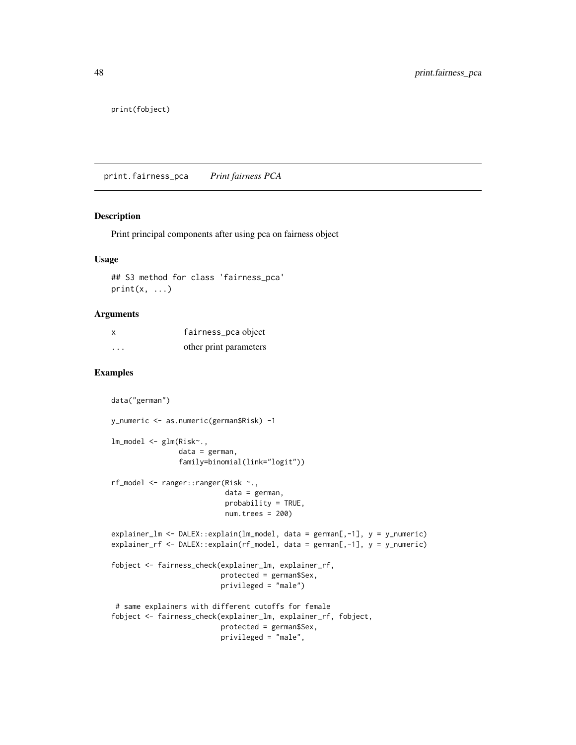```
print(fobject)
```

## print.fairness_pca *Print fairness PCA*

### Description

Print principal components after using pca on fairness object

### Usage

```
## S3 method for class 'fairness_pca'
print(x, ...)
```

### Arguments

| | |
|---|---|
| x | fairness_pca object |
| ... | other print parameters |

### Examples

```
data("german")

y_numeric <- as.numeric(german$Risk) -1

lm_model <- glm(Risk~.,
                data = german,
                family=binomial(link="logit"))

rf_model <- ranger::ranger(Risk ~.,
                          data = german,
                          probability = TRUE,
                          num.trees = 200)

explainer_lm <- DALEX::explain(lm_model, data = german[,-1], y = y_numeric)
explainer_rf <- DALEX::explain(rf_model, data = german[,-1], y = y_numeric)

fobject <- fairness_check(explainer_lm, explainer_rf,
                          protected = german$Sex,
                          privileged = "male")

 # same explainers with different cutoffs for female
fobject <- fairness_check(explainer_lm, explainer_rf, fobject,
                          protected = german$Sex,
                          privileged = "male",
```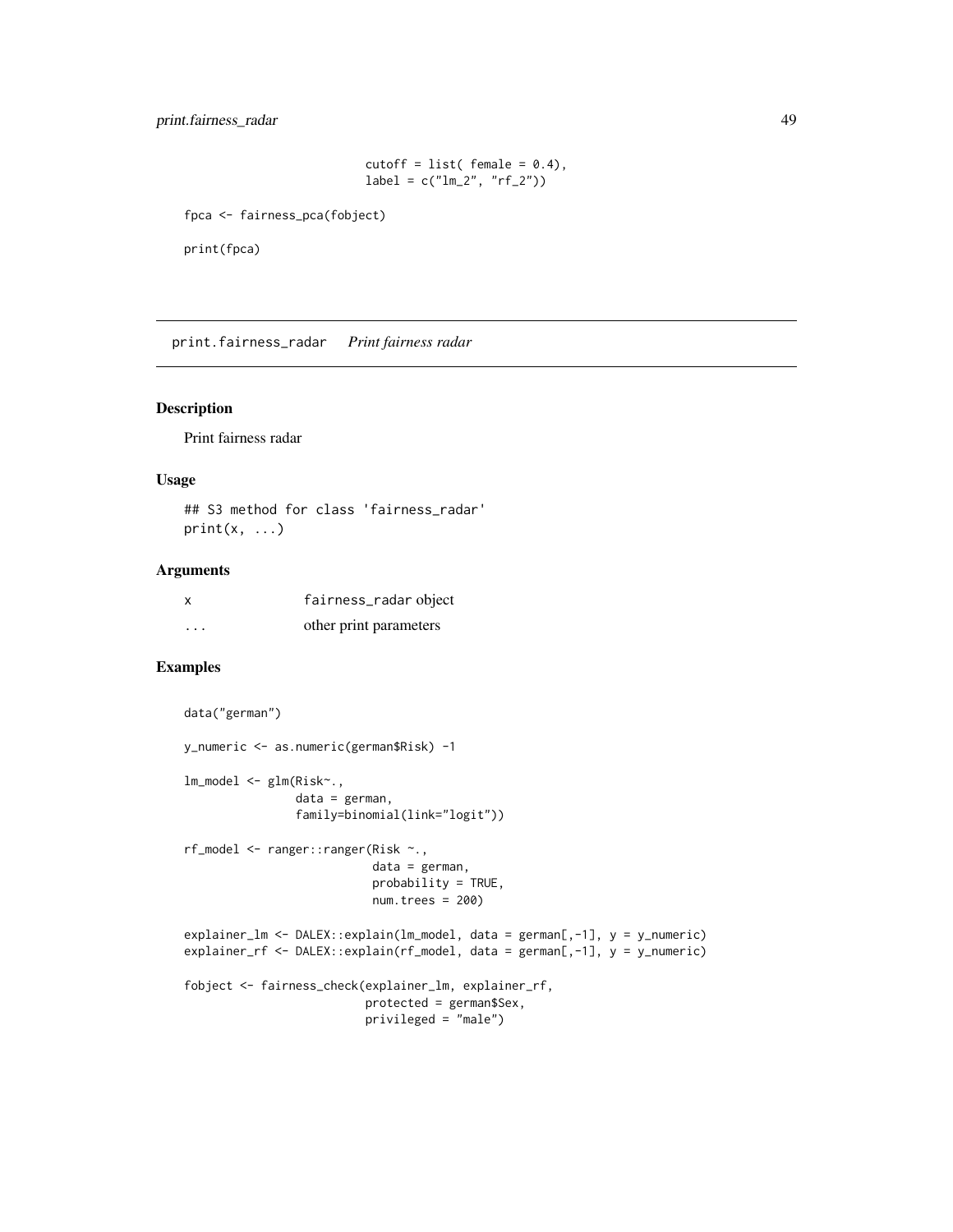```
                          cutoff = list( female = 0.4),
                          label = c("lm_2", "rf_2"))

fpca <- fairness_pca(fobject)

print(fpca)
```

## print.fairness_radar *Print fairness radar*

### Description

Print fairness radar

### Usage

```
## S3 method for class 'fairness_radar'
print(x, ...)
```

### Arguments

| | |
|---|---|
| x | fairness_radar object |
| ... | other print parameters |

### Examples

```
data("german")

y_numeric <- as.numeric(german$Risk) -1

lm_model <- glm(Risk~.,
                data = german,
                family=binomial(link="logit"))

rf_model <- ranger::ranger(Risk ~.,
                           data = german,
                           probability = TRUE,
                           num.trees = 200)

explainer_lm <- DALEX::explain(lm_model, data = german[,-1], y = y_numeric)
explainer_rf <- DALEX::explain(rf_model, data = german[,-1], y = y_numeric)

fobject <- fairness_check(explainer_lm, explainer_rf,
                          protected = german$Sex,
                          privileged = "male")
```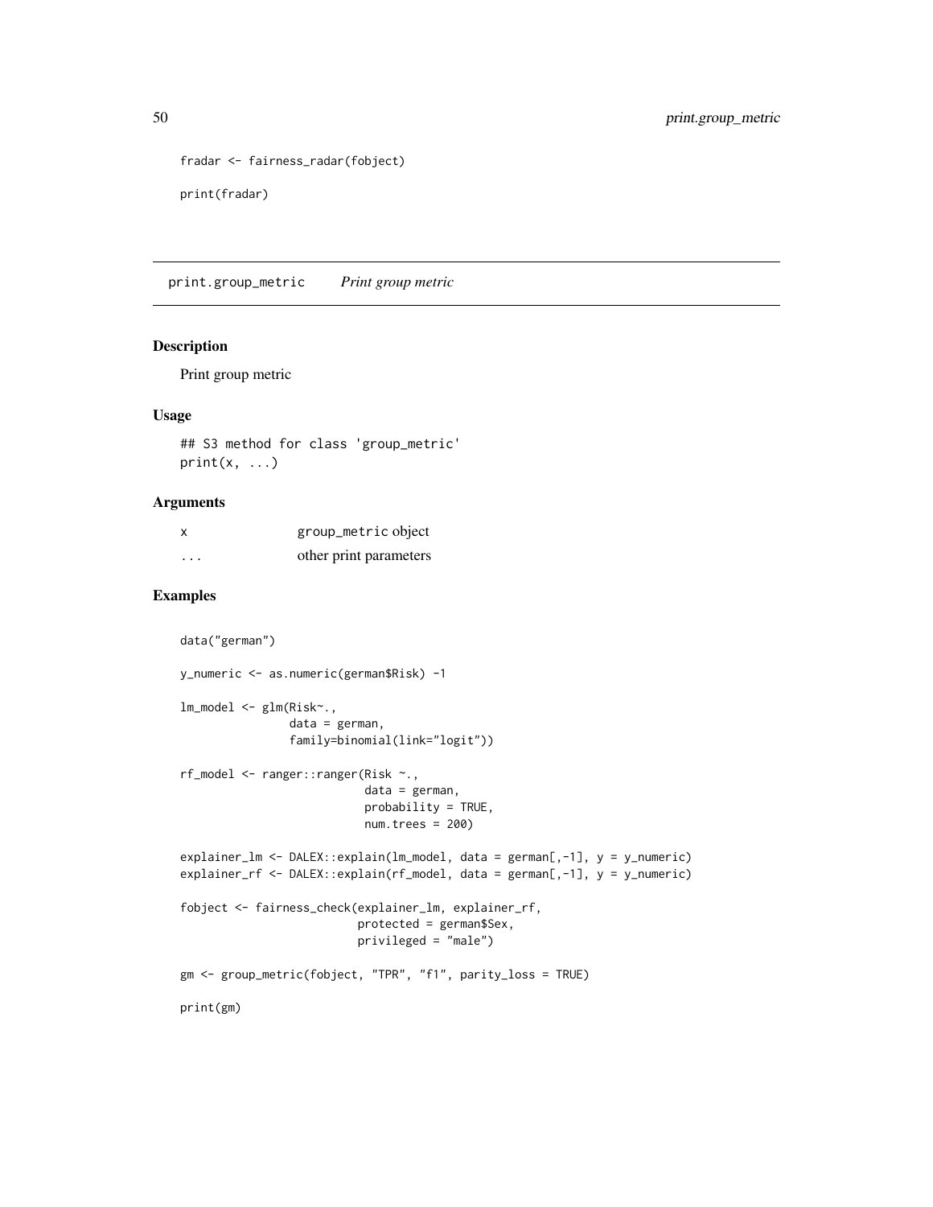```
fradar <- fairness_radar(fobject)

print(fradar)
```

## print.group_metric *Print group metric*

### Description

Print group metric

### Usage

```
## S3 method for class 'group_metric'
print(x, ...)
```

### Arguments

| | |
|---|---|
| x | `group_metric` object |
| ... | other print parameters |

### Examples

```
data("german")

y_numeric <- as.numeric(german$Risk) -1

lm_model <- glm(Risk~.,
                data = german,
                family=binomial(link="logit"))

rf_model <- ranger::ranger(Risk ~.,
                           data = german,
                           probability = TRUE,
                           num.trees = 200)

explainer_lm <- DALEX::explain(lm_model, data = german[,-1], y = y_numeric)
explainer_rf <- DALEX::explain(rf_model, data = german[,-1], y = y_numeric)

fobject <- fairness_check(explainer_lm, explainer_rf,
                          protected = german$Sex,
                          privileged = "male")

gm <- group_metric(fobject, "TPR", "f1", parity_loss = TRUE)

print(gm)
```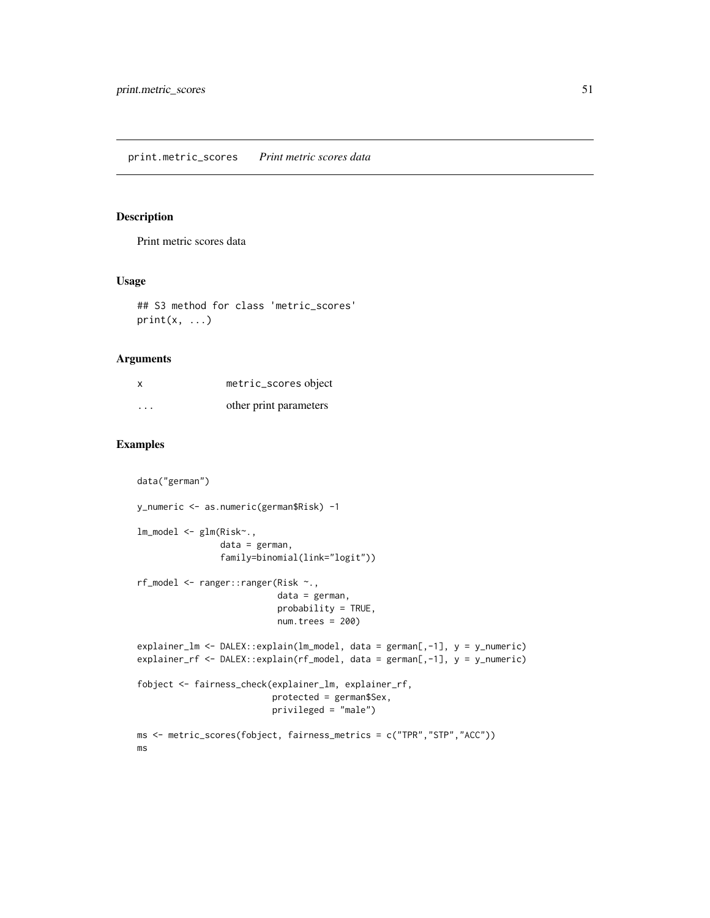## print.metric_scores *Print metric scores data*

### Description

Print metric scores data

### Usage

```
## S3 method for class 'metric_scores'
print(x, ...)
```

### Arguments

| | |
|---|---|
| x | metric_scores object |
| ... | other print parameters |

### Examples

```
data("german")

y_numeric <- as.numeric(german$Risk) -1

lm_model <- glm(Risk~.,
                data = german,
                family=binomial(link="logit"))

rf_model <- ranger::ranger(Risk ~.,
                           data = german,
                           probability = TRUE,
                           num.trees = 200)

explainer_lm <- DALEX::explain(lm_model, data = german[,-1], y = y_numeric)
explainer_rf <- DALEX::explain(rf_model, data = german[,-1], y = y_numeric)

fobject <- fairness_check(explainer_lm, explainer_rf,
                          protected = german$Sex,
                          privileged = "male")

ms <- metric_scores(fobject, fairness_metrics = c("TPR","STP","ACC"))
ms
```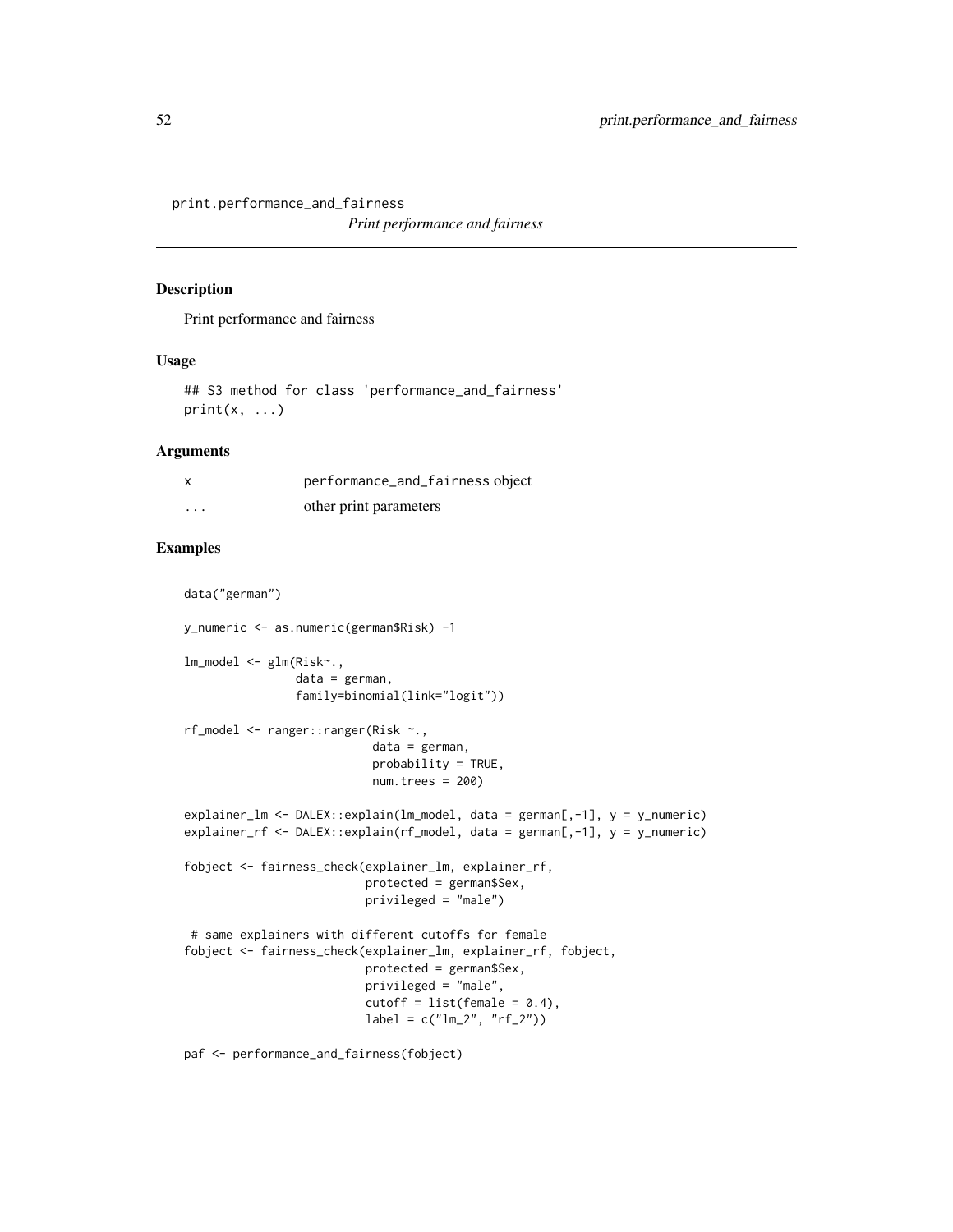```
print.performance_and_fairness
```

*Print performance and fairness*

### Description

Print performance and fairness

### Usage

```
## S3 method for class 'performance_and_fairness'
print(x, ...)
```

### Arguments

| | |
|---|---|
| x | performance_and_fairness object |
| ... | other print parameters |

### Examples

```
data("german")

y_numeric <- as.numeric(german$Risk) -1

lm_model <- glm(Risk~.,
               data = german,
               family=binomial(link="logit"))

rf_model <- ranger::ranger(Risk ~.,
                          data = german,
                          probability = TRUE,
                          num.trees = 200)

explainer_lm <- DALEX::explain(lm_model, data = german[,-1], y = y_numeric)
explainer_rf <- DALEX::explain(rf_model, data = german[,-1], y = y_numeric)

fobject <- fairness_check(explainer_lm, explainer_rf,
                         protected = german$Sex,
                         privileged = "male")

 # same explainers with different cutoffs for female
fobject <- fairness_check(explainer_lm, explainer_rf, fobject,
                         protected = german$Sex,
                         privileged = "male",
                         cutoff = list(female = 0.4),
                         label = c("lm_2", "rf_2"))

paf <- performance_and_fairness(fobject)
```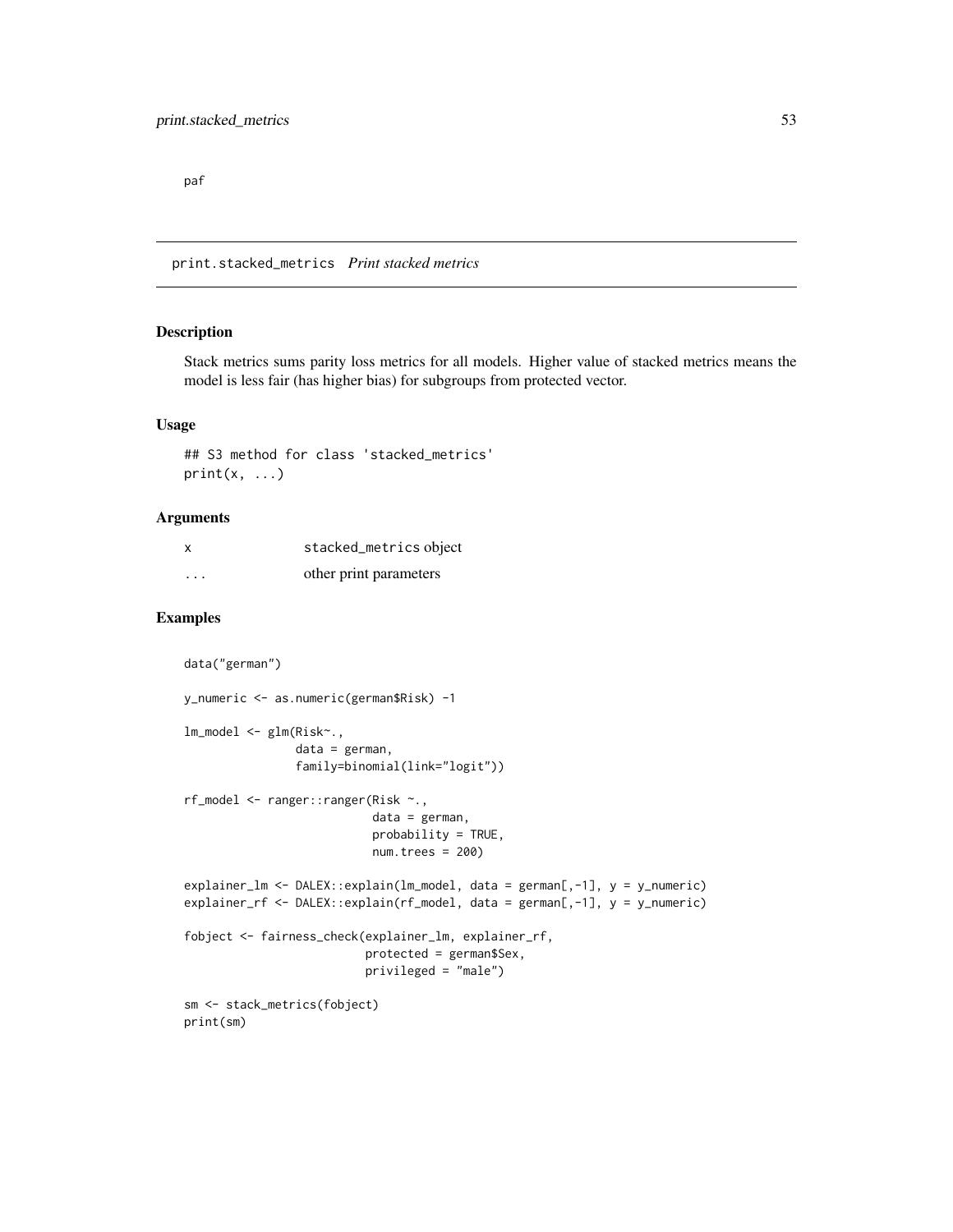paf

## print.stacked_metrics *Print stacked metrics*

### Description

Stack metrics sums parity loss metrics for all models. Higher value of stacked metrics means the model is less fair (has higher bias) for subgroups from protected vector.

### Usage

```
## S3 method for class 'stacked_metrics'
print(x, ...)
```

### Arguments

| | |
|---|---|
| x | stacked_metrics object |
| ... | other print parameters |

### Examples

```
data("german")

y_numeric <- as.numeric(german$Risk) -1

lm_model <- glm(Risk~.,
                data = german,
                family=binomial(link="logit"))

rf_model <- ranger::ranger(Risk ~.,
                           data = german,
                           probability = TRUE,
                           num.trees = 200)

explainer_lm <- DALEX::explain(lm_model, data = german[,-1], y = y_numeric)
explainer_rf <- DALEX::explain(rf_model, data = german[,-1], y = y_numeric)

fobject <- fairness_check(explainer_lm, explainer_rf,
                          protected = german$Sex,
                          privileged = "male")

sm <- stack_metrics(fobject)
print(sm)
```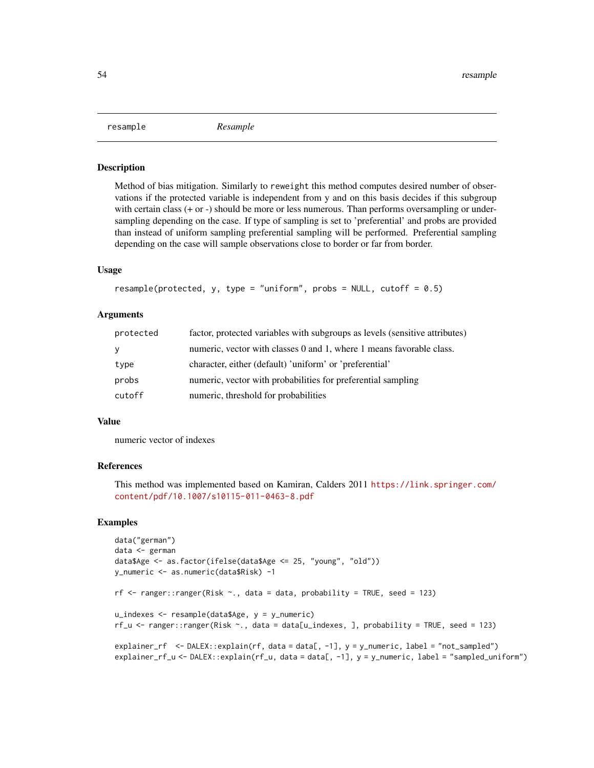## resample — *Resample*

### Description

Method of bias mitigation. Similarly to `reweight` this method computes desired number of observations if the protected variable is independent from y and on this basis decides if this subgroup with certain class (+ or -) should be more or less numerous. Than performs oversampling or undersampling depending on the case. If type of sampling is set to 'preferential' and probs are provided than instead of uniform sampling preferential sampling will be performed. Preferential sampling depending on the case will sample observations close to border or far from border.

### Usage

```
resample(protected, y, type = "uniform", probs = NULL, cutoff = 0.5)
```

### Arguments

| | |
|---|---|
| `protected` | factor, protected variables with subgroups as levels (sensitive attributes) |
| `y` | numeric, vector with classes 0 and 1, where 1 means favorable class. |
| `type` | character, either (default) 'uniform' or 'preferential' |
| `probs` | numeric, vector with probabilities for preferential sampling |
| `cutoff` | numeric, threshold for probabilities |

### Value

numeric vector of indexes

### References

This method was implemented based on Kamiran, Calders 2011 https://link.springer.com/content/pdf/10.1007/s10115-011-0463-8.pdf

### Examples

```
data("german")
data <- german
data$Age <- as.factor(ifelse(data$Age <= 25, "young", "old"))
y_numeric <- as.numeric(data$Risk) -1

rf <- ranger::ranger(Risk ~., data = data, probability = TRUE, seed = 123)

u_indexes <- resample(data$Age, y = y_numeric)
rf_u <- ranger::ranger(Risk ~., data = data[u_indexes, ], probability = TRUE, seed = 123)

explainer_rf  <- DALEX::explain(rf, data = data[, -1], y = y_numeric, label = "not_sampled")
explainer_rf_u <- DALEX::explain(rf_u, data = data[, -1], y = y_numeric, label = "sampled_uniform")
```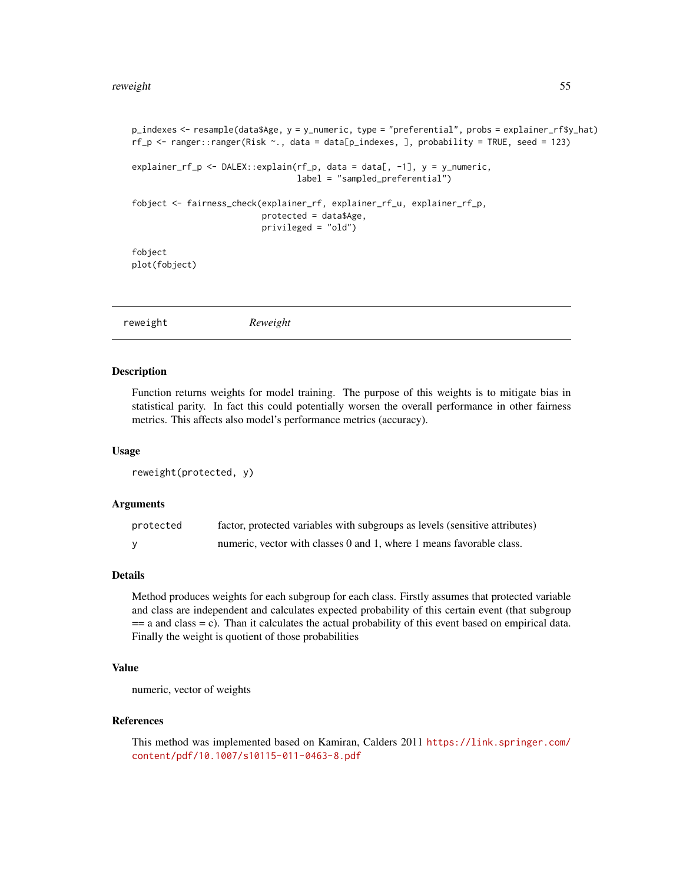```
p_indexes <- resample(data$Age, y = y_numeric, type = "preferential", probs = explainer_rf$y_hat)
rf_p <- ranger::ranger(Risk ~., data = data[p_indexes, ], probability = TRUE, seed = 123)

explainer_rf_p <- DALEX::explain(rf_p, data = data[, -1], y = y_numeric,
                                 label = "sampled_preferential")

fobject <- fairness_check(explainer_rf, explainer_rf_u, explainer_rf_p,
                          protected = data$Age,
                          privileged = "old")

fobject
plot(fobject)
```

---

## reweight — *Reweight*

### Description

Function returns weights for model training. The purpose of this weights is to mitigate bias in statistical parity. In fact this could potentially worsen the overall performance in other fairness metrics. This affects also model's performance metrics (accuracy).

### Usage

```
reweight(protected, y)
```

### Arguments

| | |
|---|---|
| `protected` | factor, protected variables with subgroups as levels (sensitive attributes) |
| `y` | numeric, vector with classes 0 and 1, where 1 means favorable class. |

### Details

Method produces weights for each subgroup for each class. Firstly assumes that protected variable and class are independent and calculates expected probability of this certain event (that subgroup == a and class = c). Than it calculates the actual probability of this event based on empirical data. Finally the weight is quotient of those probabilities

### Value

numeric, vector of weights

### References

This method was implemented based on Kamiran, Calders 2011 https://link.springer.com/content/pdf/10.1007/s10115-011-0463-8.pdf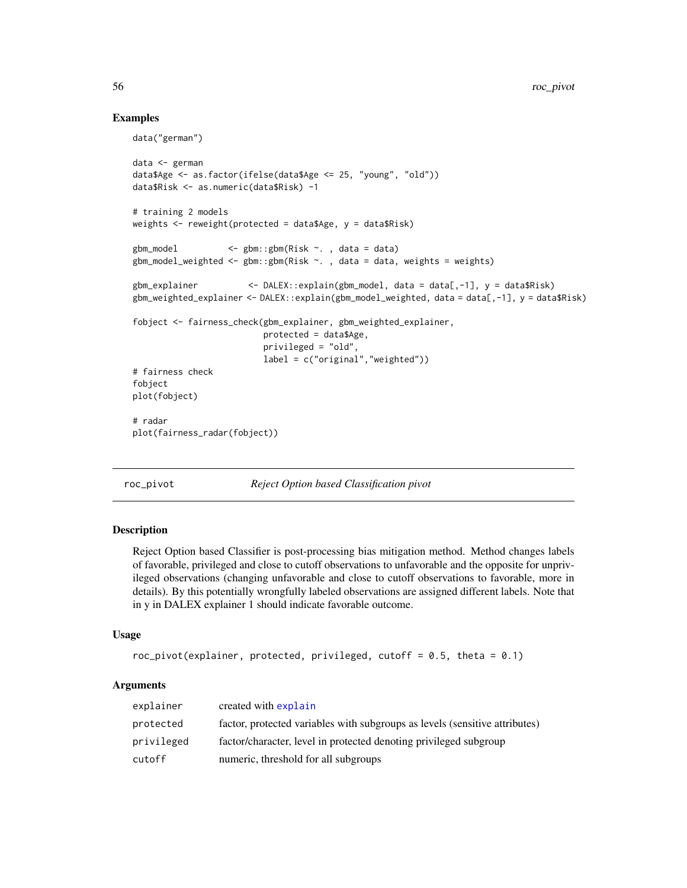## Examples

```
data("german")

data <- german
data$Age <- as.factor(ifelse(data$Age <= 25, "young", "old"))
data$Risk <- as.numeric(data$Risk) -1

# training 2 models
weights <- reweight(protected = data$Age, y = data$Risk)

gbm_model          <- gbm::gbm(Risk ~. , data = data)
gbm_model_weighted <- gbm::gbm(Risk ~. , data = data, weights = weights)

gbm_explainer          <- DALEX::explain(gbm_model, data = data[,-1], y = data$Risk)
gbm_weighted_explainer <- DALEX::explain(gbm_model_weighted, data = data[,-1], y = data$Risk)

fobject <- fairness_check(gbm_explainer, gbm_weighted_explainer,
                          protected = data$Age,
                          privileged = "old",
                          label = c("original","weighted"))
# fairness check
fobject
plot(fobject)

# radar
plot(fairness_radar(fobject))
```

---

# roc_pivot — *Reject Option based Classification pivot*

## Description

Reject Option based Classifier is post-processing bias mitigation method. Method changes labels of favorable, privileged and close to cutoff observations to unfavorable and the opposite for unprivileged observations (changing unfavorable and close to cutoff observations to favorable, more in details). By this potentially wrongfully labeled observations are assigned different labels. Note that in y in DALEX explainer 1 should indicate favorable outcome.

## Usage

```
roc_pivot(explainer, protected, privileged, cutoff = 0.5, theta = 0.1)
```

## Arguments

| | |
|---|---|
| `explainer` | created with explain |
| `protected` | factor, protected variables with subgroups as levels (sensitive attributes) |
| `privileged` | factor/character, level in protected denoting privileged subgroup |
| `cutoff` | numeric, threshold for all subgroups |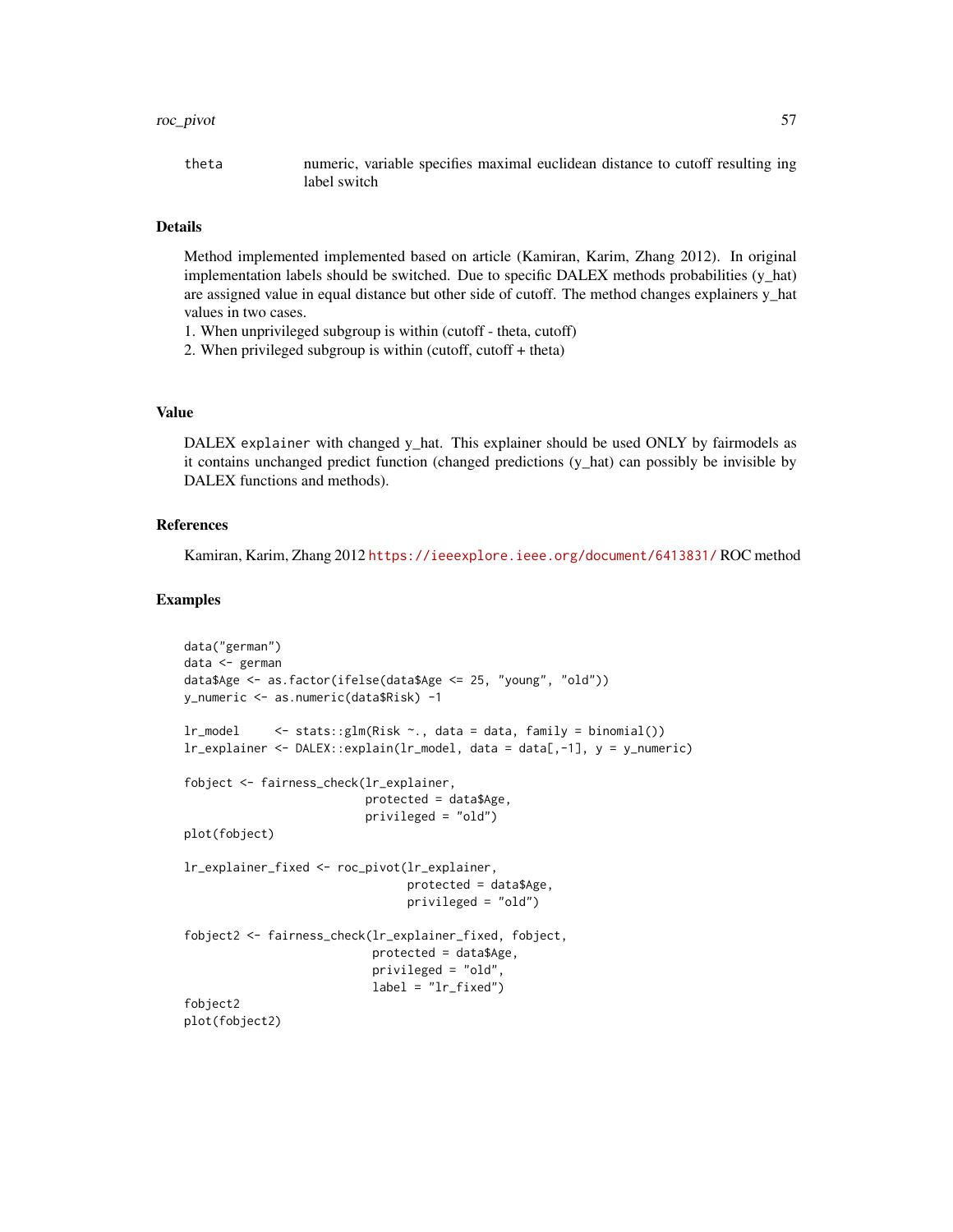theta	numeric, variable specifies maximal euclidean distance to cutoff resulting ing label switch

## Details

Method implemented implemented based on article (Kamiran, Karim, Zhang 2012). In original implementation labels should be switched. Due to specific DALEX methods probabilities (y_hat) are assigned value in equal distance but other side of cutoff. The method changes explainers y_hat values in two cases.
1. When unprivileged subgroup is within (cutoff - theta, cutoff)
2. When privileged subgroup is within (cutoff, cutoff + theta)

## Value

DALEX explainer with changed y_hat. This explainer should be used ONLY by fairmodels as it contains unchanged predict function (changed predictions (y_hat) can possibly be invisible by DALEX functions and methods).

## References

Kamiran, Karim, Zhang 2012 https://ieeexplore.ieee.org/document/6413831/ ROC method

## Examples

```
data("german")
data <- german
data$Age <- as.factor(ifelse(data$Age <= 25, "young", "old"))
y_numeric <- as.numeric(data$Risk) -1

lr_model     <- stats::glm(Risk ~., data = data, family = binomial())
lr_explainer <- DALEX::explain(lr_model, data = data[,-1], y = y_numeric)

fobject <- fairness_check(lr_explainer,
                          protected = data$Age,
                          privileged = "old")
plot(fobject)

lr_explainer_fixed <- roc_pivot(lr_explainer,
                                protected = data$Age,
                                privileged = "old")

fobject2 <- fairness_check(lr_explainer_fixed, fobject,
                           protected = data$Age,
                           privileged = "old",
                           label = "lr_fixed")
fobject2
plot(fobject2)
```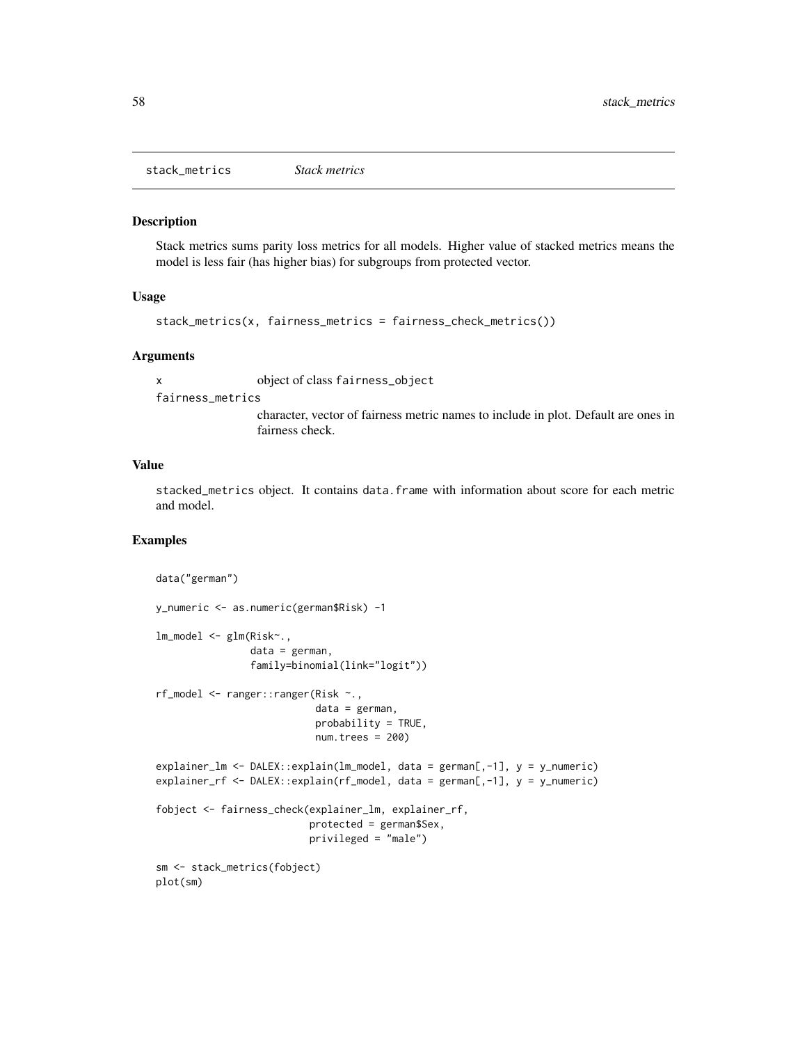# stack_metrics *Stack metrics*

## Description

Stack metrics sums parity loss metrics for all models. Higher value of stacked metrics means the model is less fair (has higher bias) for subgroups from protected vector.

## Usage

```
stack_metrics(x, fairness_metrics = fairness_check_metrics())
```

## Arguments

| | |
|---|---|
| x | object of class fairness_object |
| fairness_metrics | character, vector of fairness metric names to include in plot. Default are ones in fairness check. |

## Value

stacked_metrics object. It contains data.frame with information about score for each metric and model.

## Examples

```
data("german")

y_numeric <- as.numeric(german$Risk) -1

lm_model <- glm(Risk~.,
                data = german,
                family=binomial(link="logit"))

rf_model <- ranger::ranger(Risk ~.,
                           data = german,
                           probability = TRUE,
                           num.trees = 200)

explainer_lm <- DALEX::explain(lm_model, data = german[,-1], y = y_numeric)
explainer_rf <- DALEX::explain(rf_model, data = german[,-1], y = y_numeric)

fobject <- fairness_check(explainer_lm, explainer_rf,
                          protected = german$Sex,
                          privileged = "male")

sm <- stack_metrics(fobject)
plot(sm)
```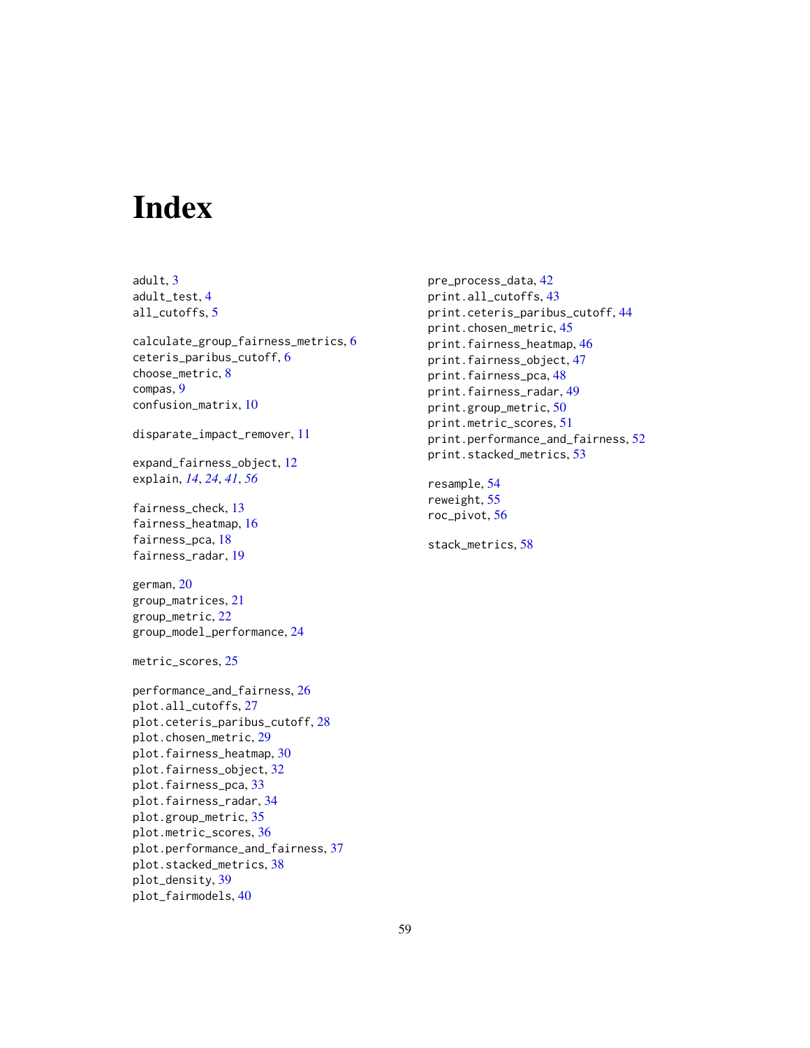# Index

adult, 3
adult_test, 4
all_cutoffs, 5

calculate_group_fairness_metrics, 6
ceteris_paribus_cutoff, 6
choose_metric, 8
compas, 9
confusion_matrix, 10

disparate_impact_remover, 11

expand_fairness_object, 12
explain, *14*, *24*, *41*, *56*

fairness_check, 13
fairness_heatmap, 16
fairness_pca, 18
fairness_radar, 19

german, 20
group_matrices, 21
group_metric, 22
group_model_performance, 24

metric_scores, 25

performance_and_fairness, 26
plot.all_cutoffs, 27
plot.ceteris_paribus_cutoff, 28
plot.chosen_metric, 29
plot.fairness_heatmap, 30
plot.fairness_object, 32
plot.fairness_pca, 33
plot.fairness_radar, 34
plot.group_metric, 35
plot.metric_scores, 36
plot.performance_and_fairness, 37
plot.stacked_metrics, 38
plot_density, 39
plot_fairmodels, 40
pre_process_data, 42
print.all_cutoffs, 43
print.ceteris_paribus_cutoff, 44
print.chosen_metric, 45
print.fairness_heatmap, 46
print.fairness_object, 47
print.fairness_pca, 48
print.fairness_radar, 49
print.group_metric, 50
print.metric_scores, 51
print.performance_and_fairness, 52
print.stacked_metrics, 53

resample, 54
reweight, 55
roc_pivot, 56

stack_metrics, 58